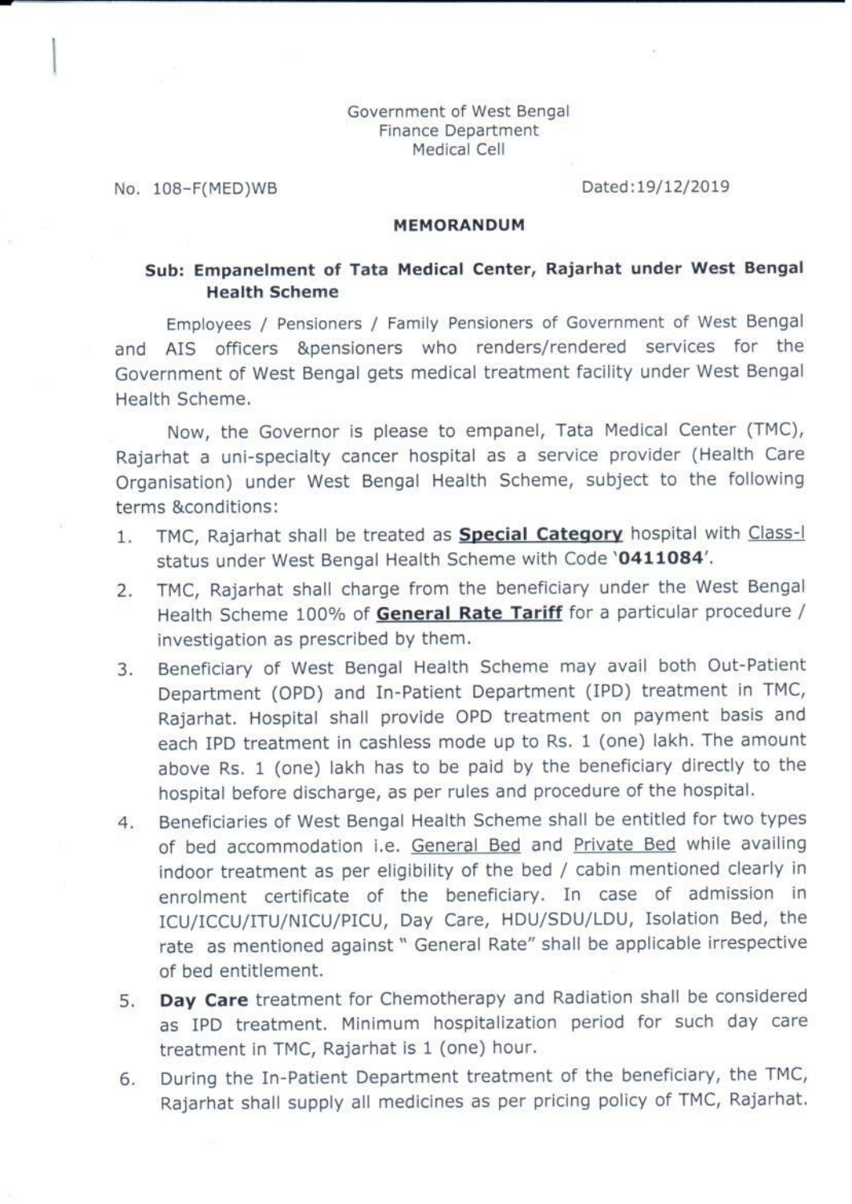Government of West Bengal
Finance Department
Medical Cell

No. 108-F(MED)WB

Dated:19/12/2019

## MEMORANDUM

**Sub: Empanelment of Tata Medical Center, Rajarhat under West Bengal Health Scheme**

Employees / Pensioners / Family Pensioners of Government of West Bengal and AIS officers &pensioners who renders/rendered services for the Government of West Bengal gets medical treatment facility under West Bengal Health Scheme.

Now, the Governor is please to empanel, Tata Medical Center (TMC), Rajarhat a uni-specialty cancer hospital as a service provider (Health Care Organisation) under West Bengal Health Scheme, subject to the following terms &conditions:

1. TMC, Rajarhat shall be treated as **Special Category** hospital with Class-I status under West Bengal Health Scheme with Code '**0411084**'.
2. TMC, Rajarhat shall charge from the beneficiary under the West Bengal Health Scheme 100% of **General Rate Tariff** for a particular procedure / investigation as prescribed by them.
3. Beneficiary of West Bengal Health Scheme may avail both Out-Patient Department (OPD) and In-Patient Department (IPD) treatment in TMC, Rajarhat. Hospital shall provide OPD treatment on payment basis and each IPD treatment in cashless mode up to Rs. 1 (one) lakh. The amount above Rs. 1 (one) lakh has to be paid by the beneficiary directly to the hospital before discharge, as per rules and procedure of the hospital.
4. Beneficiaries of West Bengal Health Scheme shall be entitled for two types of bed accommodation i.e. General Bed and Private Bed while availing indoor treatment as per eligibility of the bed / cabin mentioned clearly in enrolment certificate of the beneficiary. In case of admission in ICU/ICCU/ITU/NICU/PICU, Day Care, HDU/SDU/LDU, Isolation Bed, the rate as mentioned against " General Rate" shall be applicable irrespective of bed entitlement.
5. **Day Care** treatment for Chemotherapy and Radiation shall be considered as IPD treatment. Minimum hospitalization period for such day care treatment in TMC, Rajarhat is 1 (one) hour.
6. During the In-Patient Department treatment of the beneficiary, the TMC, Rajarhat shall supply all medicines as per pricing policy of TMC, Rajarhat.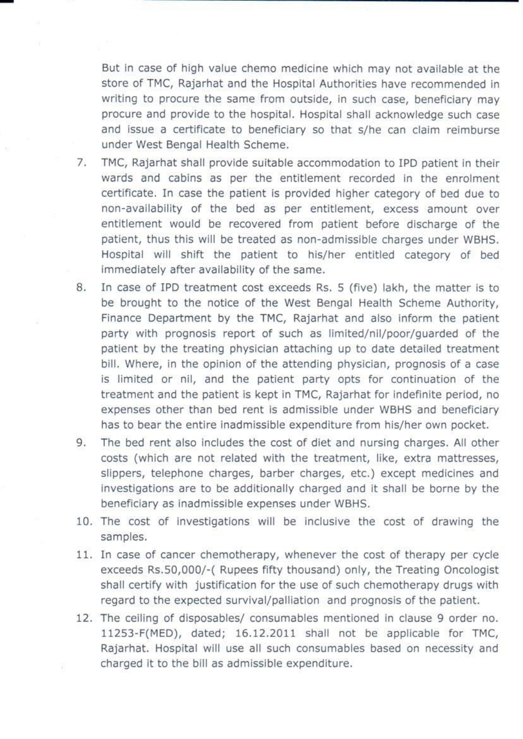But in case of high value chemo medicine which may not available at the store of TMC, Rajarhat and the Hospital Authorities have recommended in writing to procure the same from outside, in such case, beneficiary may procure and provide to the hospital. Hospital shall acknowledge such case and issue a certificate to beneficiary so that s/he can claim reimburse under West Bengal Health Scheme.

7. TMC, Rajarhat shall provide suitable accommodation to IPD patient in their wards and cabins as per the entitlement recorded in the enrolment certificate. In case the patient is provided higher category of bed due to non-availability of the bed as per entitlement, excess amount over entitlement would be recovered from patient before discharge of the patient, thus this will be treated as non-admissible charges under WBHS. Hospital will shift the patient to his/her entitled category of bed immediately after availability of the same.
8. In case of IPD treatment cost exceeds Rs. 5 (five) lakh, the matter is to be brought to the notice of the West Bengal Health Scheme Authority, Finance Department by the TMC, Rajarhat and also inform the patient party with prognosis report of such as limited/nil/poor/guarded of the patient by the treating physician attaching up to date detailed treatment bill. Where, in the opinion of the attending physician, prognosis of a case is limited or nil, and the patient party opts for continuation of the treatment and the patient is kept in TMC, Rajarhat for indefinite period, no expenses other than bed rent is admissible under WBHS and beneficiary has to bear the entire inadmissible expenditure from his/her own pocket.
9. The bed rent also includes the cost of diet and nursing charges. All other costs (which are not related with the treatment, like, extra mattresses, slippers, telephone charges, barber charges, etc.) except medicines and investigations are to be additionally charged and it shall be borne by the beneficiary as inadmissible expenses under WBHS.
10. The cost of investigations will be inclusive the cost of drawing the samples.
11. In case of cancer chemotherapy, whenever the cost of therapy per cycle exceeds Rs.50,000/-( Rupees fifty thousand) only, the Treating Oncologist shall certify with justification for the use of such chemotherapy drugs with regard to the expected survival/palliation and prognosis of the patient.
12. The ceiling of disposables/ consumables mentioned in clause 9 order no. 11253-F(MED), dated; 16.12.2011 shall not be applicable for TMC, Rajarhat. Hospital will use all such consumables based on necessity and charged it to the bill as admissible expenditure.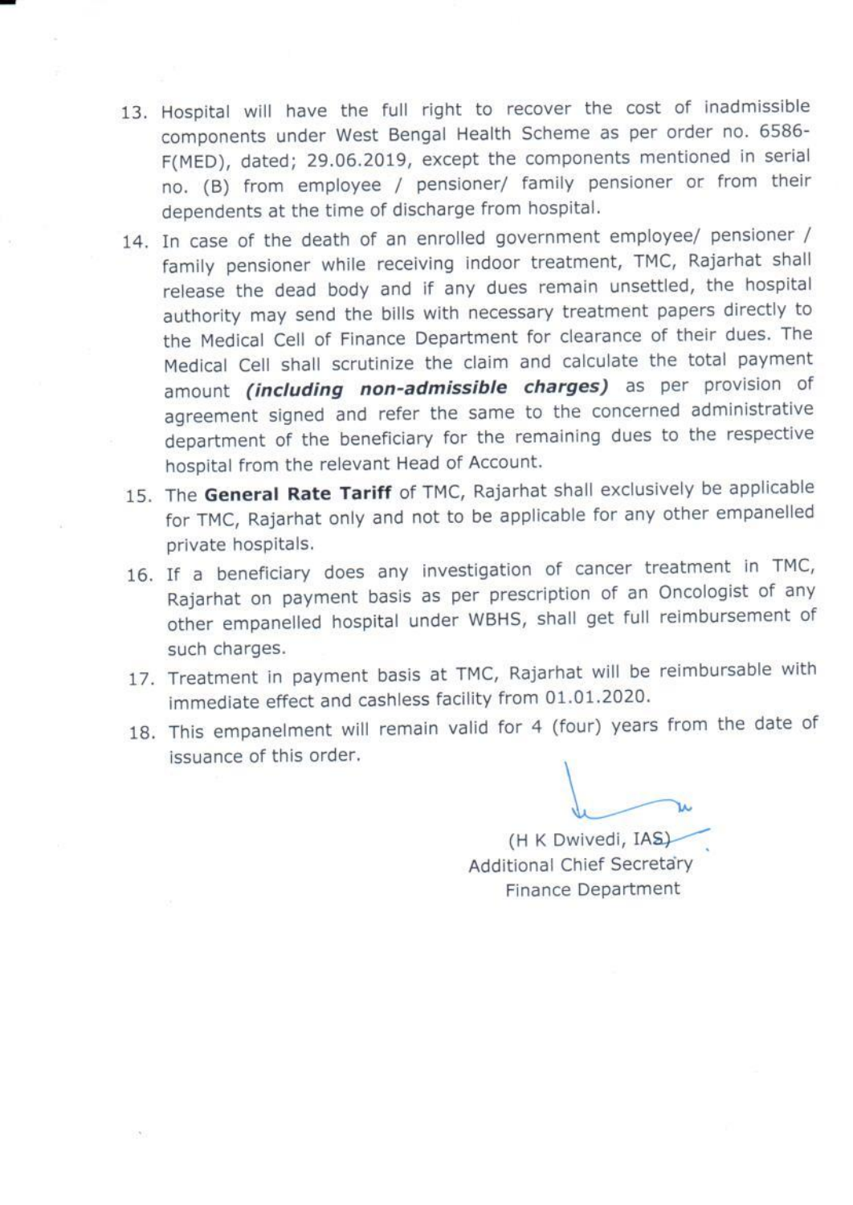13. Hospital will have the full right to recover the cost of inadmissible components under West Bengal Health Scheme as per order no. 6586-F(MED), dated; 29.06.2019, except the components mentioned in serial no. (B) from employee / pensioner/ family pensioner or from their dependents at the time of discharge from hospital.
14. In case of the death of an enrolled government employee/ pensioner / family pensioner while receiving indoor treatment, TMC, Rajarhat shall release the dead body and if any dues remain unsettled, the hospital authority may send the bills with necessary treatment papers directly to the Medical Cell of Finance Department for clearance of their dues. The Medical Cell shall scrutinize the claim and calculate the total payment amount ***(including non-admissible charges)*** as per provision of agreement signed and refer the same to the concerned administrative department of the beneficiary for the remaining dues to the respective hospital from the relevant Head of Account.
15. The **General Rate Tariff** of TMC, Rajarhat shall exclusively be applicable for TMC, Rajarhat only and not to be applicable for any other empanelled private hospitals.
16. If a beneficiary does any investigation of cancer treatment in TMC, Rajarhat on payment basis as per prescription of an Oncologist of any other empanelled hospital under WBHS, shall get full reimbursement of such charges.
17. Treatment in payment basis at TMC, Rajarhat will be reimbursable with immediate effect and cashless facility from 01.01.2020.
18. This empanelment will remain valid for 4 (four) years from the date of issuance of this order.

(H K Dwivedi, IAS)
Additional Chief Secretary
Finance Department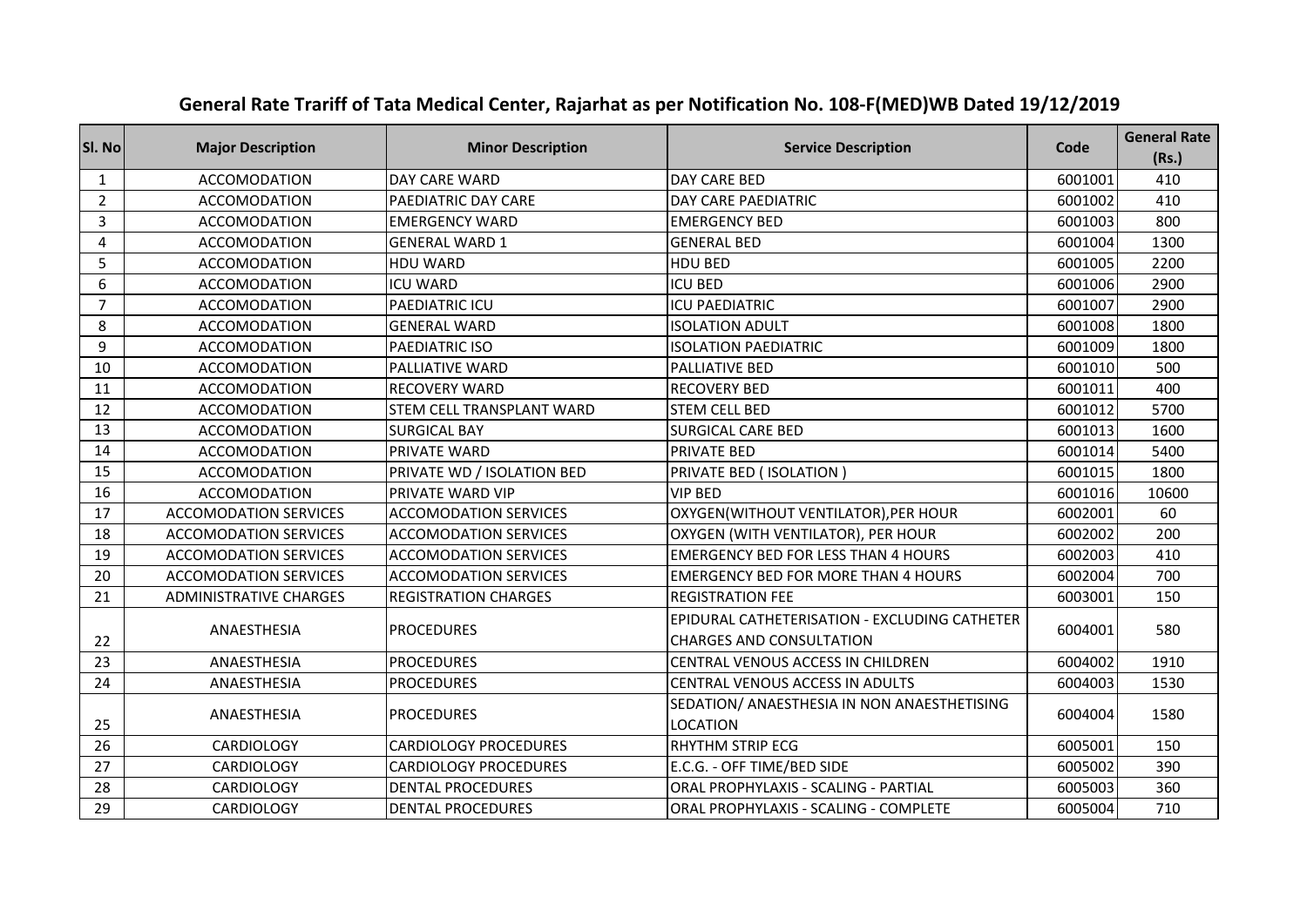# General Rate Trariff of Tata Medical Center, Rajarhat as per Notification No. 108-F(MED)WB Dated 19/12/2019

| Sl. No | Major Description | Minor Description | Service Description | Code | General Rate (Rs.) |
|---|---|---|---|---|---|
| 1 | ACCOMODATION | DAY CARE WARD | DAY CARE BED | 6001001 | 410 |
| 2 | ACCOMODATION | PAEDIATRIC DAY CARE | DAY CARE PAEDIATRIC | 6001002 | 410 |
| 3 | ACCOMODATION | EMERGENCY WARD | EMERGENCY BED | 6001003 | 800 |
| 4 | ACCOMODATION | GENERAL WARD 1 | GENERAL BED | 6001004 | 1300 |
| 5 | ACCOMODATION | HDU WARD | HDU BED | 6001005 | 2200 |
| 6 | ACCOMODATION | ICU WARD | ICU BED | 6001006 | 2900 |
| 7 | ACCOMODATION | PAEDIATRIC ICU | ICU PAEDIATRIC | 6001007 | 2900 |
| 8 | ACCOMODATION | GENERAL WARD | ISOLATION ADULT | 6001008 | 1800 |
| 9 | ACCOMODATION | PAEDIATRIC ISO | ISOLATION PAEDIATRIC | 6001009 | 1800 |
| 10 | ACCOMODATION | PALLIATIVE WARD | PALLIATIVE BED | 6001010 | 500 |
| 11 | ACCOMODATION | RECOVERY WARD | RECOVERY BED | 6001011 | 400 |
| 12 | ACCOMODATION | STEM CELL TRANSPLANT WARD | STEM CELL BED | 6001012 | 5700 |
| 13 | ACCOMODATION | SURGICAL BAY | SURGICAL CARE BED | 6001013 | 1600 |
| 14 | ACCOMODATION | PRIVATE WARD | PRIVATE BED | 6001014 | 5400 |
| 15 | ACCOMODATION | PRIVATE WD / ISOLATION BED | PRIVATE BED ( ISOLATION ) | 6001015 | 1800 |
| 16 | ACCOMODATION | PRIVATE WARD VIP | VIP BED | 6001016 | 10600 |
| 17 | ACCOMODATION SERVICES | ACCOMODATION SERVICES | OXYGEN(WITHOUT VENTILATOR),PER HOUR | 6002001 | 60 |
| 18 | ACCOMODATION SERVICES | ACCOMODATION SERVICES | OXYGEN (WITH VENTILATOR), PER HOUR | 6002002 | 200 |
| 19 | ACCOMODATION SERVICES | ACCOMODATION SERVICES | EMERGENCY BED FOR LESS THAN 4 HOURS | 6002003 | 410 |
| 20 | ACCOMODATION SERVICES | ACCOMODATION SERVICES | EMERGENCY BED FOR MORE THAN 4 HOURS | 6002004 | 700 |
| 21 | ADMINISTRATIVE CHARGES | REGISTRATION CHARGES | REGISTRATION FEE | 6003001 | 150 |
| 22 | ANAESTHESIA | PROCEDURES | EPIDURAL CATHETERISATION - EXCLUDING CATHETER CHARGES AND CONSULTATION | 6004001 | 580 |
| 23 | ANAESTHESIA | PROCEDURES | CENTRAL VENOUS ACCESS IN CHILDREN | 6004002 | 1910 |
| 24 | ANAESTHESIA | PROCEDURES | CENTRAL VENOUS ACCESS IN ADULTS | 6004003 | 1530 |
| 25 | ANAESTHESIA | PROCEDURES | SEDATION/ ANAESTHESIA IN NON ANAESTHETISING LOCATION | 6004004 | 1580 |
| 26 | CARDIOLOGY | CARDIOLOGY PROCEDURES | RHYTHM STRIP ECG | 6005001 | 150 |
| 27 | CARDIOLOGY | CARDIOLOGY PROCEDURES | E.C.G. - OFF TIME/BED SIDE | 6005002 | 390 |
| 28 | CARDIOLOGY | DENTAL PROCEDURES | ORAL PROPHYLAXIS - SCALING - PARTIAL | 6005003 | 360 |
| 29 | CARDIOLOGY | DENTAL PROCEDURES | ORAL PROPHYLAXIS - SCALING - COMPLETE | 6005004 | 710 |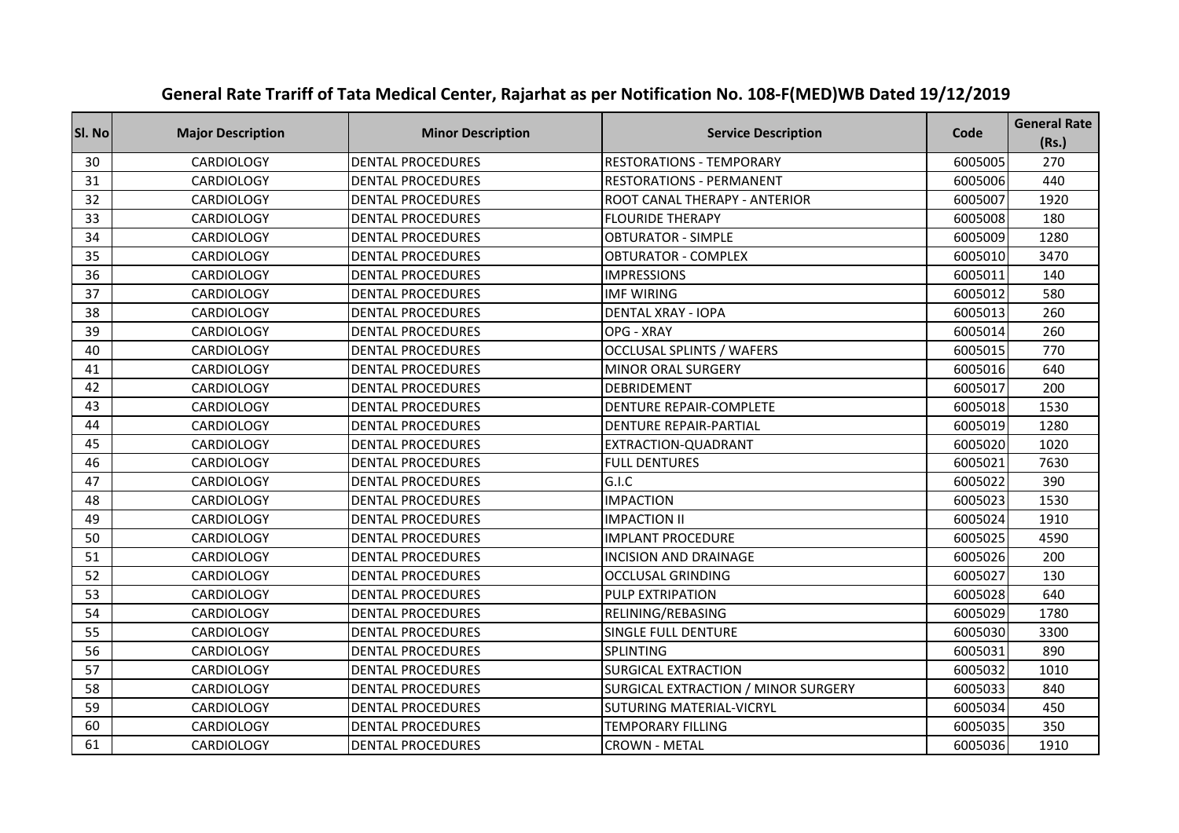# General Rate Trariff of Tata Medical Center, Rajarhat as per Notification No. 108-F(MED)WB Dated 19/12/2019

| Sl. No | Major Description | Minor Description | Service Description | Code | General Rate (Rs.) |
|---|---|---|---|---|---|
| 30 | CARDIOLOGY | DENTAL PROCEDURES | RESTORATIONS - TEMPORARY | 6005005 | 270 |
| 31 | CARDIOLOGY | DENTAL PROCEDURES | RESTORATIONS - PERMANENT | 6005006 | 440 |
| 32 | CARDIOLOGY | DENTAL PROCEDURES | ROOT CANAL THERAPY - ANTERIOR | 6005007 | 1920 |
| 33 | CARDIOLOGY | DENTAL PROCEDURES | FLOURIDE THERAPY | 6005008 | 180 |
| 34 | CARDIOLOGY | DENTAL PROCEDURES | OBTURATOR - SIMPLE | 6005009 | 1280 |
| 35 | CARDIOLOGY | DENTAL PROCEDURES | OBTURATOR - COMPLEX | 6005010 | 3470 |
| 36 | CARDIOLOGY | DENTAL PROCEDURES | IMPRESSIONS | 6005011 | 140 |
| 37 | CARDIOLOGY | DENTAL PROCEDURES | IMF WIRING | 6005012 | 580 |
| 38 | CARDIOLOGY | DENTAL PROCEDURES | DENTAL XRAY - IOPA | 6005013 | 260 |
| 39 | CARDIOLOGY | DENTAL PROCEDURES | OPG - XRAY | 6005014 | 260 |
| 40 | CARDIOLOGY | DENTAL PROCEDURES | OCCLUSAL SPLINTS / WAFERS | 6005015 | 770 |
| 41 | CARDIOLOGY | DENTAL PROCEDURES | MINOR ORAL SURGERY | 6005016 | 640 |
| 42 | CARDIOLOGY | DENTAL PROCEDURES | DEBRIDEMENT | 6005017 | 200 |
| 43 | CARDIOLOGY | DENTAL PROCEDURES | DENTURE REPAIR-COMPLETE | 6005018 | 1530 |
| 44 | CARDIOLOGY | DENTAL PROCEDURES | DENTURE REPAIR-PARTIAL | 6005019 | 1280 |
| 45 | CARDIOLOGY | DENTAL PROCEDURES | EXTRACTION-QUADRANT | 6005020 | 1020 |
| 46 | CARDIOLOGY | DENTAL PROCEDURES | FULL DENTURES | 6005021 | 7630 |
| 47 | CARDIOLOGY | DENTAL PROCEDURES | G.I.C | 6005022 | 390 |
| 48 | CARDIOLOGY | DENTAL PROCEDURES | IMPACTION | 6005023 | 1530 |
| 49 | CARDIOLOGY | DENTAL PROCEDURES | IMPACTION II | 6005024 | 1910 |
| 50 | CARDIOLOGY | DENTAL PROCEDURES | IMPLANT PROCEDURE | 6005025 | 4590 |
| 51 | CARDIOLOGY | DENTAL PROCEDURES | INCISION AND DRAINAGE | 6005026 | 200 |
| 52 | CARDIOLOGY | DENTAL PROCEDURES | OCCLUSAL GRINDING | 6005027 | 130 |
| 53 | CARDIOLOGY | DENTAL PROCEDURES | PULP EXTRIPATION | 6005028 | 640 |
| 54 | CARDIOLOGY | DENTAL PROCEDURES | RELINING/REBASING | 6005029 | 1780 |
| 55 | CARDIOLOGY | DENTAL PROCEDURES | SINGLE FULL DENTURE | 6005030 | 3300 |
| 56 | CARDIOLOGY | DENTAL PROCEDURES | SPLINTING | 6005031 | 890 |
| 57 | CARDIOLOGY | DENTAL PROCEDURES | SURGICAL EXTRACTION | 6005032 | 1010 |
| 58 | CARDIOLOGY | DENTAL PROCEDURES | SURGICAL EXTRACTION / MINOR SURGERY | 6005033 | 840 |
| 59 | CARDIOLOGY | DENTAL PROCEDURES | SUTURING MATERIAL-VICRYL | 6005034 | 450 |
| 60 | CARDIOLOGY | DENTAL PROCEDURES | TEMPORARY FILLING | 6005035 | 350 |
| 61 | CARDIOLOGY | DENTAL PROCEDURES | CROWN - METAL | 6005036 | 1910 |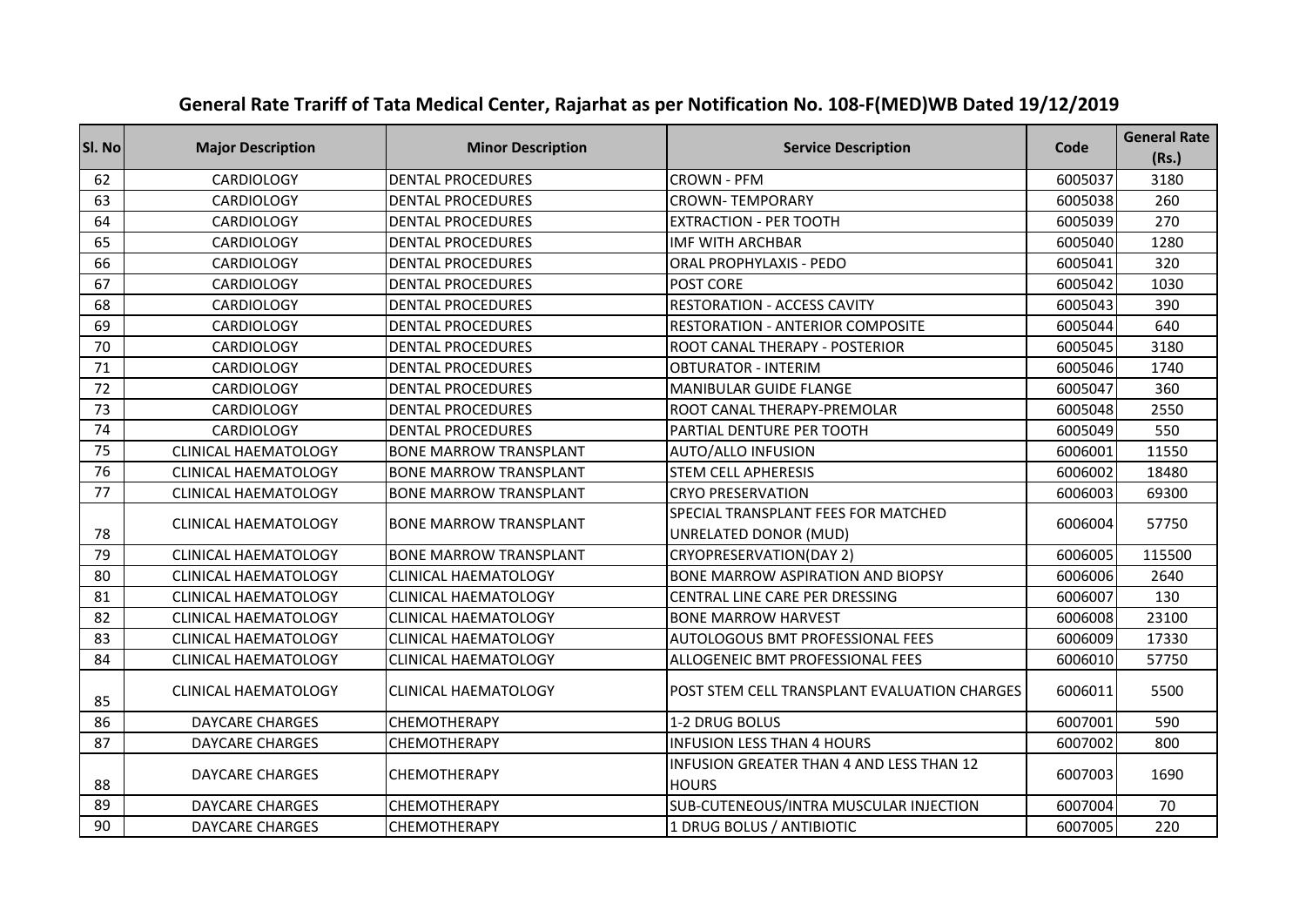# General Rate Trariff of Tata Medical Center, Rajarhat as per Notification No. 108-F(MED)WB Dated 19/12/2019

| Sl. No | Major Description | Minor Description | Service Description | Code | General Rate (Rs.) |
|---|---|---|---|---|---|
| 62 | CARDIOLOGY | DENTAL PROCEDURES | CROWN - PFM | 6005037 | 3180 |
| 63 | CARDIOLOGY | DENTAL PROCEDURES | CROWN- TEMPORARY | 6005038 | 260 |
| 64 | CARDIOLOGY | DENTAL PROCEDURES | EXTRACTION - PER TOOTH | 6005039 | 270 |
| 65 | CARDIOLOGY | DENTAL PROCEDURES | IMF WITH ARCHBAR | 6005040 | 1280 |
| 66 | CARDIOLOGY | DENTAL PROCEDURES | ORAL PROPHYLAXIS - PEDO | 6005041 | 320 |
| 67 | CARDIOLOGY | DENTAL PROCEDURES | POST CORE | 6005042 | 1030 |
| 68 | CARDIOLOGY | DENTAL PROCEDURES | RESTORATION - ACCESS CAVITY | 6005043 | 390 |
| 69 | CARDIOLOGY | DENTAL PROCEDURES | RESTORATION - ANTERIOR COMPOSITE | 6005044 | 640 |
| 70 | CARDIOLOGY | DENTAL PROCEDURES | ROOT CANAL THERAPY - POSTERIOR | 6005045 | 3180 |
| 71 | CARDIOLOGY | DENTAL PROCEDURES | OBTURATOR - INTERIM | 6005046 | 1740 |
| 72 | CARDIOLOGY | DENTAL PROCEDURES | MANIBULAR GUIDE FLANGE | 6005047 | 360 |
| 73 | CARDIOLOGY | DENTAL PROCEDURES | ROOT CANAL THERAPY-PREMOLAR | 6005048 | 2550 |
| 74 | CARDIOLOGY | DENTAL PROCEDURES | PARTIAL DENTURE PER TOOTH | 6005049 | 550 |
| 75 | CLINICAL HAEMATOLOGY | BONE MARROW TRANSPLANT | AUTO/ALLO INFUSION | 6006001 | 11550 |
| 76 | CLINICAL HAEMATOLOGY | BONE MARROW TRANSPLANT | STEM CELL APHERESIS | 6006002 | 18480 |
| 77 | CLINICAL HAEMATOLOGY | BONE MARROW TRANSPLANT | CRYO PRESERVATION | 6006003 | 69300 |
| 78 | CLINICAL HAEMATOLOGY | BONE MARROW TRANSPLANT | SPECIAL TRANSPLANT FEES FOR MATCHED UNRELATED DONOR (MUD) | 6006004 | 57750 |
| 79 | CLINICAL HAEMATOLOGY | BONE MARROW TRANSPLANT | CRYOPRESERVATION(DAY 2) | 6006005 | 115500 |
| 80 | CLINICAL HAEMATOLOGY | CLINICAL HAEMATOLOGY | BONE MARROW ASPIRATION AND BIOPSY | 6006006 | 2640 |
| 81 | CLINICAL HAEMATOLOGY | CLINICAL HAEMATOLOGY | CENTRAL LINE CARE PER DRESSING | 6006007 | 130 |
| 82 | CLINICAL HAEMATOLOGY | CLINICAL HAEMATOLOGY | BONE MARROW HARVEST | 6006008 | 23100 |
| 83 | CLINICAL HAEMATOLOGY | CLINICAL HAEMATOLOGY | AUTOLOGOUS BMT PROFESSIONAL FEES | 6006009 | 17330 |
| 84 | CLINICAL HAEMATOLOGY | CLINICAL HAEMATOLOGY | ALLOGENEIC BMT PROFESSIONAL FEES | 6006010 | 57750 |
| 85 | CLINICAL HAEMATOLOGY | CLINICAL HAEMATOLOGY | POST STEM CELL TRANSPLANT EVALUATION CHARGES | 6006011 | 5500 |
| 86 | DAYCARE CHARGES | CHEMOTHERAPY | 1-2 DRUG BOLUS | 6007001 | 590 |
| 87 | DAYCARE CHARGES | CHEMOTHERAPY | INFUSION LESS THAN 4 HOURS | 6007002 | 800 |
| 88 | DAYCARE CHARGES | CHEMOTHERAPY | INFUSION GREATER THAN 4 AND LESS THAN 12 HOURS | 6007003 | 1690 |
| 89 | DAYCARE CHARGES | CHEMOTHERAPY | SUB-CUTENEOUS/INTRA MUSCULAR INJECTION | 6007004 | 70 |
| 90 | DAYCARE CHARGES | CHEMOTHERAPY | 1 DRUG BOLUS / ANTIBIOTIC | 6007005 | 220 |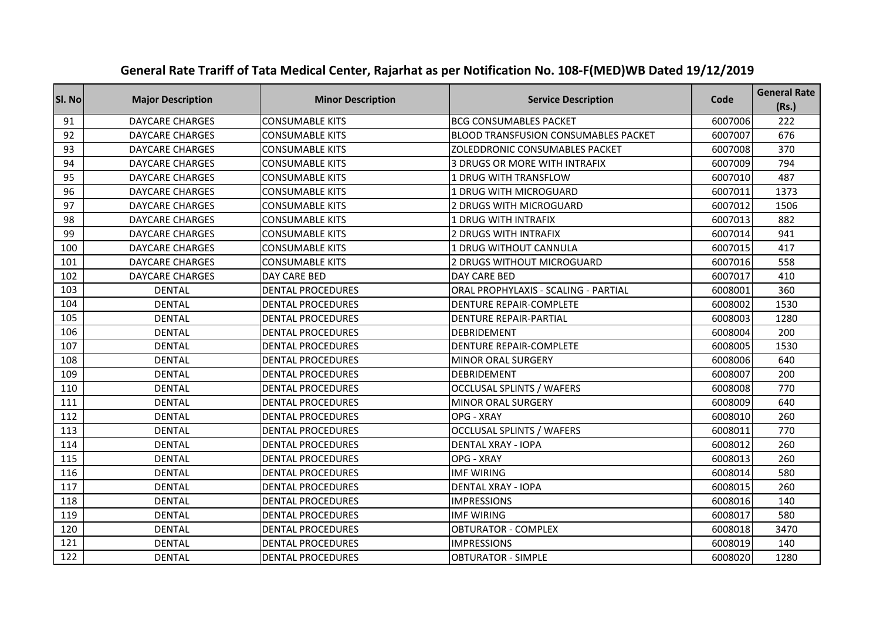# General Rate Trariff of Tata Medical Center, Rajarhat as per Notification No. 108-F(MED)WB Dated 19/12/2019

| Sl. No | Major Description | Minor Description | Service Description | Code | General Rate (Rs.) |
|---|---|---|---|---|---|
| 91 | DAYCARE CHARGES | CONSUMABLE KITS | BCG CONSUMABLES PACKET | 6007006 | 222 |
| 92 | DAYCARE CHARGES | CONSUMABLE KITS | BLOOD TRANSFUSION CONSUMABLES PACKET | 6007007 | 676 |
| 93 | DAYCARE CHARGES | CONSUMABLE KITS | ZOLEDDRONIC CONSUMABLES PACKET | 6007008 | 370 |
| 94 | DAYCARE CHARGES | CONSUMABLE KITS | 3 DRUGS OR MORE WITH INTRAFIX | 6007009 | 794 |
| 95 | DAYCARE CHARGES | CONSUMABLE KITS | 1 DRUG WITH TRANSFLOW | 6007010 | 487 |
| 96 | DAYCARE CHARGES | CONSUMABLE KITS | 1 DRUG WITH MICROGUARD | 6007011 | 1373 |
| 97 | DAYCARE CHARGES | CONSUMABLE KITS | 2 DRUGS WITH MICROGUARD | 6007012 | 1506 |
| 98 | DAYCARE CHARGES | CONSUMABLE KITS | 1 DRUG WITH INTRAFIX | 6007013 | 882 |
| 99 | DAYCARE CHARGES | CONSUMABLE KITS | 2 DRUGS WITH INTRAFIX | 6007014 | 941 |
| 100 | DAYCARE CHARGES | CONSUMABLE KITS | 1 DRUG WITHOUT CANNULA | 6007015 | 417 |
| 101 | DAYCARE CHARGES | CONSUMABLE KITS | 2 DRUGS WITHOUT MICROGUARD | 6007016 | 558 |
| 102 | DAYCARE CHARGES | DAY CARE BED | DAY CARE BED | 6007017 | 410 |
| 103 | DENTAL | DENTAL PROCEDURES | ORAL PROPHYLAXIS - SCALING - PARTIAL | 6008001 | 360 |
| 104 | DENTAL | DENTAL PROCEDURES | DENTURE REPAIR-COMPLETE | 6008002 | 1530 |
| 105 | DENTAL | DENTAL PROCEDURES | DENTURE REPAIR-PARTIAL | 6008003 | 1280 |
| 106 | DENTAL | DENTAL PROCEDURES | DEBRIDEMENT | 6008004 | 200 |
| 107 | DENTAL | DENTAL PROCEDURES | DENTURE REPAIR-COMPLETE | 6008005 | 1530 |
| 108 | DENTAL | DENTAL PROCEDURES | MINOR ORAL SURGERY | 6008006 | 640 |
| 109 | DENTAL | DENTAL PROCEDURES | DEBRIDEMENT | 6008007 | 200 |
| 110 | DENTAL | DENTAL PROCEDURES | OCCLUSAL SPLINTS / WAFERS | 6008008 | 770 |
| 111 | DENTAL | DENTAL PROCEDURES | MINOR ORAL SURGERY | 6008009 | 640 |
| 112 | DENTAL | DENTAL PROCEDURES | OPG - XRAY | 6008010 | 260 |
| 113 | DENTAL | DENTAL PROCEDURES | OCCLUSAL SPLINTS / WAFERS | 6008011 | 770 |
| 114 | DENTAL | DENTAL PROCEDURES | DENTAL XRAY - IOPA | 6008012 | 260 |
| 115 | DENTAL | DENTAL PROCEDURES | OPG - XRAY | 6008013 | 260 |
| 116 | DENTAL | DENTAL PROCEDURES | IMF WIRING | 6008014 | 580 |
| 117 | DENTAL | DENTAL PROCEDURES | DENTAL XRAY - IOPA | 6008015 | 260 |
| 118 | DENTAL | DENTAL PROCEDURES | IMPRESSIONS | 6008016 | 140 |
| 119 | DENTAL | DENTAL PROCEDURES | IMF WIRING | 6008017 | 580 |
| 120 | DENTAL | DENTAL PROCEDURES | OBTURATOR - COMPLEX | 6008018 | 3470 |
| 121 | DENTAL | DENTAL PROCEDURES | IMPRESSIONS | 6008019 | 140 |
| 122 | DENTAL | DENTAL PROCEDURES | OBTURATOR - SIMPLE | 6008020 | 1280 |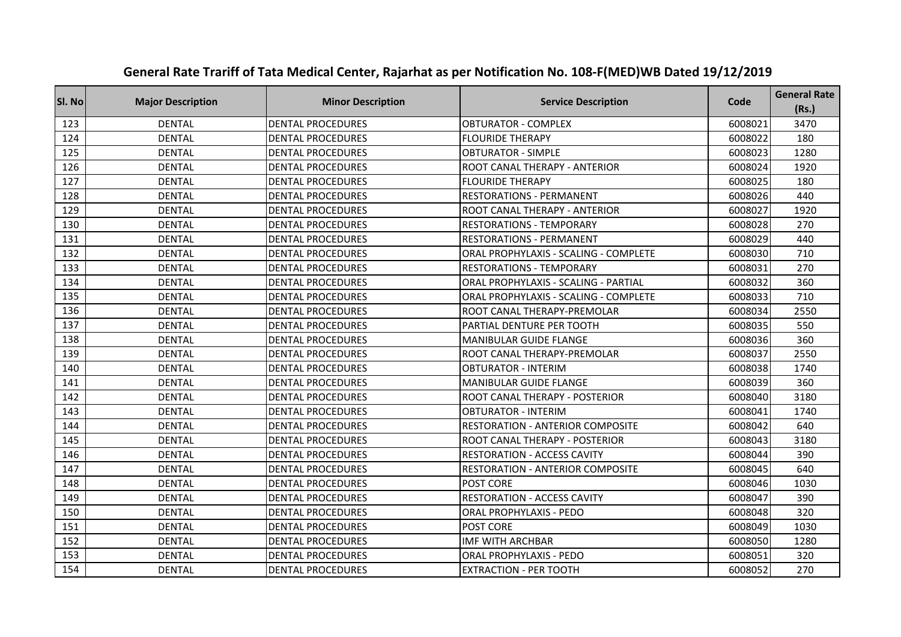# General Rate Trariff of Tata Medical Center, Rajarhat as per Notification No. 108-F(MED)WB Dated 19/12/2019

| Sl. No | Major Description | Minor Description | Service Description | Code | General Rate (Rs.) |
|---|---|---|---|---|---|
| 123 | DENTAL | DENTAL PROCEDURES | OBTURATOR - COMPLEX | 6008021 | 3470 |
| 124 | DENTAL | DENTAL PROCEDURES | FLOURIDE THERAPY | 6008022 | 180 |
| 125 | DENTAL | DENTAL PROCEDURES | OBTURATOR - SIMPLE | 6008023 | 1280 |
| 126 | DENTAL | DENTAL PROCEDURES | ROOT CANAL THERAPY - ANTERIOR | 6008024 | 1920 |
| 127 | DENTAL | DENTAL PROCEDURES | FLOURIDE THERAPY | 6008025 | 180 |
| 128 | DENTAL | DENTAL PROCEDURES | RESTORATIONS - PERMANENT | 6008026 | 440 |
| 129 | DENTAL | DENTAL PROCEDURES | ROOT CANAL THERAPY - ANTERIOR | 6008027 | 1920 |
| 130 | DENTAL | DENTAL PROCEDURES | RESTORATIONS - TEMPORARY | 6008028 | 270 |
| 131 | DENTAL | DENTAL PROCEDURES | RESTORATIONS - PERMANENT | 6008029 | 440 |
| 132 | DENTAL | DENTAL PROCEDURES | ORAL PROPHYLAXIS - SCALING - COMPLETE | 6008030 | 710 |
| 133 | DENTAL | DENTAL PROCEDURES | RESTORATIONS - TEMPORARY | 6008031 | 270 |
| 134 | DENTAL | DENTAL PROCEDURES | ORAL PROPHYLAXIS - SCALING - PARTIAL | 6008032 | 360 |
| 135 | DENTAL | DENTAL PROCEDURES | ORAL PROPHYLAXIS - SCALING - COMPLETE | 6008033 | 710 |
| 136 | DENTAL | DENTAL PROCEDURES | ROOT CANAL THERAPY-PREMOLAR | 6008034 | 2550 |
| 137 | DENTAL | DENTAL PROCEDURES | PARTIAL DENTURE PER TOOTH | 6008035 | 550 |
| 138 | DENTAL | DENTAL PROCEDURES | MANIBULAR GUIDE FLANGE | 6008036 | 360 |
| 139 | DENTAL | DENTAL PROCEDURES | ROOT CANAL THERAPY-PREMOLAR | 6008037 | 2550 |
| 140 | DENTAL | DENTAL PROCEDURES | OBTURATOR - INTERIM | 6008038 | 1740 |
| 141 | DENTAL | DENTAL PROCEDURES | MANIBULAR GUIDE FLANGE | 6008039 | 360 |
| 142 | DENTAL | DENTAL PROCEDURES | ROOT CANAL THERAPY - POSTERIOR | 6008040 | 3180 |
| 143 | DENTAL | DENTAL PROCEDURES | OBTURATOR - INTERIM | 6008041 | 1740 |
| 144 | DENTAL | DENTAL PROCEDURES | RESTORATION - ANTERIOR COMPOSITE | 6008042 | 640 |
| 145 | DENTAL | DENTAL PROCEDURES | ROOT CANAL THERAPY - POSTERIOR | 6008043 | 3180 |
| 146 | DENTAL | DENTAL PROCEDURES | RESTORATION - ACCESS CAVITY | 6008044 | 390 |
| 147 | DENTAL | DENTAL PROCEDURES | RESTORATION - ANTERIOR COMPOSITE | 6008045 | 640 |
| 148 | DENTAL | DENTAL PROCEDURES | POST CORE | 6008046 | 1030 |
| 149 | DENTAL | DENTAL PROCEDURES | RESTORATION - ACCESS CAVITY | 6008047 | 390 |
| 150 | DENTAL | DENTAL PROCEDURES | ORAL PROPHYLAXIS - PEDO | 6008048 | 320 |
| 151 | DENTAL | DENTAL PROCEDURES | POST CORE | 6008049 | 1030 |
| 152 | DENTAL | DENTAL PROCEDURES | IMF WITH ARCHBAR | 6008050 | 1280 |
| 153 | DENTAL | DENTAL PROCEDURES | ORAL PROPHYLAXIS - PEDO | 6008051 | 320 |
| 154 | DENTAL | DENTAL PROCEDURES | EXTRACTION - PER TOOTH | 6008052 | 270 |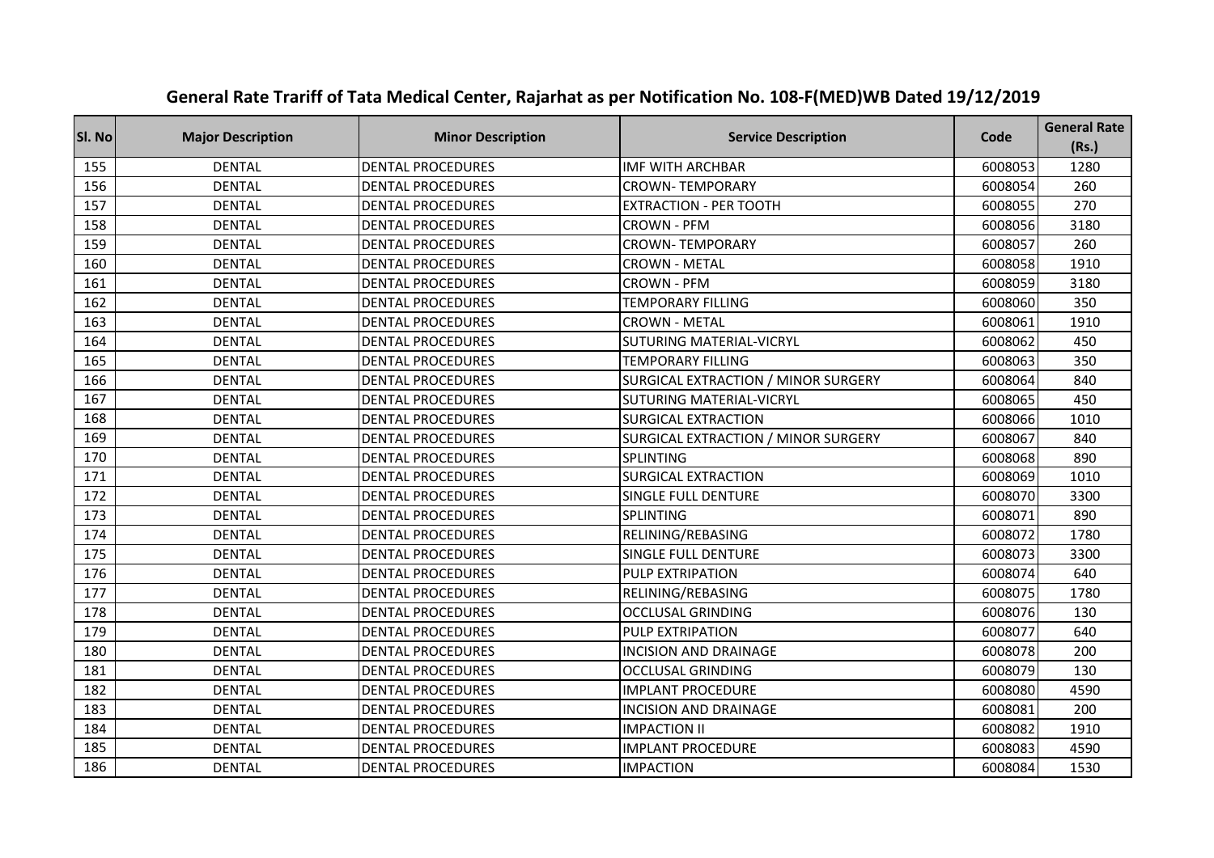# General Rate Trariff of Tata Medical Center, Rajarhat as per Notification No. 108-F(MED)WB Dated 19/12/2019

| Sl. No | Major Description | Minor Description | Service Description | Code | General Rate (Rs.) |
|---|---|---|---|---|---|
| 155 | DENTAL | DENTAL PROCEDURES | IMF WITH ARCHBAR | 6008053 | 1280 |
| 156 | DENTAL | DENTAL PROCEDURES | CROWN- TEMPORARY | 6008054 | 260 |
| 157 | DENTAL | DENTAL PROCEDURES | EXTRACTION - PER TOOTH | 6008055 | 270 |
| 158 | DENTAL | DENTAL PROCEDURES | CROWN - PFM | 6008056 | 3180 |
| 159 | DENTAL | DENTAL PROCEDURES | CROWN- TEMPORARY | 6008057 | 260 |
| 160 | DENTAL | DENTAL PROCEDURES | CROWN - METAL | 6008058 | 1910 |
| 161 | DENTAL | DENTAL PROCEDURES | CROWN - PFM | 6008059 | 3180 |
| 162 | DENTAL | DENTAL PROCEDURES | TEMPORARY FILLING | 6008060 | 350 |
| 163 | DENTAL | DENTAL PROCEDURES | CROWN - METAL | 6008061 | 1910 |
| 164 | DENTAL | DENTAL PROCEDURES | SUTURING MATERIAL-VICRYL | 6008062 | 450 |
| 165 | DENTAL | DENTAL PROCEDURES | TEMPORARY FILLING | 6008063 | 350 |
| 166 | DENTAL | DENTAL PROCEDURES | SURGICAL EXTRACTION / MINOR SURGERY | 6008064 | 840 |
| 167 | DENTAL | DENTAL PROCEDURES | SUTURING MATERIAL-VICRYL | 6008065 | 450 |
| 168 | DENTAL | DENTAL PROCEDURES | SURGICAL EXTRACTION | 6008066 | 1010 |
| 169 | DENTAL | DENTAL PROCEDURES | SURGICAL EXTRACTION / MINOR SURGERY | 6008067 | 840 |
| 170 | DENTAL | DENTAL PROCEDURES | SPLINTING | 6008068 | 890 |
| 171 | DENTAL | DENTAL PROCEDURES | SURGICAL EXTRACTION | 6008069 | 1010 |
| 172 | DENTAL | DENTAL PROCEDURES | SINGLE FULL DENTURE | 6008070 | 3300 |
| 173 | DENTAL | DENTAL PROCEDURES | SPLINTING | 6008071 | 890 |
| 174 | DENTAL | DENTAL PROCEDURES | RELINING/REBASING | 6008072 | 1780 |
| 175 | DENTAL | DENTAL PROCEDURES | SINGLE FULL DENTURE | 6008073 | 3300 |
| 176 | DENTAL | DENTAL PROCEDURES | PULP EXTRIPATION | 6008074 | 640 |
| 177 | DENTAL | DENTAL PROCEDURES | RELINING/REBASING | 6008075 | 1780 |
| 178 | DENTAL | DENTAL PROCEDURES | OCCLUSAL GRINDING | 6008076 | 130 |
| 179 | DENTAL | DENTAL PROCEDURES | PULP EXTRIPATION | 6008077 | 640 |
| 180 | DENTAL | DENTAL PROCEDURES | INCISION AND DRAINAGE | 6008078 | 200 |
| 181 | DENTAL | DENTAL PROCEDURES | OCCLUSAL GRINDING | 6008079 | 130 |
| 182 | DENTAL | DENTAL PROCEDURES | IMPLANT PROCEDURE | 6008080 | 4590 |
| 183 | DENTAL | DENTAL PROCEDURES | INCISION AND DRAINAGE | 6008081 | 200 |
| 184 | DENTAL | DENTAL PROCEDURES | IMPACTION II | 6008082 | 1910 |
| 185 | DENTAL | DENTAL PROCEDURES | IMPLANT PROCEDURE | 6008083 | 4590 |
| 186 | DENTAL | DENTAL PROCEDURES | IMPACTION | 6008084 | 1530 |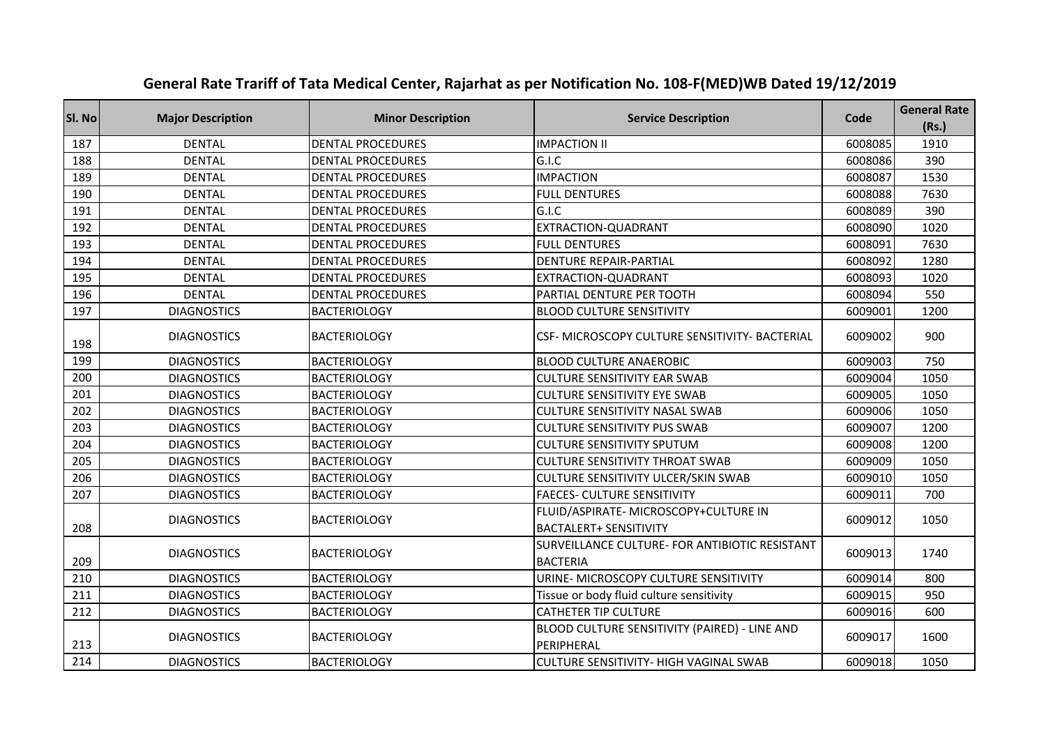# General Rate Trariff of Tata Medical Center, Rajarhat as per Notification No. 108-F(MED)WB Dated 19/12/2019

| Sl. No | Major Description | Minor Description | Service Description | Code | General Rate (Rs.) |
|---|---|---|---|---|---|
| 187 | DENTAL | DENTAL PROCEDURES | IMPACTION II | 6008085 | 1910 |
| 188 | DENTAL | DENTAL PROCEDURES | G.I.C | 6008086 | 390 |
| 189 | DENTAL | DENTAL PROCEDURES | IMPACTION | 6008087 | 1530 |
| 190 | DENTAL | DENTAL PROCEDURES | FULL DENTURES | 6008088 | 7630 |
| 191 | DENTAL | DENTAL PROCEDURES | G.I.C | 6008089 | 390 |
| 192 | DENTAL | DENTAL PROCEDURES | EXTRACTION-QUADRANT | 6008090 | 1020 |
| 193 | DENTAL | DENTAL PROCEDURES | FULL DENTURES | 6008091 | 7630 |
| 194 | DENTAL | DENTAL PROCEDURES | DENTURE REPAIR-PARTIAL | 6008092 | 1280 |
| 195 | DENTAL | DENTAL PROCEDURES | EXTRACTION-QUADRANT | 6008093 | 1020 |
| 196 | DENTAL | DENTAL PROCEDURES | PARTIAL DENTURE PER TOOTH | 6008094 | 550 |
| 197 | DIAGNOSTICS | BACTERIOLOGY | BLOOD CULTURE SENSITIVITY | 6009001 | 1200 |
| 198 | DIAGNOSTICS | BACTERIOLOGY | CSF- MICROSCOPY CULTURE SENSITIVITY- BACTERIAL | 6009002 | 900 |
| 199 | DIAGNOSTICS | BACTERIOLOGY | BLOOD CULTURE ANAEROBIC | 6009003 | 750 |
| 200 | DIAGNOSTICS | BACTERIOLOGY | CULTURE SENSITIVITY EAR SWAB | 6009004 | 1050 |
| 201 | DIAGNOSTICS | BACTERIOLOGY | CULTURE SENSITIVITY EYE SWAB | 6009005 | 1050 |
| 202 | DIAGNOSTICS | BACTERIOLOGY | CULTURE SENSITIVITY NASAL SWAB | 6009006 | 1050 |
| 203 | DIAGNOSTICS | BACTERIOLOGY | CULTURE SENSITIVITY PUS SWAB | 6009007 | 1200 |
| 204 | DIAGNOSTICS | BACTERIOLOGY | CULTURE SENSITIVITY SPUTUM | 6009008 | 1200 |
| 205 | DIAGNOSTICS | BACTERIOLOGY | CULTURE SENSITIVITY THROAT SWAB | 6009009 | 1050 |
| 206 | DIAGNOSTICS | BACTERIOLOGY | CULTURE SENSITIVITY ULCER/SKIN SWAB | 6009010 | 1050 |
| 207 | DIAGNOSTICS | BACTERIOLOGY | FAECES- CULTURE SENSITIVITY | 6009011 | 700 |
| 208 | DIAGNOSTICS | BACTERIOLOGY | FLUID/ASPIRATE- MICROSCOPY+CULTURE IN BACTALERT+ SENSITIVITY | 6009012 | 1050 |
| 209 | DIAGNOSTICS | BACTERIOLOGY | SURVEILLANCE CULTURE- FOR ANTIBIOTIC RESISTANT BACTERIA | 6009013 | 1740 |
| 210 | DIAGNOSTICS | BACTERIOLOGY | URINE- MICROSCOPY CULTURE SENSITIVITY | 6009014 | 800 |
| 211 | DIAGNOSTICS | BACTERIOLOGY | Tissue or body fluid culture sensitivity | 6009015 | 950 |
| 212 | DIAGNOSTICS | BACTERIOLOGY | CATHETER TIP CULTURE | 6009016 | 600 |
| 213 | DIAGNOSTICS | BACTERIOLOGY | BLOOD CULTURE SENSITIVITY (PAIRED) - LINE AND PERIPHERAL | 6009017 | 1600 |
| 214 | DIAGNOSTICS | BACTERIOLOGY | CULTURE SENSITIVITY- HIGH VAGINAL SWAB | 6009018 | 1050 |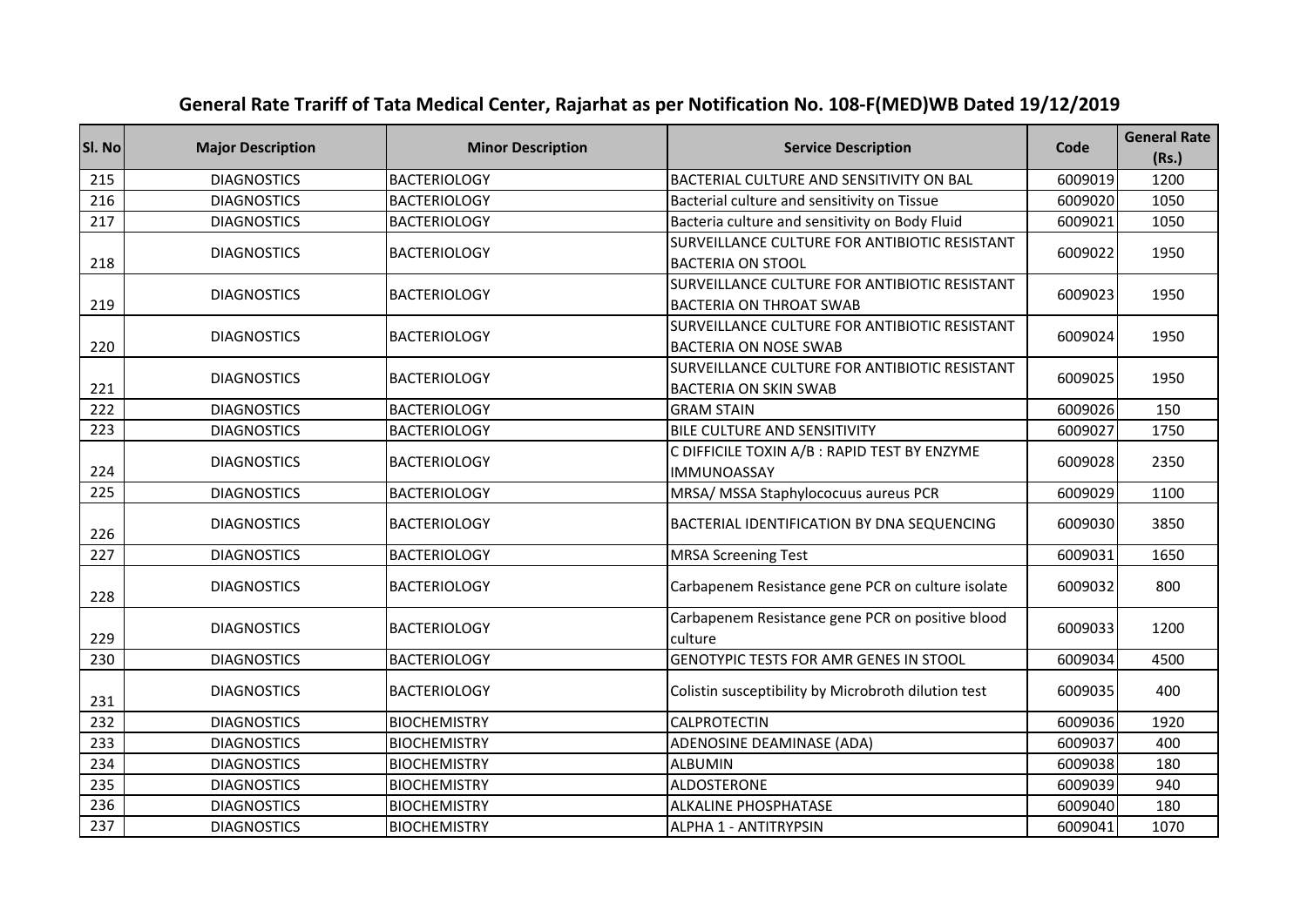## General Rate Trariff of Tata Medical Center, Rajarhat as per Notification No. 108-F(MED)WB Dated 19/12/2019

| Sl. No | Major Description | Minor Description | Service Description | Code | General Rate (Rs.) |
|---|---|---|---|---|---|
| 215 | DIAGNOSTICS | BACTERIOLOGY | BACTERIAL CULTURE AND SENSITIVITY ON BAL | 6009019 | 1200 |
| 216 | DIAGNOSTICS | BACTERIOLOGY | Bacterial culture and sensitivity on Tissue | 6009020 | 1050 |
| 217 | DIAGNOSTICS | BACTERIOLOGY | Bacteria culture and sensitivity on Body Fluid | 6009021 | 1050 |
| 218 | DIAGNOSTICS | BACTERIOLOGY | SURVEILLANCE CULTURE FOR ANTIBIOTIC RESISTANT BACTERIA ON STOOL | 6009022 | 1950 |
| 219 | DIAGNOSTICS | BACTERIOLOGY | SURVEILLANCE CULTURE FOR ANTIBIOTIC RESISTANT BACTERIA ON THROAT SWAB | 6009023 | 1950 |
| 220 | DIAGNOSTICS | BACTERIOLOGY | SURVEILLANCE CULTURE FOR ANTIBIOTIC RESISTANT BACTERIA ON NOSE SWAB | 6009024 | 1950 |
| 221 | DIAGNOSTICS | BACTERIOLOGY | SURVEILLANCE CULTURE FOR ANTIBIOTIC RESISTANT BACTERIA ON SKIN SWAB | 6009025 | 1950 |
| 222 | DIAGNOSTICS | BACTERIOLOGY | GRAM STAIN | 6009026 | 150 |
| 223 | DIAGNOSTICS | BACTERIOLOGY | BILE CULTURE AND SENSITIVITY | 6009027 | 1750 |
| 224 | DIAGNOSTICS | BACTERIOLOGY | C DIFFICILE TOXIN A/B : RAPID TEST BY ENZYME IMMUNOASSAY | 6009028 | 2350 |
| 225 | DIAGNOSTICS | BACTERIOLOGY | MRSA/ MSSA Staphylococuus aureus PCR | 6009029 | 1100 |
| 226 | DIAGNOSTICS | BACTERIOLOGY | BACTERIAL IDENTIFICATION BY DNA SEQUENCING | 6009030 | 3850 |
| 227 | DIAGNOSTICS | BACTERIOLOGY | MRSA Screening Test | 6009031 | 1650 |
| 228 | DIAGNOSTICS | BACTERIOLOGY | Carbapenem Resistance gene PCR on culture isolate | 6009032 | 800 |
| 229 | DIAGNOSTICS | BACTERIOLOGY | Carbapenem Resistance gene PCR on positive blood culture | 6009033 | 1200 |
| 230 | DIAGNOSTICS | BACTERIOLOGY | GENOTYPIC TESTS FOR AMR GENES IN STOOL | 6009034 | 4500 |
| 231 | DIAGNOSTICS | BACTERIOLOGY | Colistin susceptibility by Microbroth dilution test | 6009035 | 400 |
| 232 | DIAGNOSTICS | BIOCHEMISTRY | CALPROTECTIN | 6009036 | 1920 |
| 233 | DIAGNOSTICS | BIOCHEMISTRY | ADENOSINE DEAMINASE (ADA) | 6009037 | 400 |
| 234 | DIAGNOSTICS | BIOCHEMISTRY | ALBUMIN | 6009038 | 180 |
| 235 | DIAGNOSTICS | BIOCHEMISTRY | ALDOSTERONE | 6009039 | 940 |
| 236 | DIAGNOSTICS | BIOCHEMISTRY | ALKALINE PHOSPHATASE | 6009040 | 180 |
| 237 | DIAGNOSTICS | BIOCHEMISTRY | ALPHA 1 - ANTITRYPSIN | 6009041 | 1070 |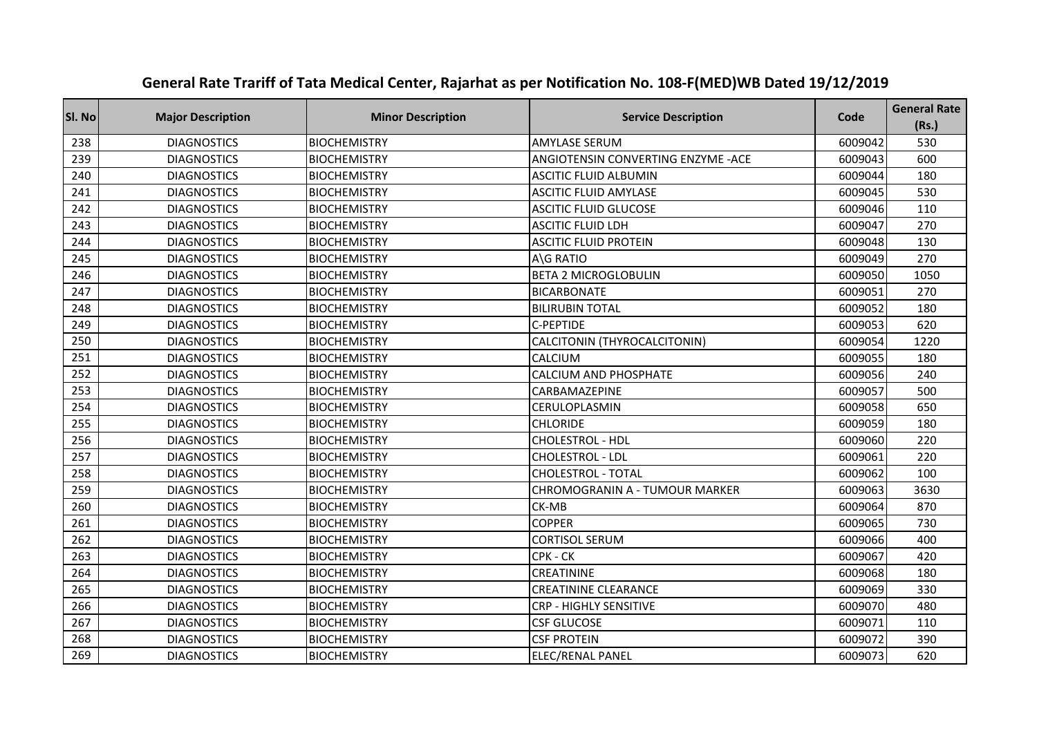# General Rate Trariff of Tata Medical Center, Rajarhat as per Notification No. 108-F(MED)WB Dated 19/12/2019

| Sl. No | Major Description | Minor Description | Service Description | Code | General Rate (Rs.) |
|---|---|---|---|---|---|
| 238 | DIAGNOSTICS | BIOCHEMISTRY | AMYLASE SERUM | 6009042 | 530 |
| 239 | DIAGNOSTICS | BIOCHEMISTRY | ANGIOTENSIN CONVERTING ENZYME -ACE | 6009043 | 600 |
| 240 | DIAGNOSTICS | BIOCHEMISTRY | ASCITIC FLUID ALBUMIN | 6009044 | 180 |
| 241 | DIAGNOSTICS | BIOCHEMISTRY | ASCITIC FLUID AMYLASE | 6009045 | 530 |
| 242 | DIAGNOSTICS | BIOCHEMISTRY | ASCITIC FLUID GLUCOSE | 6009046 | 110 |
| 243 | DIAGNOSTICS | BIOCHEMISTRY | ASCITIC FLUID LDH | 6009047 | 270 |
| 244 | DIAGNOSTICS | BIOCHEMISTRY | ASCITIC FLUID PROTEIN | 6009048 | 130 |
| 245 | DIAGNOSTICS | BIOCHEMISTRY | A\G RATIO | 6009049 | 270 |
| 246 | DIAGNOSTICS | BIOCHEMISTRY | BETA 2 MICROGLOBULIN | 6009050 | 1050 |
| 247 | DIAGNOSTICS | BIOCHEMISTRY | BICARBONATE | 6009051 | 270 |
| 248 | DIAGNOSTICS | BIOCHEMISTRY | BILIRUBIN TOTAL | 6009052 | 180 |
| 249 | DIAGNOSTICS | BIOCHEMISTRY | C-PEPTIDE | 6009053 | 620 |
| 250 | DIAGNOSTICS | BIOCHEMISTRY | CALCITONIN (THYROCALCITONIN) | 6009054 | 1220 |
| 251 | DIAGNOSTICS | BIOCHEMISTRY | CALCIUM | 6009055 | 180 |
| 252 | DIAGNOSTICS | BIOCHEMISTRY | CALCIUM AND PHOSPHATE | 6009056 | 240 |
| 253 | DIAGNOSTICS | BIOCHEMISTRY | CARBAMAZEPINE | 6009057 | 500 |
| 254 | DIAGNOSTICS | BIOCHEMISTRY | CERULOPLASMIN | 6009058 | 650 |
| 255 | DIAGNOSTICS | BIOCHEMISTRY | CHLORIDE | 6009059 | 180 |
| 256 | DIAGNOSTICS | BIOCHEMISTRY | CHOLESTROL - HDL | 6009060 | 220 |
| 257 | DIAGNOSTICS | BIOCHEMISTRY | CHOLESTROL - LDL | 6009061 | 220 |
| 258 | DIAGNOSTICS | BIOCHEMISTRY | CHOLESTROL - TOTAL | 6009062 | 100 |
| 259 | DIAGNOSTICS | BIOCHEMISTRY | CHROMOGRANIN A - TUMOUR MARKER | 6009063 | 3630 |
| 260 | DIAGNOSTICS | BIOCHEMISTRY | CK-MB | 6009064 | 870 |
| 261 | DIAGNOSTICS | BIOCHEMISTRY | COPPER | 6009065 | 730 |
| 262 | DIAGNOSTICS | BIOCHEMISTRY | CORTISOL SERUM | 6009066 | 400 |
| 263 | DIAGNOSTICS | BIOCHEMISTRY | CPK - CK | 6009067 | 420 |
| 264 | DIAGNOSTICS | BIOCHEMISTRY | CREATININE | 6009068 | 180 |
| 265 | DIAGNOSTICS | BIOCHEMISTRY | CREATININE CLEARANCE | 6009069 | 330 |
| 266 | DIAGNOSTICS | BIOCHEMISTRY | CRP - HIGHLY SENSITIVE | 6009070 | 480 |
| 267 | DIAGNOSTICS | BIOCHEMISTRY | CSF GLUCOSE | 6009071 | 110 |
| 268 | DIAGNOSTICS | BIOCHEMISTRY | CSF PROTEIN | 6009072 | 390 |
| 269 | DIAGNOSTICS | BIOCHEMISTRY | ELEC/RENAL PANEL | 6009073 | 620 |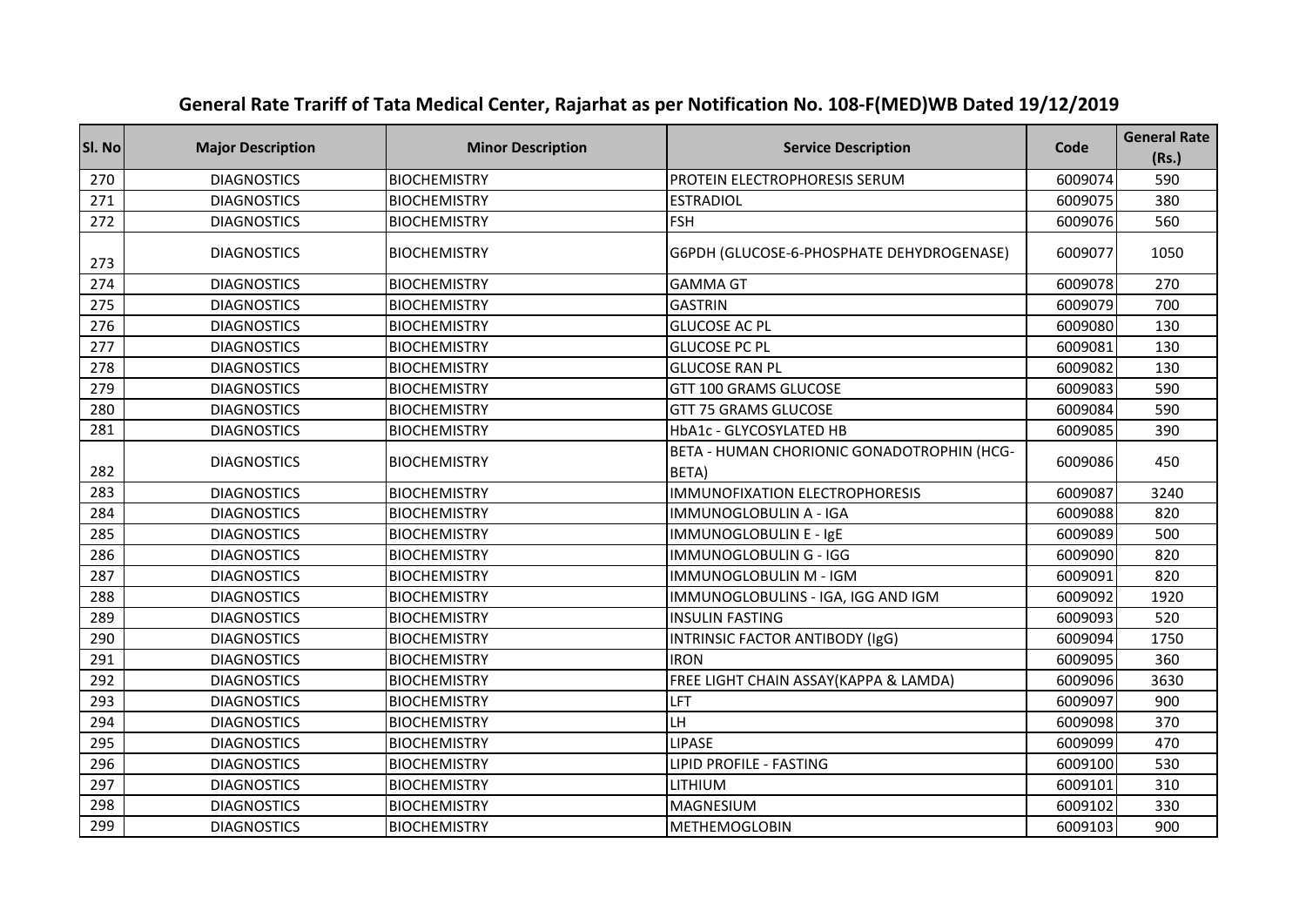# General Rate Trariff of Tata Medical Center, Rajarhat as per Notification No. 108-F(MED)WB Dated 19/12/2019

| Sl. No | Major Description | Minor Description | Service Description | Code | General Rate (Rs.) |
|---|---|---|---|---|---|
| 270 | DIAGNOSTICS | BIOCHEMISTRY | PROTEIN ELECTROPHORESIS SERUM | 6009074 | 590 |
| 271 | DIAGNOSTICS | BIOCHEMISTRY | ESTRADIOL | 6009075 | 380 |
| 272 | DIAGNOSTICS | BIOCHEMISTRY | FSH | 6009076 | 560 |
| 273 | DIAGNOSTICS | BIOCHEMISTRY | G6PDH (GLUCOSE-6-PHOSPHATE DEHYDROGENASE) | 6009077 | 1050 |
| 274 | DIAGNOSTICS | BIOCHEMISTRY | GAMMA GT | 6009078 | 270 |
| 275 | DIAGNOSTICS | BIOCHEMISTRY | GASTRIN | 6009079 | 700 |
| 276 | DIAGNOSTICS | BIOCHEMISTRY | GLUCOSE AC PL | 6009080 | 130 |
| 277 | DIAGNOSTICS | BIOCHEMISTRY | GLUCOSE PC PL | 6009081 | 130 |
| 278 | DIAGNOSTICS | BIOCHEMISTRY | GLUCOSE RAN PL | 6009082 | 130 |
| 279 | DIAGNOSTICS | BIOCHEMISTRY | GTT 100 GRAMS GLUCOSE | 6009083 | 590 |
| 280 | DIAGNOSTICS | BIOCHEMISTRY | GTT 75 GRAMS GLUCOSE | 6009084 | 590 |
| 281 | DIAGNOSTICS | BIOCHEMISTRY | HbA1c - GLYCOSYLATED HB | 6009085 | 390 |
| 282 | DIAGNOSTICS | BIOCHEMISTRY | BETA - HUMAN CHORIONIC GONADOTROPHIN (HCG-BETA) | 6009086 | 450 |
| 283 | DIAGNOSTICS | BIOCHEMISTRY | IMMUNOFIXATION ELECTROPHORESIS | 6009087 | 3240 |
| 284 | DIAGNOSTICS | BIOCHEMISTRY | IMMUNOGLOBULIN A - IGA | 6009088 | 820 |
| 285 | DIAGNOSTICS | BIOCHEMISTRY | IMMUNOGLOBULIN E - IgE | 6009089 | 500 |
| 286 | DIAGNOSTICS | BIOCHEMISTRY | IMMUNOGLOBULIN G - IGG | 6009090 | 820 |
| 287 | DIAGNOSTICS | BIOCHEMISTRY | IMMUNOGLOBULIN M - IGM | 6009091 | 820 |
| 288 | DIAGNOSTICS | BIOCHEMISTRY | IMMUNOGLOBULINS - IGA, IGG AND IGM | 6009092 | 1920 |
| 289 | DIAGNOSTICS | BIOCHEMISTRY | INSULIN FASTING | 6009093 | 520 |
| 290 | DIAGNOSTICS | BIOCHEMISTRY | INTRINSIC FACTOR ANTIBODY (IgG) | 6009094 | 1750 |
| 291 | DIAGNOSTICS | BIOCHEMISTRY | IRON | 6009095 | 360 |
| 292 | DIAGNOSTICS | BIOCHEMISTRY | FREE LIGHT CHAIN ASSAY(KAPPA & LAMDA) | 6009096 | 3630 |
| 293 | DIAGNOSTICS | BIOCHEMISTRY | LFT | 6009097 | 900 |
| 294 | DIAGNOSTICS | BIOCHEMISTRY | LH | 6009098 | 370 |
| 295 | DIAGNOSTICS | BIOCHEMISTRY | LIPASE | 6009099 | 470 |
| 296 | DIAGNOSTICS | BIOCHEMISTRY | LIPID PROFILE - FASTING | 6009100 | 530 |
| 297 | DIAGNOSTICS | BIOCHEMISTRY | LITHIUM | 6009101 | 310 |
| 298 | DIAGNOSTICS | BIOCHEMISTRY | MAGNESIUM | 6009102 | 330 |
| 299 | DIAGNOSTICS | BIOCHEMISTRY | METHEMOGLOBIN | 6009103 | 900 |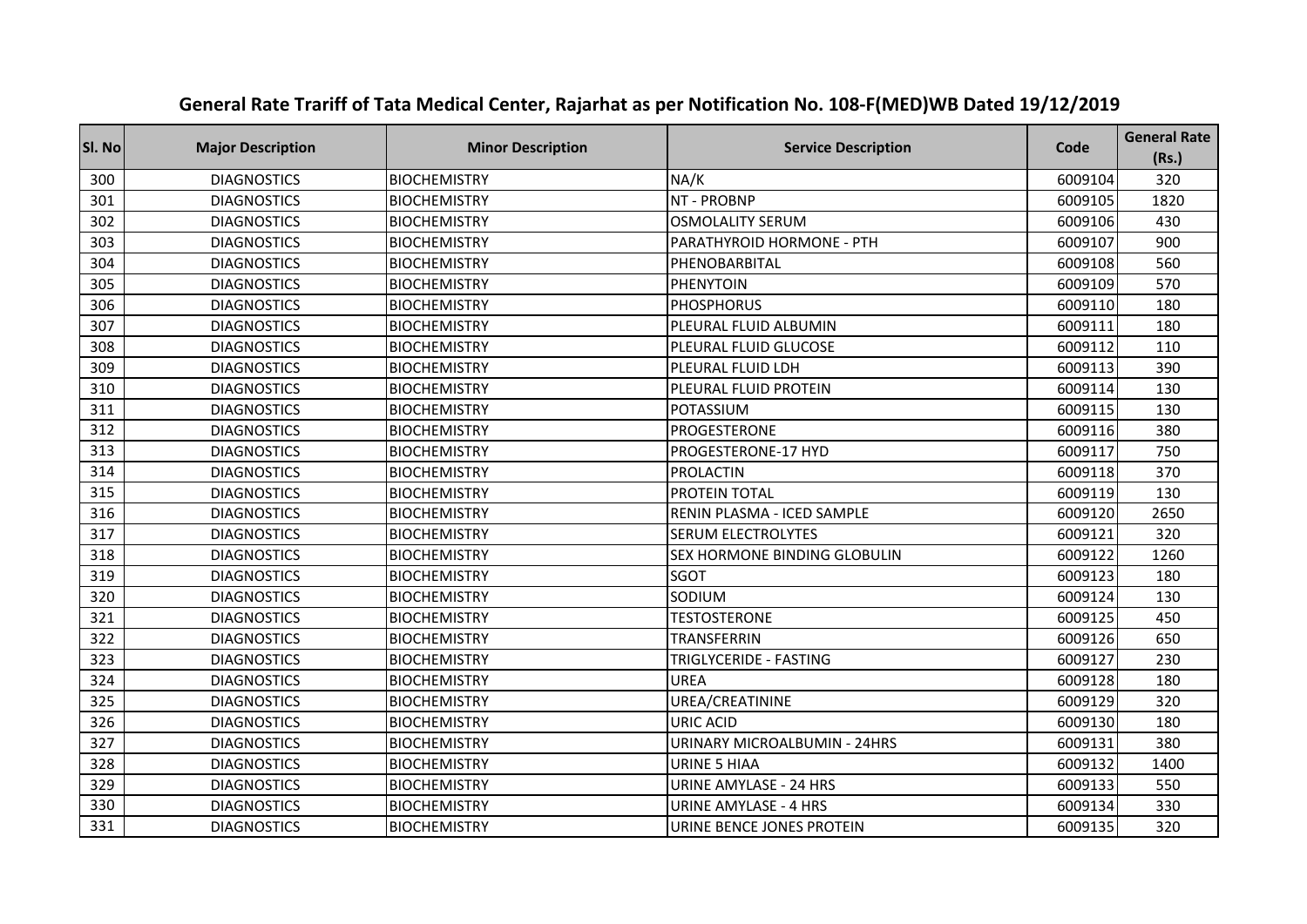# General Rate Trariff of Tata Medical Center, Rajarhat as per Notification No. 108-F(MED)WB Dated 19/12/2019

| Sl. No | Major Description | Minor Description | Service Description | Code | General Rate (Rs.) |
|---|---|---|---|---|---|
| 300 | DIAGNOSTICS | BIOCHEMISTRY | NA/K | 6009104 | 320 |
| 301 | DIAGNOSTICS | BIOCHEMISTRY | NT - PROBNP | 6009105 | 1820 |
| 302 | DIAGNOSTICS | BIOCHEMISTRY | OSMOLALITY SERUM | 6009106 | 430 |
| 303 | DIAGNOSTICS | BIOCHEMISTRY | PARATHYROID HORMONE - PTH | 6009107 | 900 |
| 304 | DIAGNOSTICS | BIOCHEMISTRY | PHENOBARBITAL | 6009108 | 560 |
| 305 | DIAGNOSTICS | BIOCHEMISTRY | PHENYTOIN | 6009109 | 570 |
| 306 | DIAGNOSTICS | BIOCHEMISTRY | PHOSPHORUS | 6009110 | 180 |
| 307 | DIAGNOSTICS | BIOCHEMISTRY | PLEURAL FLUID ALBUMIN | 6009111 | 180 |
| 308 | DIAGNOSTICS | BIOCHEMISTRY | PLEURAL FLUID GLUCOSE | 6009112 | 110 |
| 309 | DIAGNOSTICS | BIOCHEMISTRY | PLEURAL FLUID LDH | 6009113 | 390 |
| 310 | DIAGNOSTICS | BIOCHEMISTRY | PLEURAL FLUID PROTEIN | 6009114 | 130 |
| 311 | DIAGNOSTICS | BIOCHEMISTRY | POTASSIUM | 6009115 | 130 |
| 312 | DIAGNOSTICS | BIOCHEMISTRY | PROGESTERONE | 6009116 | 380 |
| 313 | DIAGNOSTICS | BIOCHEMISTRY | PROGESTERONE-17 HYD | 6009117 | 750 |
| 314 | DIAGNOSTICS | BIOCHEMISTRY | PROLACTIN | 6009118 | 370 |
| 315 | DIAGNOSTICS | BIOCHEMISTRY | PROTEIN TOTAL | 6009119 | 130 |
| 316 | DIAGNOSTICS | BIOCHEMISTRY | RENIN PLASMA - ICED SAMPLE | 6009120 | 2650 |
| 317 | DIAGNOSTICS | BIOCHEMISTRY | SERUM ELECTROLYTES | 6009121 | 320 |
| 318 | DIAGNOSTICS | BIOCHEMISTRY | SEX HORMONE BINDING GLOBULIN | 6009122 | 1260 |
| 319 | DIAGNOSTICS | BIOCHEMISTRY | SGOT | 6009123 | 180 |
| 320 | DIAGNOSTICS | BIOCHEMISTRY | SODIUM | 6009124 | 130 |
| 321 | DIAGNOSTICS | BIOCHEMISTRY | TESTOSTERONE | 6009125 | 450 |
| 322 | DIAGNOSTICS | BIOCHEMISTRY | TRANSFERRIN | 6009126 | 650 |
| 323 | DIAGNOSTICS | BIOCHEMISTRY | TRIGLYCERIDE - FASTING | 6009127 | 230 |
| 324 | DIAGNOSTICS | BIOCHEMISTRY | UREA | 6009128 | 180 |
| 325 | DIAGNOSTICS | BIOCHEMISTRY | UREA/CREATININE | 6009129 | 320 |
| 326 | DIAGNOSTICS | BIOCHEMISTRY | URIC ACID | 6009130 | 180 |
| 327 | DIAGNOSTICS | BIOCHEMISTRY | URINARY MICROALBUMIN - 24HRS | 6009131 | 380 |
| 328 | DIAGNOSTICS | BIOCHEMISTRY | URINE 5 HIAA | 6009132 | 1400 |
| 329 | DIAGNOSTICS | BIOCHEMISTRY | URINE AMYLASE - 24 HRS | 6009133 | 550 |
| 330 | DIAGNOSTICS | BIOCHEMISTRY | URINE AMYLASE - 4 HRS | 6009134 | 330 |
| 331 | DIAGNOSTICS | BIOCHEMISTRY | URINE BENCE JONES PROTEIN | 6009135 | 320 |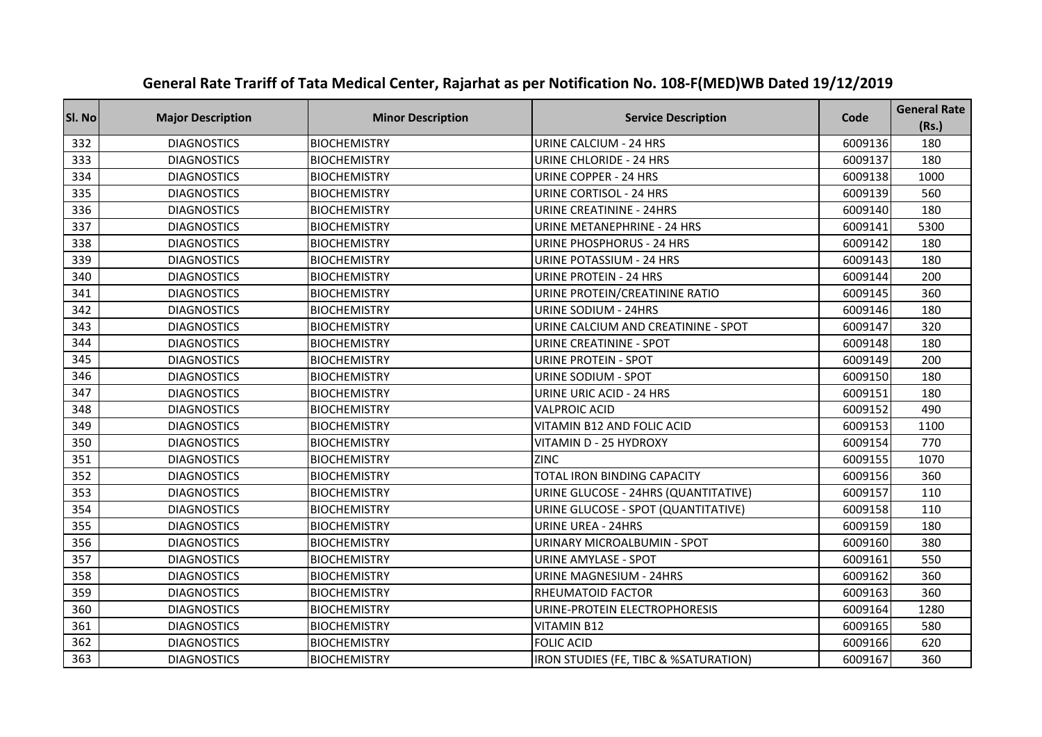# General Rate Trariff of Tata Medical Center, Rajarhat as per Notification No. 108-F(MED)WB Dated 19/12/2019

| Sl. No | Major Description | Minor Description | Service Description | Code | General Rate (Rs.) |
|---|---|---|---|---|---|
| 332 | DIAGNOSTICS | BIOCHEMISTRY | URINE CALCIUM - 24 HRS | 6009136 | 180 |
| 333 | DIAGNOSTICS | BIOCHEMISTRY | URINE CHLORIDE - 24 HRS | 6009137 | 180 |
| 334 | DIAGNOSTICS | BIOCHEMISTRY | URINE COPPER - 24 HRS | 6009138 | 1000 |
| 335 | DIAGNOSTICS | BIOCHEMISTRY | URINE CORTISOL - 24 HRS | 6009139 | 560 |
| 336 | DIAGNOSTICS | BIOCHEMISTRY | URINE CREATININE - 24HRS | 6009140 | 180 |
| 337 | DIAGNOSTICS | BIOCHEMISTRY | URINE METANEPHRINE - 24 HRS | 6009141 | 5300 |
| 338 | DIAGNOSTICS | BIOCHEMISTRY | URINE PHOSPHORUS - 24 HRS | 6009142 | 180 |
| 339 | DIAGNOSTICS | BIOCHEMISTRY | URINE POTASSIUM - 24 HRS | 6009143 | 180 |
| 340 | DIAGNOSTICS | BIOCHEMISTRY | URINE PROTEIN - 24 HRS | 6009144 | 200 |
| 341 | DIAGNOSTICS | BIOCHEMISTRY | URINE PROTEIN/CREATININE RATIO | 6009145 | 360 |
| 342 | DIAGNOSTICS | BIOCHEMISTRY | URINE SODIUM - 24HRS | 6009146 | 180 |
| 343 | DIAGNOSTICS | BIOCHEMISTRY | URINE CALCIUM AND CREATININE - SPOT | 6009147 | 320 |
| 344 | DIAGNOSTICS | BIOCHEMISTRY | URINE CREATININE - SPOT | 6009148 | 180 |
| 345 | DIAGNOSTICS | BIOCHEMISTRY | URINE PROTEIN - SPOT | 6009149 | 200 |
| 346 | DIAGNOSTICS | BIOCHEMISTRY | URINE SODIUM - SPOT | 6009150 | 180 |
| 347 | DIAGNOSTICS | BIOCHEMISTRY | URINE URIC ACID - 24 HRS | 6009151 | 180 |
| 348 | DIAGNOSTICS | BIOCHEMISTRY | VALPROIC ACID | 6009152 | 490 |
| 349 | DIAGNOSTICS | BIOCHEMISTRY | VITAMIN B12 AND FOLIC ACID | 6009153 | 1100 |
| 350 | DIAGNOSTICS | BIOCHEMISTRY | VITAMIN D - 25 HYDROXY | 6009154 | 770 |
| 351 | DIAGNOSTICS | BIOCHEMISTRY | ZINC | 6009155 | 1070 |
| 352 | DIAGNOSTICS | BIOCHEMISTRY | TOTAL IRON BINDING CAPACITY | 6009156 | 360 |
| 353 | DIAGNOSTICS | BIOCHEMISTRY | URINE GLUCOSE - 24HRS (QUANTITATIVE) | 6009157 | 110 |
| 354 | DIAGNOSTICS | BIOCHEMISTRY | URINE GLUCOSE - SPOT (QUANTITATIVE) | 6009158 | 110 |
| 355 | DIAGNOSTICS | BIOCHEMISTRY | URINE UREA - 24HRS | 6009159 | 180 |
| 356 | DIAGNOSTICS | BIOCHEMISTRY | URINARY MICROALBUMIN - SPOT | 6009160 | 380 |
| 357 | DIAGNOSTICS | BIOCHEMISTRY | URINE AMYLASE - SPOT | 6009161 | 550 |
| 358 | DIAGNOSTICS | BIOCHEMISTRY | URINE MAGNESIUM - 24HRS | 6009162 | 360 |
| 359 | DIAGNOSTICS | BIOCHEMISTRY | RHEUMATOID FACTOR | 6009163 | 360 |
| 360 | DIAGNOSTICS | BIOCHEMISTRY | URINE-PROTEIN ELECTROPHORESIS | 6009164 | 1280 |
| 361 | DIAGNOSTICS | BIOCHEMISTRY | VITAMIN B12 | 6009165 | 580 |
| 362 | DIAGNOSTICS | BIOCHEMISTRY | FOLIC ACID | 6009166 | 620 |
| 363 | DIAGNOSTICS | BIOCHEMISTRY | IRON STUDIES (FE, TIBC & %SATURATION) | 6009167 | 360 |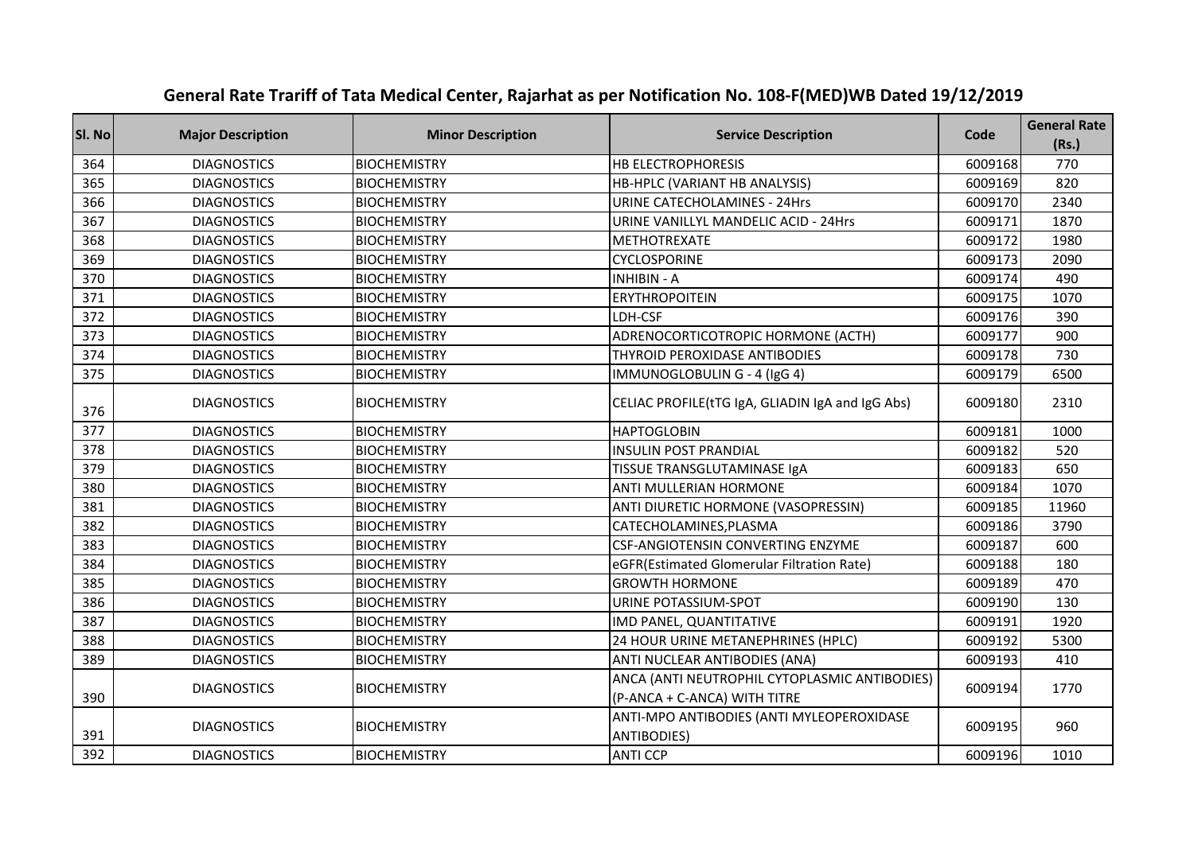# General Rate Trariff of Tata Medical Center, Rajarhat as per Notification No. 108-F(MED)WB Dated 19/12/2019

| Sl. No | Major Description | Minor Description | Service Description | Code | General Rate (Rs.) |
|---|---|---|---|---|---|
| 364 | DIAGNOSTICS | BIOCHEMISTRY | HB ELECTROPHORESIS | 6009168 | 770 |
| 365 | DIAGNOSTICS | BIOCHEMISTRY | HB-HPLC (VARIANT HB ANALYSIS) | 6009169 | 820 |
| 366 | DIAGNOSTICS | BIOCHEMISTRY | URINE CATECHOLAMINES - 24Hrs | 6009170 | 2340 |
| 367 | DIAGNOSTICS | BIOCHEMISTRY | URINE VANILLYL MANDELIC ACID - 24Hrs | 6009171 | 1870 |
| 368 | DIAGNOSTICS | BIOCHEMISTRY | METHOTREXATE | 6009172 | 1980 |
| 369 | DIAGNOSTICS | BIOCHEMISTRY | CYCLOSPORINE | 6009173 | 2090 |
| 370 | DIAGNOSTICS | BIOCHEMISTRY | INHIBIN - A | 6009174 | 490 |
| 371 | DIAGNOSTICS | BIOCHEMISTRY | ERYTHROPOITEIN | 6009175 | 1070 |
| 372 | DIAGNOSTICS | BIOCHEMISTRY | LDH-CSF | 6009176 | 390 |
| 373 | DIAGNOSTICS | BIOCHEMISTRY | ADRENOCORTICOTROPIC HORMONE (ACTH) | 6009177 | 900 |
| 374 | DIAGNOSTICS | BIOCHEMISTRY | THYROID PEROXIDASE ANTIBODIES | 6009178 | 730 |
| 375 | DIAGNOSTICS | BIOCHEMISTRY | IMMUNOGLOBULIN G - 4 (IgG 4) | 6009179 | 6500 |
| 376 | DIAGNOSTICS | BIOCHEMISTRY | CELIAC PROFILE(tTG IgA, GLIADIN IgA and IgG Abs) | 6009180 | 2310 |
| 377 | DIAGNOSTICS | BIOCHEMISTRY | HAPTOGLOBIN | 6009181 | 1000 |
| 378 | DIAGNOSTICS | BIOCHEMISTRY | INSULIN POST PRANDIAL | 6009182 | 520 |
| 379 | DIAGNOSTICS | BIOCHEMISTRY | TISSUE TRANSGLUTAMINASE IgA | 6009183 | 650 |
| 380 | DIAGNOSTICS | BIOCHEMISTRY | ANTI MULLERIAN HORMONE | 6009184 | 1070 |
| 381 | DIAGNOSTICS | BIOCHEMISTRY | ANTI DIURETIC HORMONE (VASOPRESSIN) | 6009185 | 11960 |
| 382 | DIAGNOSTICS | BIOCHEMISTRY | CATECHOLAMINES,PLASMA | 6009186 | 3790 |
| 383 | DIAGNOSTICS | BIOCHEMISTRY | CSF-ANGIOTENSIN CONVERTING ENZYME | 6009187 | 600 |
| 384 | DIAGNOSTICS | BIOCHEMISTRY | eGFR(Estimated Glomerular Filtration Rate) | 6009188 | 180 |
| 385 | DIAGNOSTICS | BIOCHEMISTRY | GROWTH HORMONE | 6009189 | 470 |
| 386 | DIAGNOSTICS | BIOCHEMISTRY | URINE POTASSIUM-SPOT | 6009190 | 130 |
| 387 | DIAGNOSTICS | BIOCHEMISTRY | IMD PANEL, QUANTITATIVE | 6009191 | 1920 |
| 388 | DIAGNOSTICS | BIOCHEMISTRY | 24 HOUR URINE METANEPHRINES (HPLC) | 6009192 | 5300 |
| 389 | DIAGNOSTICS | BIOCHEMISTRY | ANTI NUCLEAR ANTIBODIES (ANA) | 6009193 | 410 |
| 390 | DIAGNOSTICS | BIOCHEMISTRY | ANCA (ANTI NEUTROPHIL CYTOPLASMIC ANTIBODIES) (P-ANCA + C-ANCA) WITH TITRE | 6009194 | 1770 |
| 391 | DIAGNOSTICS | BIOCHEMISTRY | ANTI-MPO ANTIBODIES (ANTI MYLEOPEROXIDASE ANTIBODIES) | 6009195 | 960 |
| 392 | DIAGNOSTICS | BIOCHEMISTRY | ANTI CCP | 6009196 | 1010 |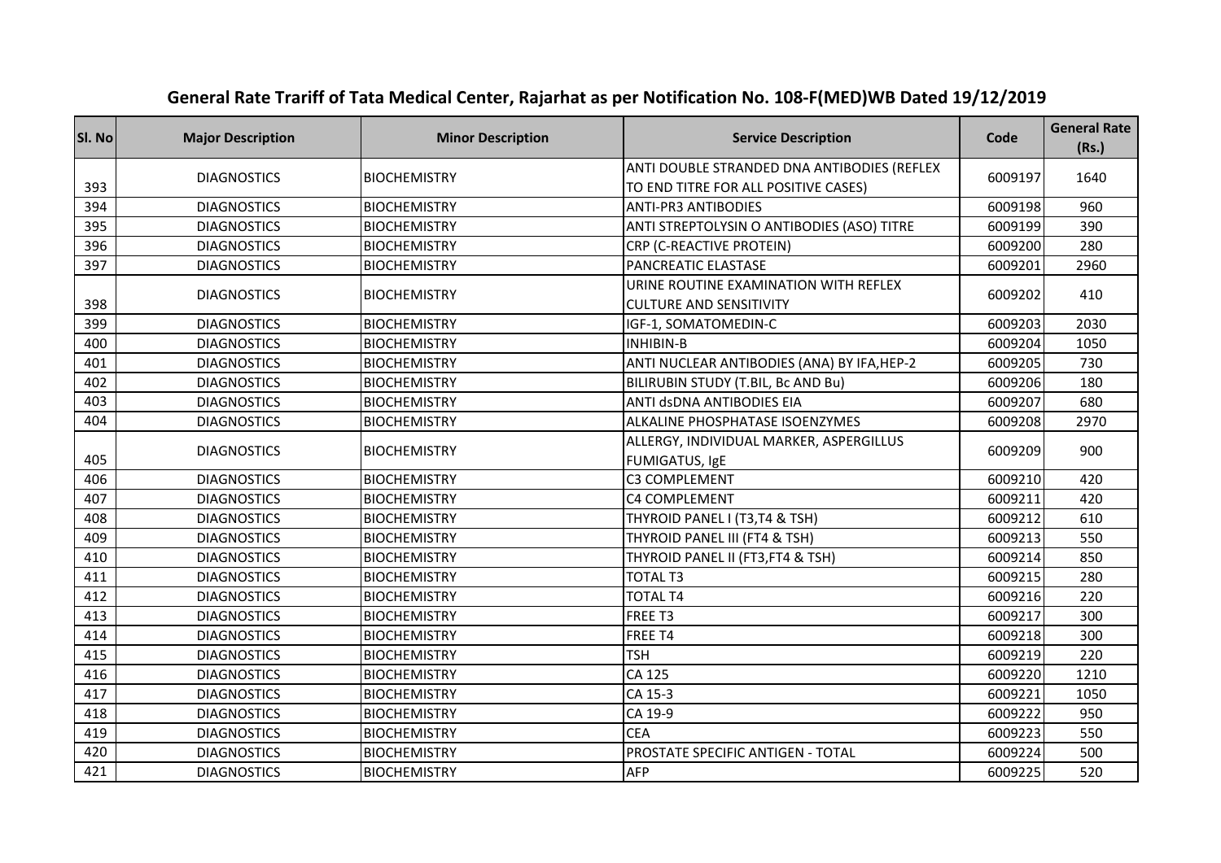# General Rate Trariff of Tata Medical Center, Rajarhat as per Notification No. 108-F(MED)WB Dated 19/12/2019

| Sl. No | Major Description | Minor Description | Service Description | Code | General Rate (Rs.) |
|---|---|---|---|---|---|
| 393 | DIAGNOSTICS | BIOCHEMISTRY | ANTI DOUBLE STRANDED DNA ANTIBODIES (REFLEX TO END TITRE FOR ALL POSITIVE CASES) | 6009197 | 1640 |
| 394 | DIAGNOSTICS | BIOCHEMISTRY | ANTI-PR3 ANTIBODIES | 6009198 | 960 |
| 395 | DIAGNOSTICS | BIOCHEMISTRY | ANTI STREPTOLYSIN O ANTIBODIES (ASO) TITRE | 6009199 | 390 |
| 396 | DIAGNOSTICS | BIOCHEMISTRY | CRP (C-REACTIVE PROTEIN) | 6009200 | 280 |
| 397 | DIAGNOSTICS | BIOCHEMISTRY | PANCREATIC ELASTASE | 6009201 | 2960 |
| 398 | DIAGNOSTICS | BIOCHEMISTRY | URINE ROUTINE EXAMINATION WITH REFLEX CULTURE AND SENSITIVITY | 6009202 | 410 |
| 399 | DIAGNOSTICS | BIOCHEMISTRY | IGF-1, SOMATOMEDIN-C | 6009203 | 2030 |
| 400 | DIAGNOSTICS | BIOCHEMISTRY | INHIBIN-B | 6009204 | 1050 |
| 401 | DIAGNOSTICS | BIOCHEMISTRY | ANTI NUCLEAR ANTIBODIES (ANA) BY IFA,HEP-2 | 6009205 | 730 |
| 402 | DIAGNOSTICS | BIOCHEMISTRY | BILIRUBIN STUDY (T.BIL, Bc AND Bu) | 6009206 | 180 |
| 403 | DIAGNOSTICS | BIOCHEMISTRY | ANTI dsDNA ANTIBODIES EIA | 6009207 | 680 |
| 404 | DIAGNOSTICS | BIOCHEMISTRY | ALKALINE PHOSPHATASE ISOENZYMES | 6009208 | 2970 |
| 405 | DIAGNOSTICS | BIOCHEMISTRY | ALLERGY, INDIVIDUAL MARKER, ASPERGILLUS FUMIGATUS, IgE | 6009209 | 900 |
| 406 | DIAGNOSTICS | BIOCHEMISTRY | C3 COMPLEMENT | 6009210 | 420 |
| 407 | DIAGNOSTICS | BIOCHEMISTRY | C4 COMPLEMENT | 6009211 | 420 |
| 408 | DIAGNOSTICS | BIOCHEMISTRY | THYROID PANEL I (T3,T4 & TSH) | 6009212 | 610 |
| 409 | DIAGNOSTICS | BIOCHEMISTRY | THYROID PANEL III (FT4 & TSH) | 6009213 | 550 |
| 410 | DIAGNOSTICS | BIOCHEMISTRY | THYROID PANEL II (FT3,FT4 & TSH) | 6009214 | 850 |
| 411 | DIAGNOSTICS | BIOCHEMISTRY | TOTAL T3 | 6009215 | 280 |
| 412 | DIAGNOSTICS | BIOCHEMISTRY | TOTAL T4 | 6009216 | 220 |
| 413 | DIAGNOSTICS | BIOCHEMISTRY | FREE T3 | 6009217 | 300 |
| 414 | DIAGNOSTICS | BIOCHEMISTRY | FREE T4 | 6009218 | 300 |
| 415 | DIAGNOSTICS | BIOCHEMISTRY | TSH | 6009219 | 220 |
| 416 | DIAGNOSTICS | BIOCHEMISTRY | CA 125 | 6009220 | 1210 |
| 417 | DIAGNOSTICS | BIOCHEMISTRY | CA 15-3 | 6009221 | 1050 |
| 418 | DIAGNOSTICS | BIOCHEMISTRY | CA 19-9 | 6009222 | 950 |
| 419 | DIAGNOSTICS | BIOCHEMISTRY | CEA | 6009223 | 550 |
| 420 | DIAGNOSTICS | BIOCHEMISTRY | PROSTATE SPECIFIC ANTIGEN - TOTAL | 6009224 | 500 |
| 421 | DIAGNOSTICS | BIOCHEMISTRY | AFP | 6009225 | 520 |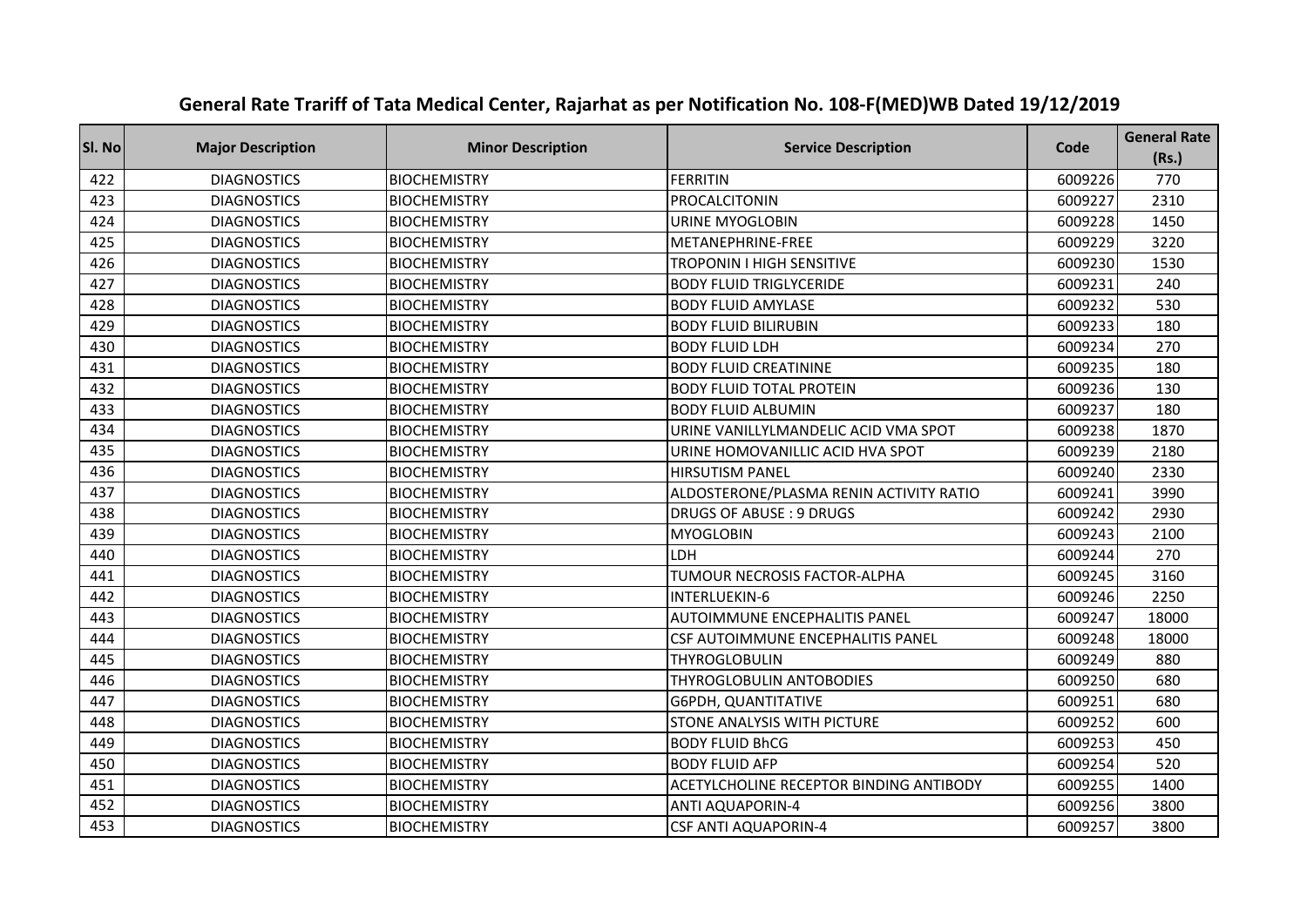# General Rate Trariff of Tata Medical Center, Rajarhat as per Notification No. 108-F(MED)WB Dated 19/12/2019

| Sl. No | Major Description | Minor Description | Service Description | Code | General Rate (Rs.) |
|---|---|---|---|---|---|
| 422 | DIAGNOSTICS | BIOCHEMISTRY | FERRITIN | 6009226 | 770 |
| 423 | DIAGNOSTICS | BIOCHEMISTRY | PROCALCITONIN | 6009227 | 2310 |
| 424 | DIAGNOSTICS | BIOCHEMISTRY | URINE MYOGLOBIN | 6009228 | 1450 |
| 425 | DIAGNOSTICS | BIOCHEMISTRY | METANEPHRINE-FREE | 6009229 | 3220 |
| 426 | DIAGNOSTICS | BIOCHEMISTRY | TROPONIN I HIGH SENSITIVE | 6009230 | 1530 |
| 427 | DIAGNOSTICS | BIOCHEMISTRY | BODY FLUID TRIGLYCERIDE | 6009231 | 240 |
| 428 | DIAGNOSTICS | BIOCHEMISTRY | BODY FLUID AMYLASE | 6009232 | 530 |
| 429 | DIAGNOSTICS | BIOCHEMISTRY | BODY FLUID BILIRUBIN | 6009233 | 180 |
| 430 | DIAGNOSTICS | BIOCHEMISTRY | BODY FLUID LDH | 6009234 | 270 |
| 431 | DIAGNOSTICS | BIOCHEMISTRY | BODY FLUID CREATININE | 6009235 | 180 |
| 432 | DIAGNOSTICS | BIOCHEMISTRY | BODY FLUID TOTAL PROTEIN | 6009236 | 130 |
| 433 | DIAGNOSTICS | BIOCHEMISTRY | BODY FLUID ALBUMIN | 6009237 | 180 |
| 434 | DIAGNOSTICS | BIOCHEMISTRY | URINE VANILLYLMANDELIC ACID VMA SPOT | 6009238 | 1870 |
| 435 | DIAGNOSTICS | BIOCHEMISTRY | URINE HOMOVANILLIC ACID HVA SPOT | 6009239 | 2180 |
| 436 | DIAGNOSTICS | BIOCHEMISTRY | HIRSUTISM PANEL | 6009240 | 2330 |
| 437 | DIAGNOSTICS | BIOCHEMISTRY | ALDOSTERONE/PLASMA RENIN ACTIVITY RATIO | 6009241 | 3990 |
| 438 | DIAGNOSTICS | BIOCHEMISTRY | DRUGS OF ABUSE : 9 DRUGS | 6009242 | 2930 |
| 439 | DIAGNOSTICS | BIOCHEMISTRY | MYOGLOBIN | 6009243 | 2100 |
| 440 | DIAGNOSTICS | BIOCHEMISTRY | LDH | 6009244 | 270 |
| 441 | DIAGNOSTICS | BIOCHEMISTRY | TUMOUR NECROSIS FACTOR-ALPHA | 6009245 | 3160 |
| 442 | DIAGNOSTICS | BIOCHEMISTRY | INTERLUEKIN-6 | 6009246 | 2250 |
| 443 | DIAGNOSTICS | BIOCHEMISTRY | AUTOIMMUNE ENCEPHALITIS PANEL | 6009247 | 18000 |
| 444 | DIAGNOSTICS | BIOCHEMISTRY | CSF AUTOIMMUNE ENCEPHALITIS PANEL | 6009248 | 18000 |
| 445 | DIAGNOSTICS | BIOCHEMISTRY | THYROGLOBULIN | 6009249 | 880 |
| 446 | DIAGNOSTICS | BIOCHEMISTRY | THYROGLOBULIN ANTOBODIES | 6009250 | 680 |
| 447 | DIAGNOSTICS | BIOCHEMISTRY | G6PDH, QUANTITATIVE | 6009251 | 680 |
| 448 | DIAGNOSTICS | BIOCHEMISTRY | STONE ANALYSIS WITH PICTURE | 6009252 | 600 |
| 449 | DIAGNOSTICS | BIOCHEMISTRY | BODY FLUID BhCG | 6009253 | 450 |
| 450 | DIAGNOSTICS | BIOCHEMISTRY | BODY FLUID AFP | 6009254 | 520 |
| 451 | DIAGNOSTICS | BIOCHEMISTRY | ACETYLCHOLINE RECEPTOR BINDING ANTIBODY | 6009255 | 1400 |
| 452 | DIAGNOSTICS | BIOCHEMISTRY | ANTI AQUAPORIN-4 | 6009256 | 3800 |
| 453 | DIAGNOSTICS | BIOCHEMISTRY | CSF ANTI AQUAPORIN-4 | 6009257 | 3800 |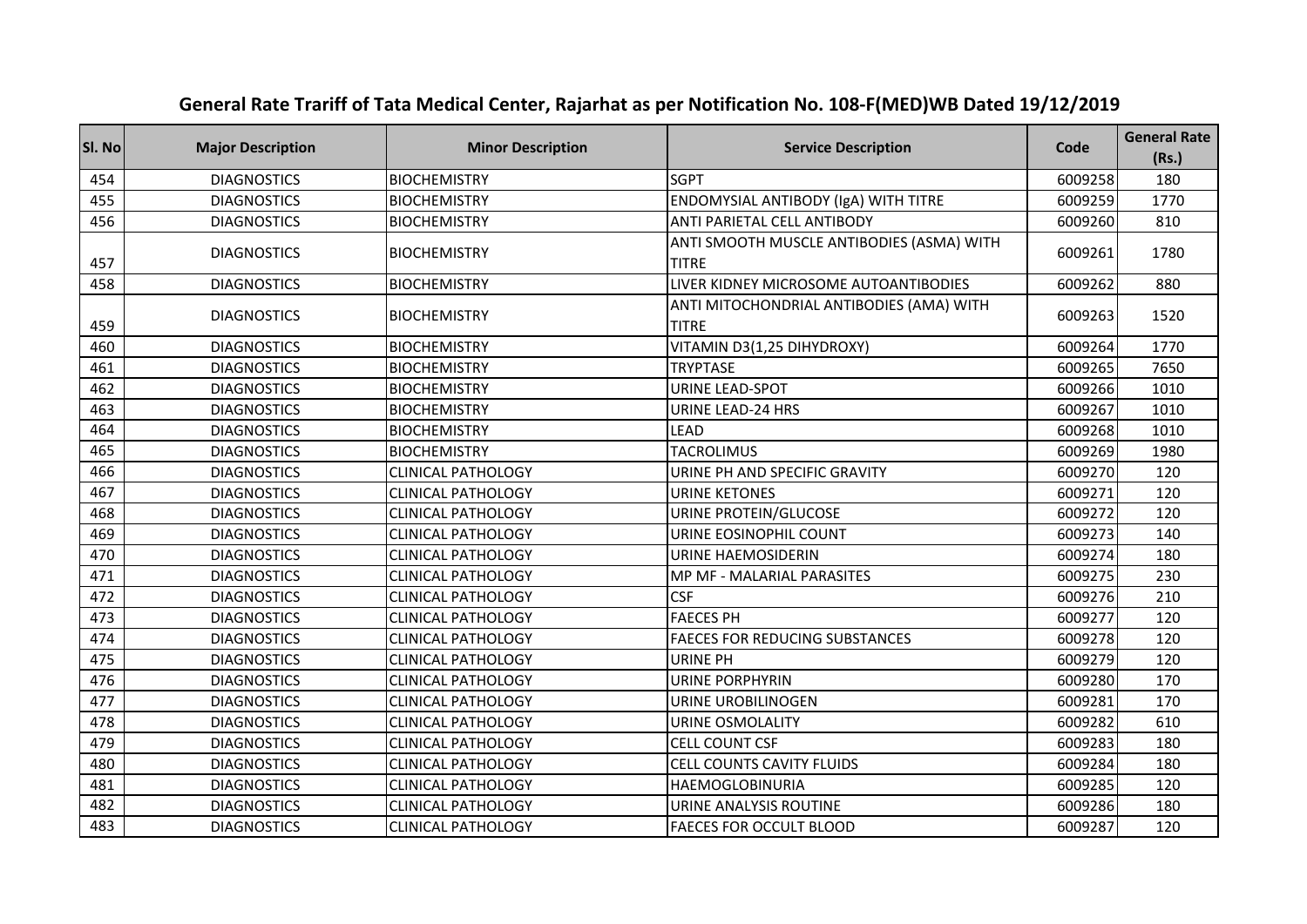# General Rate Trariff of Tata Medical Center, Rajarhat as per Notification No. 108-F(MED)WB Dated 19/12/2019

| Sl. No | Major Description | Minor Description | Service Description | Code | General Rate (Rs.) |
|---|---|---|---|---|---|
| 454 | DIAGNOSTICS | BIOCHEMISTRY | SGPT | 6009258 | 180 |
| 455 | DIAGNOSTICS | BIOCHEMISTRY | ENDOMYSIAL ANTIBODY (IgA) WITH TITRE | 6009259 | 1770 |
| 456 | DIAGNOSTICS | BIOCHEMISTRY | ANTI PARIETAL CELL ANTIBODY | 6009260 | 810 |
| 457 | DIAGNOSTICS | BIOCHEMISTRY | ANTI SMOOTH MUSCLE ANTIBODIES (ASMA) WITH TITRE | 6009261 | 1780 |
| 458 | DIAGNOSTICS | BIOCHEMISTRY | LIVER KIDNEY MICROSOME AUTOANTIBODIES | 6009262 | 880 |
| 459 | DIAGNOSTICS | BIOCHEMISTRY | ANTI MITOCHONDRIAL ANTIBODIES (AMA) WITH TITRE | 6009263 | 1520 |
| 460 | DIAGNOSTICS | BIOCHEMISTRY | VITAMIN D3(1,25 DIHYDROXY) | 6009264 | 1770 |
| 461 | DIAGNOSTICS | BIOCHEMISTRY | TRYPTASE | 6009265 | 7650 |
| 462 | DIAGNOSTICS | BIOCHEMISTRY | URINE LEAD-SPOT | 6009266 | 1010 |
| 463 | DIAGNOSTICS | BIOCHEMISTRY | URINE LEAD-24 HRS | 6009267 | 1010 |
| 464 | DIAGNOSTICS | BIOCHEMISTRY | LEAD | 6009268 | 1010 |
| 465 | DIAGNOSTICS | BIOCHEMISTRY | TACROLIMUS | 6009269 | 1980 |
| 466 | DIAGNOSTICS | CLINICAL PATHOLOGY | URINE PH AND SPECIFIC GRAVITY | 6009270 | 120 |
| 467 | DIAGNOSTICS | CLINICAL PATHOLOGY | URINE KETONES | 6009271 | 120 |
| 468 | DIAGNOSTICS | CLINICAL PATHOLOGY | URINE PROTEIN/GLUCOSE | 6009272 | 120 |
| 469 | DIAGNOSTICS | CLINICAL PATHOLOGY | URINE EOSINOPHIL COUNT | 6009273 | 140 |
| 470 | DIAGNOSTICS | CLINICAL PATHOLOGY | URINE HAEMOSIDERIN | 6009274 | 180 |
| 471 | DIAGNOSTICS | CLINICAL PATHOLOGY | MP MF - MALARIAL PARASITES | 6009275 | 230 |
| 472 | DIAGNOSTICS | CLINICAL PATHOLOGY | CSF | 6009276 | 210 |
| 473 | DIAGNOSTICS | CLINICAL PATHOLOGY | FAECES PH | 6009277 | 120 |
| 474 | DIAGNOSTICS | CLINICAL PATHOLOGY | FAECES FOR REDUCING SUBSTANCES | 6009278 | 120 |
| 475 | DIAGNOSTICS | CLINICAL PATHOLOGY | URINE PH | 6009279 | 120 |
| 476 | DIAGNOSTICS | CLINICAL PATHOLOGY | URINE PORPHYRIN | 6009280 | 170 |
| 477 | DIAGNOSTICS | CLINICAL PATHOLOGY | URINE UROBILINOGEN | 6009281 | 170 |
| 478 | DIAGNOSTICS | CLINICAL PATHOLOGY | URINE OSMOLALITY | 6009282 | 610 |
| 479 | DIAGNOSTICS | CLINICAL PATHOLOGY | CELL COUNT CSF | 6009283 | 180 |
| 480 | DIAGNOSTICS | CLINICAL PATHOLOGY | CELL COUNTS CAVITY FLUIDS | 6009284 | 180 |
| 481 | DIAGNOSTICS | CLINICAL PATHOLOGY | HAEMOGLOBINURIA | 6009285 | 120 |
| 482 | DIAGNOSTICS | CLINICAL PATHOLOGY | URINE ANALYSIS ROUTINE | 6009286 | 180 |
| 483 | DIAGNOSTICS | CLINICAL PATHOLOGY | FAECES FOR OCCULT BLOOD | 6009287 | 120 |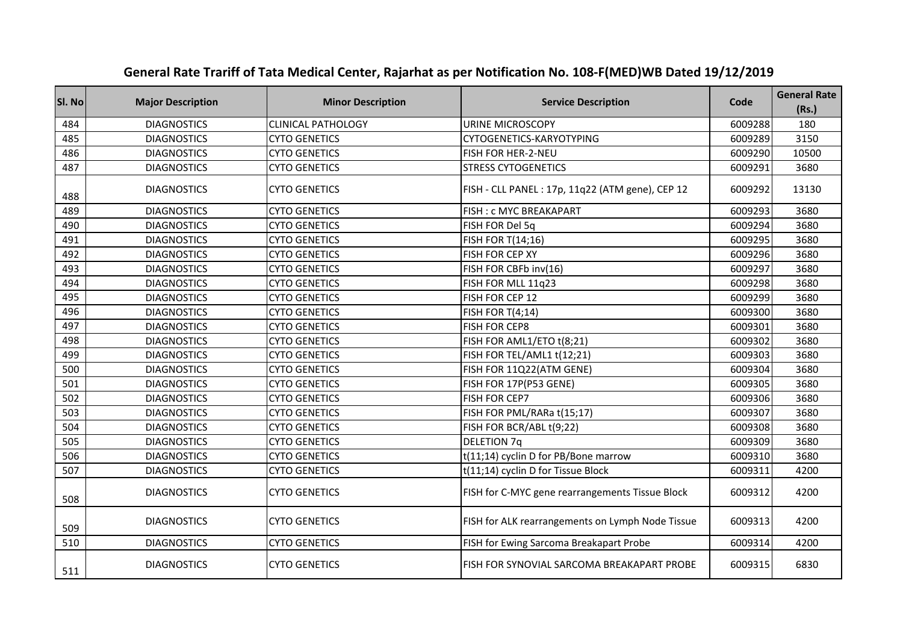# General Rate Trariff of Tata Medical Center, Rajarhat as per Notification No. 108-F(MED)WB Dated 19/12/2019

| Sl. No | Major Description | Minor Description | Service Description | Code | General Rate (Rs.) |
|---|---|---|---|---|---|
| 484 | DIAGNOSTICS | CLINICAL PATHOLOGY | URINE MICROSCOPY | 6009288 | 180 |
| 485 | DIAGNOSTICS | CYTO GENETICS | CYTOGENETICS-KARYOTYPING | 6009289 | 3150 |
| 486 | DIAGNOSTICS | CYTO GENETICS | FISH FOR HER-2-NEU | 6009290 | 10500 |
| 487 | DIAGNOSTICS | CYTO GENETICS | STRESS CYTOGENETICS | 6009291 | 3680 |
| 488 | DIAGNOSTICS | CYTO GENETICS | FISH - CLL PANEL : 17p, 11q22 (ATM gene), CEP 12 | 6009292 | 13130 |
| 489 | DIAGNOSTICS | CYTO GENETICS | FISH : c MYC BREAKAPART | 6009293 | 3680 |
| 490 | DIAGNOSTICS | CYTO GENETICS | FISH FOR Del 5q | 6009294 | 3680 |
| 491 | DIAGNOSTICS | CYTO GENETICS | FISH FOR T(14;16) | 6009295 | 3680 |
| 492 | DIAGNOSTICS | CYTO GENETICS | FISH FOR CEP XY | 6009296 | 3680 |
| 493 | DIAGNOSTICS | CYTO GENETICS | FISH FOR CBFb inv(16) | 6009297 | 3680 |
| 494 | DIAGNOSTICS | CYTO GENETICS | FISH FOR MLL 11q23 | 6009298 | 3680 |
| 495 | DIAGNOSTICS | CYTO GENETICS | FISH FOR CEP 12 | 6009299 | 3680 |
| 496 | DIAGNOSTICS | CYTO GENETICS | FISH FOR T(4;14) | 6009300 | 3680 |
| 497 | DIAGNOSTICS | CYTO GENETICS | FISH FOR CEP8 | 6009301 | 3680 |
| 498 | DIAGNOSTICS | CYTO GENETICS | FISH FOR AML1/ETO t(8;21) | 6009302 | 3680 |
| 499 | DIAGNOSTICS | CYTO GENETICS | FISH FOR TEL/AML1 t(12;21) | 6009303 | 3680 |
| 500 | DIAGNOSTICS | CYTO GENETICS | FISH FOR 11Q22(ATM GENE) | 6009304 | 3680 |
| 501 | DIAGNOSTICS | CYTO GENETICS | FISH FOR 17P(P53 GENE) | 6009305 | 3680 |
| 502 | DIAGNOSTICS | CYTO GENETICS | FISH FOR CEP7 | 6009306 | 3680 |
| 503 | DIAGNOSTICS | CYTO GENETICS | FISH FOR PML/RARa t(15;17) | 6009307 | 3680 |
| 504 | DIAGNOSTICS | CYTO GENETICS | FISH FOR BCR/ABL t(9;22) | 6009308 | 3680 |
| 505 | DIAGNOSTICS | CYTO GENETICS | DELETION 7q | 6009309 | 3680 |
| 506 | DIAGNOSTICS | CYTO GENETICS | t(11;14) cyclin D for PB/Bone marrow | 6009310 | 3680 |
| 507 | DIAGNOSTICS | CYTO GENETICS | t(11;14) cyclin D for Tissue Block | 6009311 | 4200 |
| 508 | DIAGNOSTICS | CYTO GENETICS | FISH for C-MYC gene rearrangements Tissue Block | 6009312 | 4200 |
| 509 | DIAGNOSTICS | CYTO GENETICS | FISH for ALK rearrangements on Lymph Node Tissue | 6009313 | 4200 |
| 510 | DIAGNOSTICS | CYTO GENETICS | FISH for Ewing Sarcoma Breakapart Probe | 6009314 | 4200 |
| 511 | DIAGNOSTICS | CYTO GENETICS | FISH FOR SYNOVIAL SARCOMA BREAKAPART PROBE | 6009315 | 6830 |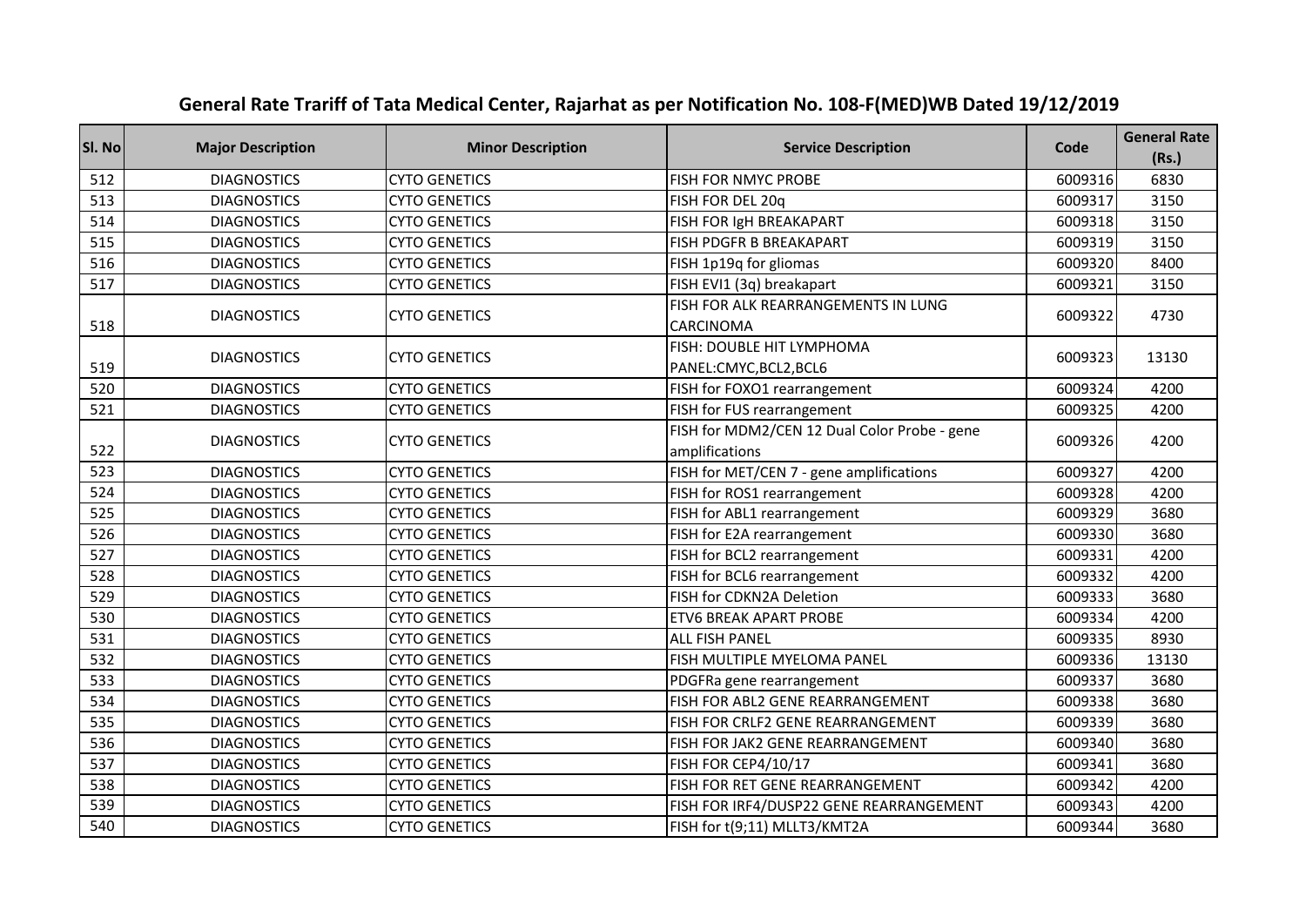# General Rate Trariff of Tata Medical Center, Rajarhat as per Notification No. 108-F(MED)WB Dated 19/12/2019

| Sl. No | Major Description | Minor Description | Service Description | Code | General Rate (Rs.) |
|---|---|---|---|---|---|
| 512 | DIAGNOSTICS | CYTO GENETICS | FISH FOR NMYC PROBE | 6009316 | 6830 |
| 513 | DIAGNOSTICS | CYTO GENETICS | FISH FOR DEL 20q | 6009317 | 3150 |
| 514 | DIAGNOSTICS | CYTO GENETICS | FISH FOR IgH BREAKAPART | 6009318 | 3150 |
| 515 | DIAGNOSTICS | CYTO GENETICS | FISH PDGFR B BREAKAPART | 6009319 | 3150 |
| 516 | DIAGNOSTICS | CYTO GENETICS | FISH 1p19q for gliomas | 6009320 | 8400 |
| 517 | DIAGNOSTICS | CYTO GENETICS | FISH EVI1 (3q) breakapart | 6009321 | 3150 |
| 518 | DIAGNOSTICS | CYTO GENETICS | FISH FOR ALK REARRANGEMENTS IN LUNG CARCINOMA | 6009322 | 4730 |
| 519 | DIAGNOSTICS | CYTO GENETICS | FISH: DOUBLE HIT LYMPHOMA PANEL:CMYC,BCL2,BCL6 | 6009323 | 13130 |
| 520 | DIAGNOSTICS | CYTO GENETICS | FISH for FOXO1 rearrangement | 6009324 | 4200 |
| 521 | DIAGNOSTICS | CYTO GENETICS | FISH for FUS rearrangement | 6009325 | 4200 |
| 522 | DIAGNOSTICS | CYTO GENETICS | FISH for MDM2/CEN 12 Dual Color Probe - gene amplifications | 6009326 | 4200 |
| 523 | DIAGNOSTICS | CYTO GENETICS | FISH for MET/CEN 7 - gene amplifications | 6009327 | 4200 |
| 524 | DIAGNOSTICS | CYTO GENETICS | FISH for ROS1 rearrangement | 6009328 | 4200 |
| 525 | DIAGNOSTICS | CYTO GENETICS | FISH for ABL1 rearrangement | 6009329 | 3680 |
| 526 | DIAGNOSTICS | CYTO GENETICS | FISH for E2A rearrangement | 6009330 | 3680 |
| 527 | DIAGNOSTICS | CYTO GENETICS | FISH for BCL2 rearrangement | 6009331 | 4200 |
| 528 | DIAGNOSTICS | CYTO GENETICS | FISH for BCL6 rearrangement | 6009332 | 4200 |
| 529 | DIAGNOSTICS | CYTO GENETICS | FISH for CDKN2A Deletion | 6009333 | 3680 |
| 530 | DIAGNOSTICS | CYTO GENETICS | ETV6 BREAK APART PROBE | 6009334 | 4200 |
| 531 | DIAGNOSTICS | CYTO GENETICS | ALL FISH PANEL | 6009335 | 8930 |
| 532 | DIAGNOSTICS | CYTO GENETICS | FISH MULTIPLE MYELOMA PANEL | 6009336 | 13130 |
| 533 | DIAGNOSTICS | CYTO GENETICS | PDGFRa gene rearrangement | 6009337 | 3680 |
| 534 | DIAGNOSTICS | CYTO GENETICS | FISH FOR ABL2 GENE REARRANGEMENT | 6009338 | 3680 |
| 535 | DIAGNOSTICS | CYTO GENETICS | FISH FOR CRLF2 GENE REARRANGEMENT | 6009339 | 3680 |
| 536 | DIAGNOSTICS | CYTO GENETICS | FISH FOR JAK2 GENE REARRANGEMENT | 6009340 | 3680 |
| 537 | DIAGNOSTICS | CYTO GENETICS | FISH FOR CEP4/10/17 | 6009341 | 3680 |
| 538 | DIAGNOSTICS | CYTO GENETICS | FISH FOR RET GENE REARRANGEMENT | 6009342 | 4200 |
| 539 | DIAGNOSTICS | CYTO GENETICS | FISH FOR IRF4/DUSP22 GENE REARRANGEMENT | 6009343 | 4200 |
| 540 | DIAGNOSTICS | CYTO GENETICS | FISH for t(9;11) MLLT3/KMT2A | 6009344 | 3680 |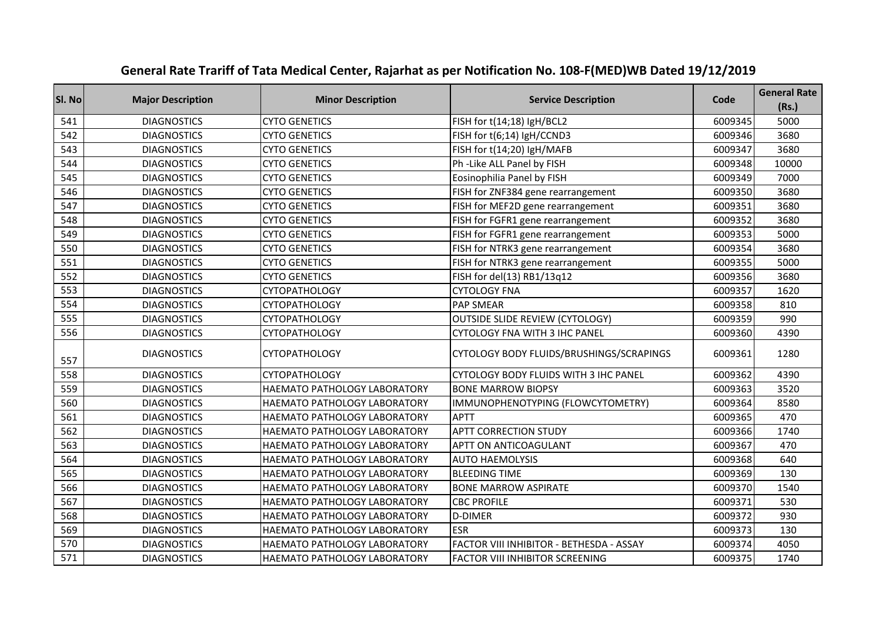# General Rate Trariff of Tata Medical Center, Rajarhat as per Notification No. 108-F(MED)WB Dated 19/12/2019

| Sl. No | Major Description | Minor Description | Service Description | Code | General Rate (Rs.) |
|---|---|---|---|---|---|
| 541 | DIAGNOSTICS | CYTO GENETICS | FISH for t(14;18) IgH/BCL2 | 6009345 | 5000 |
| 542 | DIAGNOSTICS | CYTO GENETICS | FISH for t(6;14) IgH/CCND3 | 6009346 | 3680 |
| 543 | DIAGNOSTICS | CYTO GENETICS | FISH for t(14;20) IgH/MAFB | 6009347 | 3680 |
| 544 | DIAGNOSTICS | CYTO GENETICS | Ph -Like ALL Panel by FISH | 6009348 | 10000 |
| 545 | DIAGNOSTICS | CYTO GENETICS | Eosinophilia Panel by FISH | 6009349 | 7000 |
| 546 | DIAGNOSTICS | CYTO GENETICS | FISH for ZNF384 gene rearrangement | 6009350 | 3680 |
| 547 | DIAGNOSTICS | CYTO GENETICS | FISH for MEF2D gene rearrangement | 6009351 | 3680 |
| 548 | DIAGNOSTICS | CYTO GENETICS | FISH for FGFR1 gene rearrangement | 6009352 | 3680 |
| 549 | DIAGNOSTICS | CYTO GENETICS | FISH for FGFR1 gene rearrangement | 6009353 | 5000 |
| 550 | DIAGNOSTICS | CYTO GENETICS | FISH for NTRK3 gene rearrangement | 6009354 | 3680 |
| 551 | DIAGNOSTICS | CYTO GENETICS | FISH for NTRK3 gene rearrangement | 6009355 | 5000 |
| 552 | DIAGNOSTICS | CYTO GENETICS | FISH for del(13) RB1/13q12 | 6009356 | 3680 |
| 553 | DIAGNOSTICS | CYTOPATHOLOGY | CYTOLOGY FNA | 6009357 | 1620 |
| 554 | DIAGNOSTICS | CYTOPATHOLOGY | PAP SMEAR | 6009358 | 810 |
| 555 | DIAGNOSTICS | CYTOPATHOLOGY | OUTSIDE SLIDE REVIEW (CYTOLOGY) | 6009359 | 990 |
| 556 | DIAGNOSTICS | CYTOPATHOLOGY | CYTOLOGY FNA WITH 3 IHC PANEL | 6009360 | 4390 |
| 557 | DIAGNOSTICS | CYTOPATHOLOGY | CYTOLOGY BODY FLUIDS/BRUSHINGS/SCRAPINGS | 6009361 | 1280 |
| 558 | DIAGNOSTICS | CYTOPATHOLOGY | CYTOLOGY BODY FLUIDS WITH 3 IHC PANEL | 6009362 | 4390 |
| 559 | DIAGNOSTICS | HAEMATO PATHOLOGY LABORATORY | BONE MARROW BIOPSY | 6009363 | 3520 |
| 560 | DIAGNOSTICS | HAEMATO PATHOLOGY LABORATORY | IMMUNOPHENOTYPING (FLOWCYTOMETRY) | 6009364 | 8580 |
| 561 | DIAGNOSTICS | HAEMATO PATHOLOGY LABORATORY | APTT | 6009365 | 470 |
| 562 | DIAGNOSTICS | HAEMATO PATHOLOGY LABORATORY | APTT CORRECTION STUDY | 6009366 | 1740 |
| 563 | DIAGNOSTICS | HAEMATO PATHOLOGY LABORATORY | APTT ON ANTICOAGULANT | 6009367 | 470 |
| 564 | DIAGNOSTICS | HAEMATO PATHOLOGY LABORATORY | AUTO HAEMOLYSIS | 6009368 | 640 |
| 565 | DIAGNOSTICS | HAEMATO PATHOLOGY LABORATORY | BLEEDING TIME | 6009369 | 130 |
| 566 | DIAGNOSTICS | HAEMATO PATHOLOGY LABORATORY | BONE MARROW ASPIRATE | 6009370 | 1540 |
| 567 | DIAGNOSTICS | HAEMATO PATHOLOGY LABORATORY | CBC PROFILE | 6009371 | 530 |
| 568 | DIAGNOSTICS | HAEMATO PATHOLOGY LABORATORY | D-DIMER | 6009372 | 930 |
| 569 | DIAGNOSTICS | HAEMATO PATHOLOGY LABORATORY | ESR | 6009373 | 130 |
| 570 | DIAGNOSTICS | HAEMATO PATHOLOGY LABORATORY | FACTOR VIII INHIBITOR - BETHESDA - ASSAY | 6009374 | 4050 |
| 571 | DIAGNOSTICS | HAEMATO PATHOLOGY LABORATORY | FACTOR VIII INHIBITOR SCREENING | 6009375 | 1740 |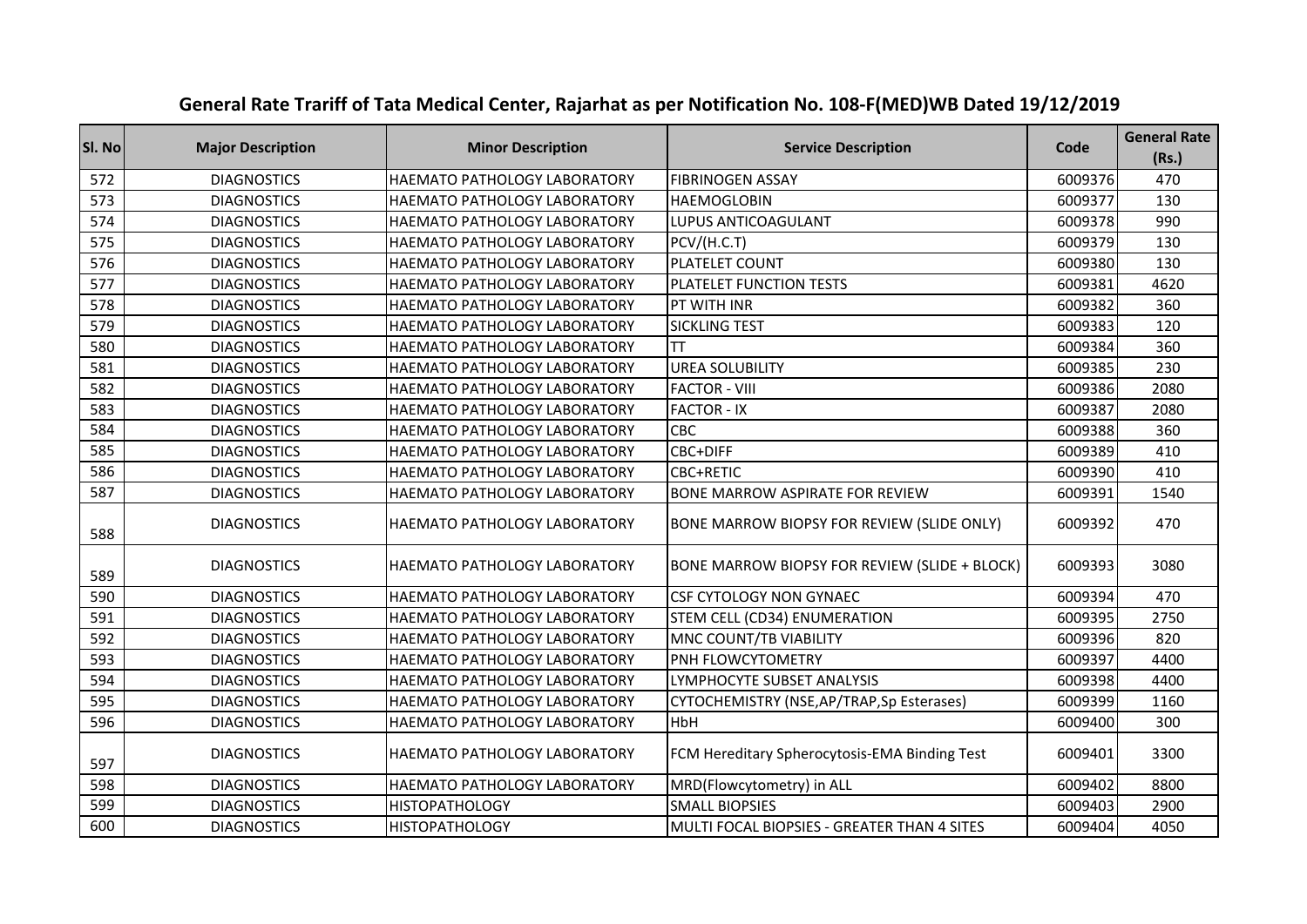## General Rate Trariff of Tata Medical Center, Rajarhat as per Notification No. 108-F(MED)WB Dated 19/12/2019

| Sl. No | Major Description | Minor Description | Service Description | Code | General Rate (Rs.) |
|---|---|---|---|---|---|
| 572 | DIAGNOSTICS | HAEMATO PATHOLOGY LABORATORY | FIBRINOGEN ASSAY | 6009376 | 470 |
| 573 | DIAGNOSTICS | HAEMATO PATHOLOGY LABORATORY | HAEMOGLOBIN | 6009377 | 130 |
| 574 | DIAGNOSTICS | HAEMATO PATHOLOGY LABORATORY | LUPUS ANTICOAGULANT | 6009378 | 990 |
| 575 | DIAGNOSTICS | HAEMATO PATHOLOGY LABORATORY | PCV/(H.C.T) | 6009379 | 130 |
| 576 | DIAGNOSTICS | HAEMATO PATHOLOGY LABORATORY | PLATELET COUNT | 6009380 | 130 |
| 577 | DIAGNOSTICS | HAEMATO PATHOLOGY LABORATORY | PLATELET FUNCTION TESTS | 6009381 | 4620 |
| 578 | DIAGNOSTICS | HAEMATO PATHOLOGY LABORATORY | PT WITH INR | 6009382 | 360 |
| 579 | DIAGNOSTICS | HAEMATO PATHOLOGY LABORATORY | SICKLING TEST | 6009383 | 120 |
| 580 | DIAGNOSTICS | HAEMATO PATHOLOGY LABORATORY | TT | 6009384 | 360 |
| 581 | DIAGNOSTICS | HAEMATO PATHOLOGY LABORATORY | UREA SOLUBILITY | 6009385 | 230 |
| 582 | DIAGNOSTICS | HAEMATO PATHOLOGY LABORATORY | FACTOR - VIII | 6009386 | 2080 |
| 583 | DIAGNOSTICS | HAEMATO PATHOLOGY LABORATORY | FACTOR - IX | 6009387 | 2080 |
| 584 | DIAGNOSTICS | HAEMATO PATHOLOGY LABORATORY | CBC | 6009388 | 360 |
| 585 | DIAGNOSTICS | HAEMATO PATHOLOGY LABORATORY | CBC+DIFF | 6009389 | 410 |
| 586 | DIAGNOSTICS | HAEMATO PATHOLOGY LABORATORY | CBC+RETIC | 6009390 | 410 |
| 587 | DIAGNOSTICS | HAEMATO PATHOLOGY LABORATORY | BONE MARROW ASPIRATE FOR REVIEW | 6009391 | 1540 |
| 588 | DIAGNOSTICS | HAEMATO PATHOLOGY LABORATORY | BONE MARROW BIOPSY FOR REVIEW (SLIDE ONLY) | 6009392 | 470 |
| 589 | DIAGNOSTICS | HAEMATO PATHOLOGY LABORATORY | BONE MARROW BIOPSY FOR REVIEW (SLIDE + BLOCK) | 6009393 | 3080 |
| 590 | DIAGNOSTICS | HAEMATO PATHOLOGY LABORATORY | CSF CYTOLOGY NON GYNAEC | 6009394 | 470 |
| 591 | DIAGNOSTICS | HAEMATO PATHOLOGY LABORATORY | STEM CELL (CD34) ENUMERATION | 6009395 | 2750 |
| 592 | DIAGNOSTICS | HAEMATO PATHOLOGY LABORATORY | MNC COUNT/TB VIABILITY | 6009396 | 820 |
| 593 | DIAGNOSTICS | HAEMATO PATHOLOGY LABORATORY | PNH FLOWCYTOMETRY | 6009397 | 4400 |
| 594 | DIAGNOSTICS | HAEMATO PATHOLOGY LABORATORY | LYMPHOCYTE SUBSET ANALYSIS | 6009398 | 4400 |
| 595 | DIAGNOSTICS | HAEMATO PATHOLOGY LABORATORY | CYTOCHEMISTRY (NSE,AP/TRAP,Sp Esterases) | 6009399 | 1160 |
| 596 | DIAGNOSTICS | HAEMATO PATHOLOGY LABORATORY | HbH | 6009400 | 300 |
| 597 | DIAGNOSTICS | HAEMATO PATHOLOGY LABORATORY | FCM Hereditary Spherocytosis-EMA Binding Test | 6009401 | 3300 |
| 598 | DIAGNOSTICS | HAEMATO PATHOLOGY LABORATORY | MRD(Flowcytometry) in ALL | 6009402 | 8800 |
| 599 | DIAGNOSTICS | HISTOPATHOLOGY | SMALL BIOPSIES | 6009403 | 2900 |
| 600 | DIAGNOSTICS | HISTOPATHOLOGY | MULTI FOCAL BIOPSIES - GREATER THAN 4 SITES | 6009404 | 4050 |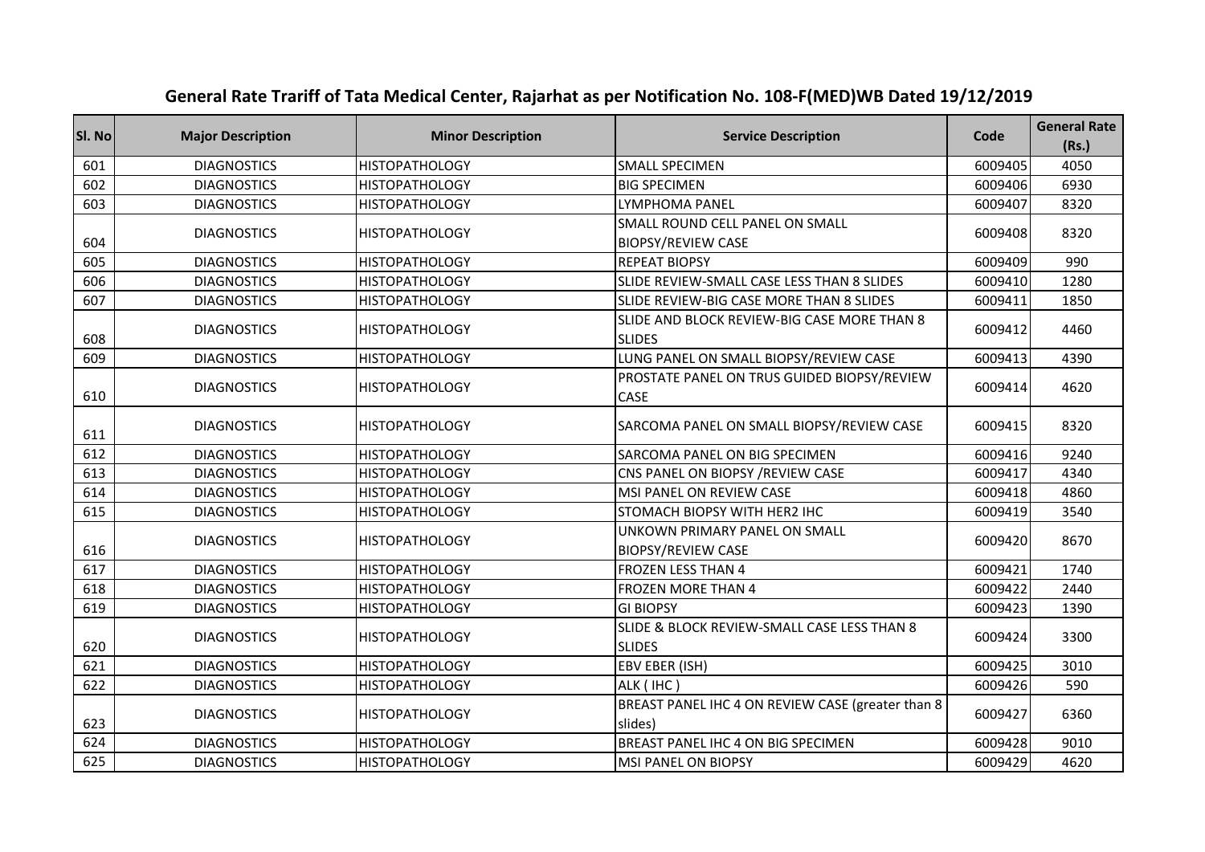## General Rate Trariff of Tata Medical Center, Rajarhat as per Notification No. 108-F(MED)WB Dated 19/12/2019

| Sl. No | Major Description | Minor Description | Service Description | Code | General Rate (Rs.) |
|---|---|---|---|---|---|
| 601 | DIAGNOSTICS | HISTOPATHOLOGY | SMALL SPECIMEN | 6009405 | 4050 |
| 602 | DIAGNOSTICS | HISTOPATHOLOGY | BIG SPECIMEN | 6009406 | 6930 |
| 603 | DIAGNOSTICS | HISTOPATHOLOGY | LYMPHOMA PANEL | 6009407 | 8320 |
| 604 | DIAGNOSTICS | HISTOPATHOLOGY | SMALL ROUND CELL PANEL ON SMALL BIOPSY/REVIEW CASE | 6009408 | 8320 |
| 605 | DIAGNOSTICS | HISTOPATHOLOGY | REPEAT BIOPSY | 6009409 | 990 |
| 606 | DIAGNOSTICS | HISTOPATHOLOGY | SLIDE REVIEW-SMALL CASE LESS THAN 8 SLIDES | 6009410 | 1280 |
| 607 | DIAGNOSTICS | HISTOPATHOLOGY | SLIDE REVIEW-BIG CASE MORE THAN 8 SLIDES | 6009411 | 1850 |
| 608 | DIAGNOSTICS | HISTOPATHOLOGY | SLIDE AND BLOCK REVIEW-BIG CASE MORE THAN 8 SLIDES | 6009412 | 4460 |
| 609 | DIAGNOSTICS | HISTOPATHOLOGY | LUNG PANEL ON SMALL BIOPSY/REVIEW CASE | 6009413 | 4390 |
| 610 | DIAGNOSTICS | HISTOPATHOLOGY | PROSTATE PANEL ON TRUS GUIDED BIOPSY/REVIEW CASE | 6009414 | 4620 |
| 611 | DIAGNOSTICS | HISTOPATHOLOGY | SARCOMA PANEL ON SMALL BIOPSY/REVIEW CASE | 6009415 | 8320 |
| 612 | DIAGNOSTICS | HISTOPATHOLOGY | SARCOMA PANEL ON BIG SPECIMEN | 6009416 | 9240 |
| 613 | DIAGNOSTICS | HISTOPATHOLOGY | CNS PANEL ON BIOPSY /REVIEW CASE | 6009417 | 4340 |
| 614 | DIAGNOSTICS | HISTOPATHOLOGY | MSI PANEL ON REVIEW CASE | 6009418 | 4860 |
| 615 | DIAGNOSTICS | HISTOPATHOLOGY | STOMACH BIOPSY WITH HER2 IHC | 6009419 | 3540 |
| 616 | DIAGNOSTICS | HISTOPATHOLOGY | UNKOWN PRIMARY PANEL ON SMALL BIOPSY/REVIEW CASE | 6009420 | 8670 |
| 617 | DIAGNOSTICS | HISTOPATHOLOGY | FROZEN LESS THAN 4 | 6009421 | 1740 |
| 618 | DIAGNOSTICS | HISTOPATHOLOGY | FROZEN MORE THAN 4 | 6009422 | 2440 |
| 619 | DIAGNOSTICS | HISTOPATHOLOGY | GI BIOPSY | 6009423 | 1390 |
| 620 | DIAGNOSTICS | HISTOPATHOLOGY | SLIDE & BLOCK REVIEW-SMALL CASE LESS THAN 8 SLIDES | 6009424 | 3300 |
| 621 | DIAGNOSTICS | HISTOPATHOLOGY | EBV EBER (ISH) | 6009425 | 3010 |
| 622 | DIAGNOSTICS | HISTOPATHOLOGY | ALK ( IHC ) | 6009426 | 590 |
| 623 | DIAGNOSTICS | HISTOPATHOLOGY | BREAST PANEL IHC 4 ON REVIEW CASE (greater than 8 slides) | 6009427 | 6360 |
| 624 | DIAGNOSTICS | HISTOPATHOLOGY | BREAST PANEL IHC 4 ON BIG SPECIMEN | 6009428 | 9010 |
| 625 | DIAGNOSTICS | HISTOPATHOLOGY | MSI PANEL ON BIOPSY | 6009429 | 4620 |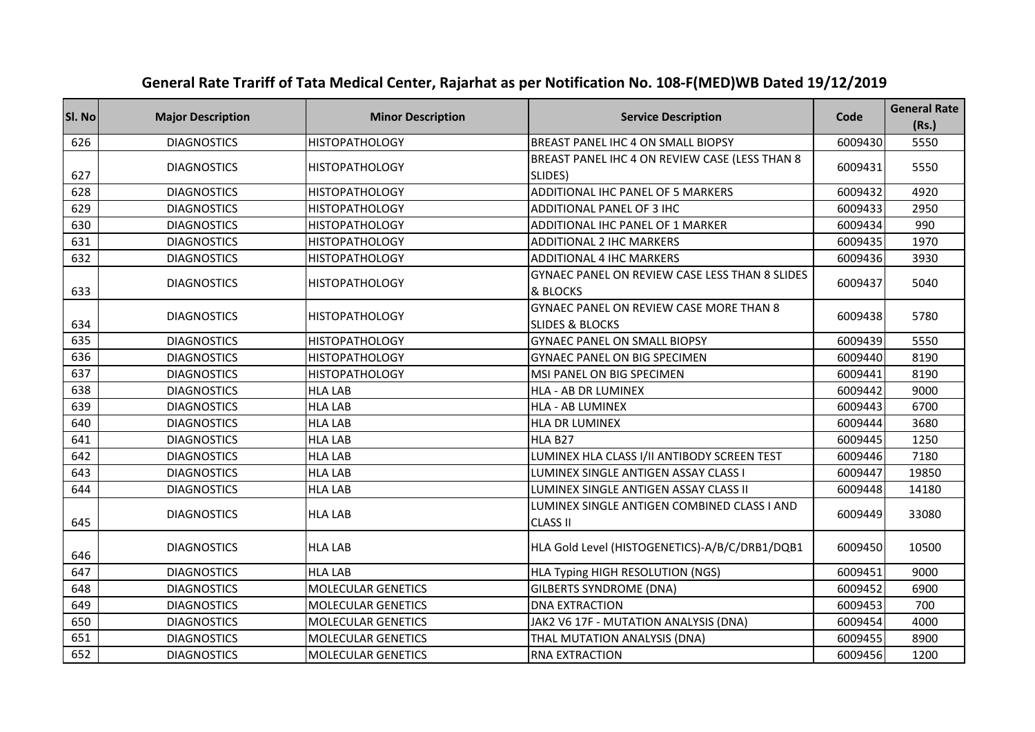# General Rate Trariff of Tata Medical Center, Rajarhat as per Notification No. 108-F(MED)WB Dated 19/12/2019

| Sl. No | Major Description | Minor Description | Service Description | Code | General Rate (Rs.) |
|---|---|---|---|---|---|
| 626 | DIAGNOSTICS | HISTOPATHOLOGY | BREAST PANEL IHC 4 ON SMALL BIOPSY | 6009430 | 5550 |
| 627 | DIAGNOSTICS | HISTOPATHOLOGY | BREAST PANEL IHC 4 ON REVIEW CASE (LESS THAN 8 SLIDES) | 6009431 | 5550 |
| 628 | DIAGNOSTICS | HISTOPATHOLOGY | ADDITIONAL IHC PANEL OF 5 MARKERS | 6009432 | 4920 |
| 629 | DIAGNOSTICS | HISTOPATHOLOGY | ADDITIONAL PANEL OF 3 IHC | 6009433 | 2950 |
| 630 | DIAGNOSTICS | HISTOPATHOLOGY | ADDITIONAL IHC PANEL OF 1 MARKER | 6009434 | 990 |
| 631 | DIAGNOSTICS | HISTOPATHOLOGY | ADDITIONAL 2 IHC MARKERS | 6009435 | 1970 |
| 632 | DIAGNOSTICS | HISTOPATHOLOGY | ADDITIONAL 4 IHC MARKERS | 6009436 | 3930 |
| 633 | DIAGNOSTICS | HISTOPATHOLOGY | GYNAEC PANEL ON REVIEW CASE LESS THAN 8 SLIDES & BLOCKS | 6009437 | 5040 |
| 634 | DIAGNOSTICS | HISTOPATHOLOGY | GYNAEC PANEL ON REVIEW CASE MORE THAN 8 SLIDES & BLOCKS | 6009438 | 5780 |
| 635 | DIAGNOSTICS | HISTOPATHOLOGY | GYNAEC PANEL ON SMALL BIOPSY | 6009439 | 5550 |
| 636 | DIAGNOSTICS | HISTOPATHOLOGY | GYNAEC PANEL ON BIG SPECIMEN | 6009440 | 8190 |
| 637 | DIAGNOSTICS | HISTOPATHOLOGY | MSI PANEL ON BIG SPECIMEN | 6009441 | 8190 |
| 638 | DIAGNOSTICS | HLA LAB | HLA - AB DR LUMINEX | 6009442 | 9000 |
| 639 | DIAGNOSTICS | HLA LAB | HLA - AB LUMINEX | 6009443 | 6700 |
| 640 | DIAGNOSTICS | HLA LAB | HLA DR LUMINEX | 6009444 | 3680 |
| 641 | DIAGNOSTICS | HLA LAB | HLA B27 | 6009445 | 1250 |
| 642 | DIAGNOSTICS | HLA LAB | LUMINEX HLA CLASS I/II ANTIBODY SCREEN TEST | 6009446 | 7180 |
| 643 | DIAGNOSTICS | HLA LAB | LUMINEX SINGLE ANTIGEN ASSAY CLASS I | 6009447 | 19850 |
| 644 | DIAGNOSTICS | HLA LAB | LUMINEX SINGLE ANTIGEN ASSAY CLASS II | 6009448 | 14180 |
| 645 | DIAGNOSTICS | HLA LAB | LUMINEX SINGLE ANTIGEN COMBINED CLASS I AND CLASS II | 6009449 | 33080 |
| 646 | DIAGNOSTICS | HLA LAB | HLA Gold Level (HISTOGENETICS)-A/B/C/DRB1/DQB1 | 6009450 | 10500 |
| 647 | DIAGNOSTICS | HLA LAB | HLA Typing HIGH RESOLUTION (NGS) | 6009451 | 9000 |
| 648 | DIAGNOSTICS | MOLECULAR GENETICS | GILBERTS SYNDROME (DNA) | 6009452 | 6900 |
| 649 | DIAGNOSTICS | MOLECULAR GENETICS | DNA EXTRACTION | 6009453 | 700 |
| 650 | DIAGNOSTICS | MOLECULAR GENETICS | JAK2 V6 17F - MUTATION ANALYSIS (DNA) | 6009454 | 4000 |
| 651 | DIAGNOSTICS | MOLECULAR GENETICS | THAL MUTATION ANALYSIS (DNA) | 6009455 | 8900 |
| 652 | DIAGNOSTICS | MOLECULAR GENETICS | RNA EXTRACTION | 6009456 | 1200 |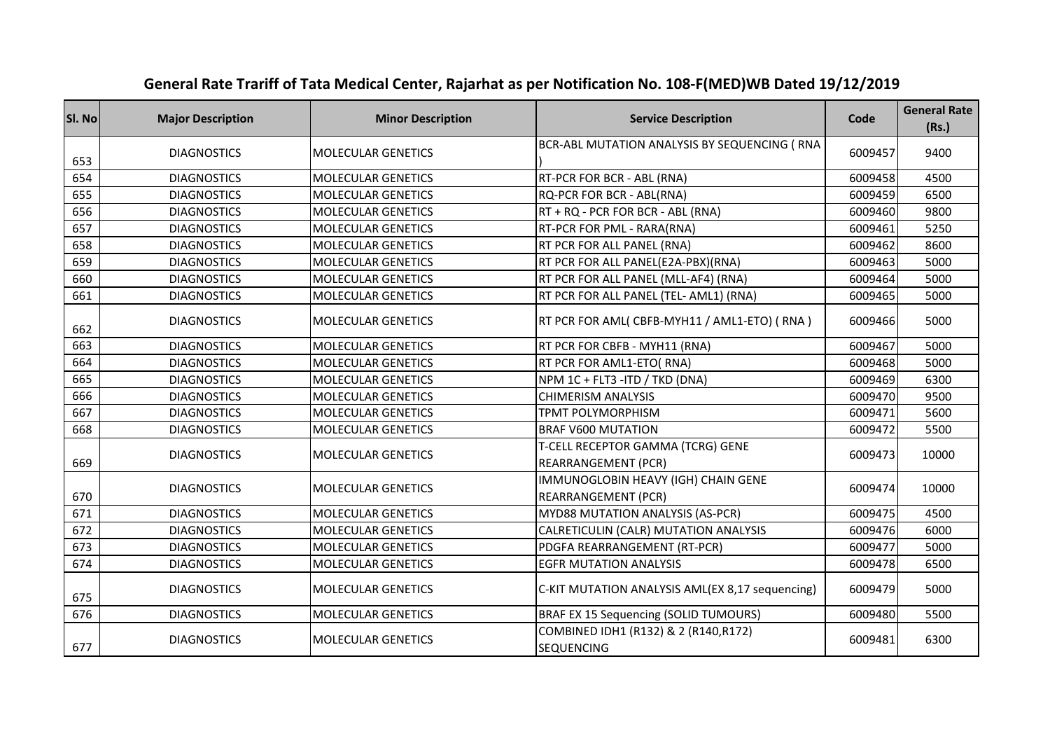# General Rate Trariff of Tata Medical Center, Rajarhat as per Notification No. 108-F(MED)WB Dated 19/12/2019

| Sl. No | Major Description | Minor Description | Service Description | Code | General Rate (Rs.) |
|---|---|---|---|---|---|
| 653 | DIAGNOSTICS | MOLECULAR GENETICS | BCR-ABL MUTATION ANALYSIS BY SEQUENCING ( RNA ) | 6009457 | 9400 |
| 654 | DIAGNOSTICS | MOLECULAR GENETICS | RT-PCR FOR BCR - ABL (RNA) | 6009458 | 4500 |
| 655 | DIAGNOSTICS | MOLECULAR GENETICS | RQ-PCR FOR BCR - ABL(RNA) | 6009459 | 6500 |
| 656 | DIAGNOSTICS | MOLECULAR GENETICS | RT + RQ - PCR FOR BCR - ABL (RNA) | 6009460 | 9800 |
| 657 | DIAGNOSTICS | MOLECULAR GENETICS | RT-PCR FOR PML - RARA(RNA) | 6009461 | 5250 |
| 658 | DIAGNOSTICS | MOLECULAR GENETICS | RT PCR FOR ALL PANEL (RNA) | 6009462 | 8600 |
| 659 | DIAGNOSTICS | MOLECULAR GENETICS | RT PCR FOR ALL PANEL(E2A-PBX)(RNA) | 6009463 | 5000 |
| 660 | DIAGNOSTICS | MOLECULAR GENETICS | RT PCR FOR ALL PANEL (MLL-AF4) (RNA) | 6009464 | 5000 |
| 661 | DIAGNOSTICS | MOLECULAR GENETICS | RT PCR FOR ALL PANEL (TEL- AML1) (RNA) | 6009465 | 5000 |
| 662 | DIAGNOSTICS | MOLECULAR GENETICS | RT PCR FOR AML( CBFB-MYH11 / AML1-ETO) ( RNA ) | 6009466 | 5000 |
| 663 | DIAGNOSTICS | MOLECULAR GENETICS | RT PCR FOR CBFB - MYH11 (RNA) | 6009467 | 5000 |
| 664 | DIAGNOSTICS | MOLECULAR GENETICS | RT PCR FOR AML1-ETO( RNA) | 6009468 | 5000 |
| 665 | DIAGNOSTICS | MOLECULAR GENETICS | NPM 1C + FLT3 -ITD / TKD (DNA) | 6009469 | 6300 |
| 666 | DIAGNOSTICS | MOLECULAR GENETICS | CHIMERISM ANALYSIS | 6009470 | 9500 |
| 667 | DIAGNOSTICS | MOLECULAR GENETICS | TPMT POLYMORPHISM | 6009471 | 5600 |
| 668 | DIAGNOSTICS | MOLECULAR GENETICS | BRAF V600 MUTATION | 6009472 | 5500 |
| 669 | DIAGNOSTICS | MOLECULAR GENETICS | T-CELL RECEPTOR GAMMA (TCRG) GENE REARRANGEMENT (PCR) | 6009473 | 10000 |
| 670 | DIAGNOSTICS | MOLECULAR GENETICS | IMMUNOGLOBIN HEAVY (IGH) CHAIN GENE REARRANGEMENT (PCR) | 6009474 | 10000 |
| 671 | DIAGNOSTICS | MOLECULAR GENETICS | MYD88 MUTATION ANALYSIS (AS-PCR) | 6009475 | 4500 |
| 672 | DIAGNOSTICS | MOLECULAR GENETICS | CALRETICULIN (CALR) MUTATION ANALYSIS | 6009476 | 6000 |
| 673 | DIAGNOSTICS | MOLECULAR GENETICS | PDGFA REARRANGEMENT (RT-PCR) | 6009477 | 5000 |
| 674 | DIAGNOSTICS | MOLECULAR GENETICS | EGFR MUTATION ANALYSIS | 6009478 | 6500 |
| 675 | DIAGNOSTICS | MOLECULAR GENETICS | C-KIT MUTATION ANALYSIS AML(EX 8,17 sequencing) | 6009479 | 5000 |
| 676 | DIAGNOSTICS | MOLECULAR GENETICS | BRAF EX 15 Sequencing (SOLID TUMOURS) | 6009480 | 5500 |
| 677 | DIAGNOSTICS | MOLECULAR GENETICS | COMBINED IDH1 (R132) & 2 (R140,R172) SEQUENCING | 6009481 | 6300 |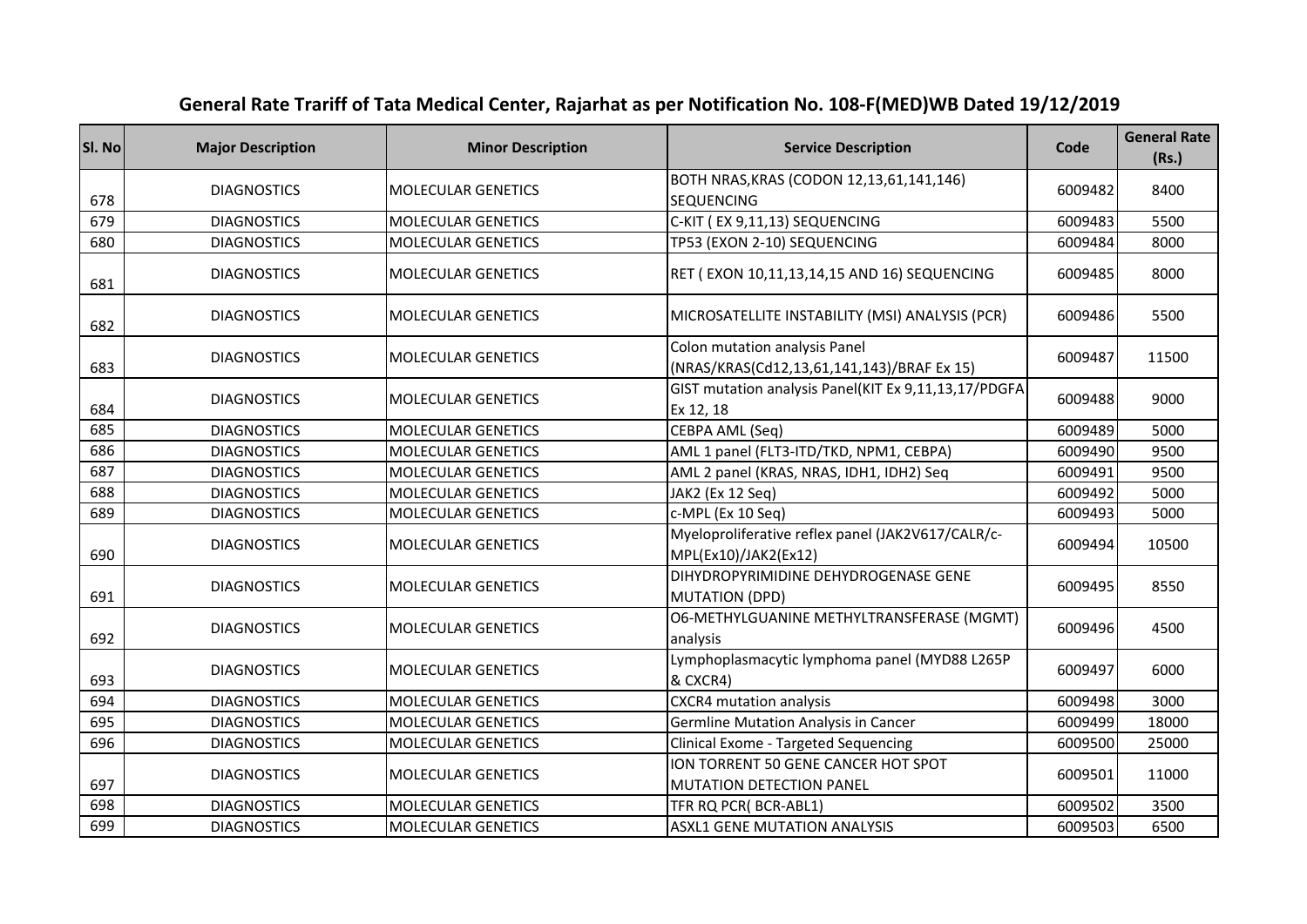# General Rate Trariff of Tata Medical Center, Rajarhat as per Notification No. 108-F(MED)WB Dated 19/12/2019

| Sl. No | Major Description | Minor Description | Service Description | Code | General Rate (Rs.) |
|---|---|---|---|---|---|
| 678 | DIAGNOSTICS | MOLECULAR GENETICS | BOTH NRAS,KRAS (CODON 12,13,61,141,146) SEQUENCING | 6009482 | 8400 |
| 679 | DIAGNOSTICS | MOLECULAR GENETICS | C-KIT ( EX 9,11,13) SEQUENCING | 6009483 | 5500 |
| 680 | DIAGNOSTICS | MOLECULAR GENETICS | TP53 (EXON 2-10) SEQUENCING | 6009484 | 8000 |
| 681 | DIAGNOSTICS | MOLECULAR GENETICS | RET ( EXON 10,11,13,14,15 AND 16) SEQUENCING | 6009485 | 8000 |
| 682 | DIAGNOSTICS | MOLECULAR GENETICS | MICROSATELLITE INSTABILITY (MSI) ANALYSIS (PCR) | 6009486 | 5500 |
| 683 | DIAGNOSTICS | MOLECULAR GENETICS | Colon mutation analysis Panel (NRAS/KRAS(Cd12,13,61,141,143)/BRAF Ex 15) | 6009487 | 11500 |
| 684 | DIAGNOSTICS | MOLECULAR GENETICS | GIST mutation analysis Panel(KIT Ex 9,11,13,17/PDGFA Ex 12, 18 | 6009488 | 9000 |
| 685 | DIAGNOSTICS | MOLECULAR GENETICS | CEBPA AML (Seq) | 6009489 | 5000 |
| 686 | DIAGNOSTICS | MOLECULAR GENETICS | AML 1 panel (FLT3-ITD/TKD, NPM1, CEBPA) | 6009490 | 9500 |
| 687 | DIAGNOSTICS | MOLECULAR GENETICS | AML 2 panel (KRAS, NRAS, IDH1, IDH2) Seq | 6009491 | 9500 |
| 688 | DIAGNOSTICS | MOLECULAR GENETICS | JAK2 (Ex 12 Seq) | 6009492 | 5000 |
| 689 | DIAGNOSTICS | MOLECULAR GENETICS | c-MPL (Ex 10 Seq) | 6009493 | 5000 |
| 690 | DIAGNOSTICS | MOLECULAR GENETICS | Myeloproliferative reflex panel (JAK2V617/CALR/c-MPL(Ex10)/JAK2(Ex12) | 6009494 | 10500 |
| 691 | DIAGNOSTICS | MOLECULAR GENETICS | DIHYDROPYRIMIDINE DEHYDROGENASE GENE MUTATION (DPD) | 6009495 | 8550 |
| 692 | DIAGNOSTICS | MOLECULAR GENETICS | O6-METHYLGUANINE METHYLTRANSFERASE (MGMT) analysis | 6009496 | 4500 |
| 693 | DIAGNOSTICS | MOLECULAR GENETICS | Lymphoplasmacytic lymphoma panel (MYD88 L265P & CXCR4) | 6009497 | 6000 |
| 694 | DIAGNOSTICS | MOLECULAR GENETICS | CXCR4 mutation analysis | 6009498 | 3000 |
| 695 | DIAGNOSTICS | MOLECULAR GENETICS | Germline Mutation Analysis in Cancer | 6009499 | 18000 |
| 696 | DIAGNOSTICS | MOLECULAR GENETICS | Clinical Exome - Targeted Sequencing | 6009500 | 25000 |
| 697 | DIAGNOSTICS | MOLECULAR GENETICS | ION TORRENT 50 GENE CANCER HOT SPOT MUTATION DETECTION PANEL | 6009501 | 11000 |
| 698 | DIAGNOSTICS | MOLECULAR GENETICS | TFR RQ PCR( BCR-ABL1) | 6009502 | 3500 |
| 699 | DIAGNOSTICS | MOLECULAR GENETICS | ASXL1 GENE MUTATION ANALYSIS | 6009503 | 6500 |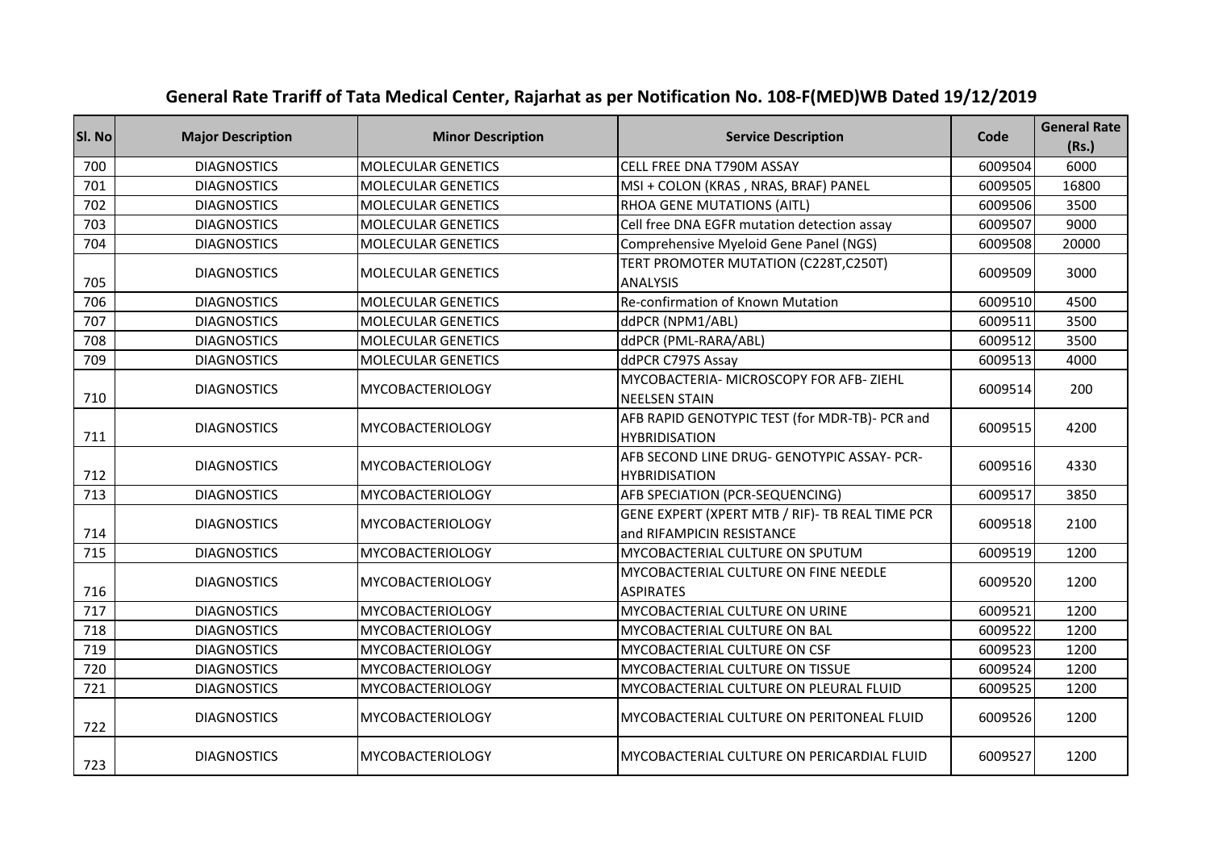# General Rate Trariff of Tata Medical Center, Rajarhat as per Notification No. 108-F(MED)WB Dated 19/12/2019

| Sl. No | Major Description | Minor Description | Service Description | Code | General Rate (Rs.) |
|---|---|---|---|---|---|
| 700 | DIAGNOSTICS | MOLECULAR GENETICS | CELL FREE DNA T790M ASSAY | 6009504 | 6000 |
| 701 | DIAGNOSTICS | MOLECULAR GENETICS | MSI + COLON (KRAS , NRAS, BRAF) PANEL | 6009505 | 16800 |
| 702 | DIAGNOSTICS | MOLECULAR GENETICS | RHOA GENE MUTATIONS (AITL) | 6009506 | 3500 |
| 703 | DIAGNOSTICS | MOLECULAR GENETICS | Cell free DNA EGFR mutation detection assay | 6009507 | 9000 |
| 704 | DIAGNOSTICS | MOLECULAR GENETICS | Comprehensive Myeloid Gene Panel (NGS) | 6009508 | 20000 |
| 705 | DIAGNOSTICS | MOLECULAR GENETICS | TERT PROMOTER MUTATION (C228T,C250T) ANALYSIS | 6009509 | 3000 |
| 706 | DIAGNOSTICS | MOLECULAR GENETICS | Re-confirmation of Known Mutation | 6009510 | 4500 |
| 707 | DIAGNOSTICS | MOLECULAR GENETICS | ddPCR (NPM1/ABL) | 6009511 | 3500 |
| 708 | DIAGNOSTICS | MOLECULAR GENETICS | ddPCR (PML-RARA/ABL) | 6009512 | 3500 |
| 709 | DIAGNOSTICS | MOLECULAR GENETICS | ddPCR C797S Assay | 6009513 | 4000 |
| 710 | DIAGNOSTICS | MYCOBACTERIOLOGY | MYCOBACTERIA- MICROSCOPY FOR AFB- ZIEHL NEELSEN STAIN | 6009514 | 200 |
| 711 | DIAGNOSTICS | MYCOBACTERIOLOGY | AFB RAPID GENOTYPIC TEST (for MDR-TB)- PCR and HYBRIDISATION | 6009515 | 4200 |
| 712 | DIAGNOSTICS | MYCOBACTERIOLOGY | AFB SECOND LINE DRUG- GENOTYPIC ASSAY- PCR-HYBRIDISATION | 6009516 | 4330 |
| 713 | DIAGNOSTICS | MYCOBACTERIOLOGY | AFB SPECIATION (PCR-SEQUENCING) | 6009517 | 3850 |
| 714 | DIAGNOSTICS | MYCOBACTERIOLOGY | GENE EXPERT (XPERT MTB / RIF)- TB REAL TIME PCR and RIFAMPICIN RESISTANCE | 6009518 | 2100 |
| 715 | DIAGNOSTICS | MYCOBACTERIOLOGY | MYCOBACTERIAL CULTURE ON SPUTUM | 6009519 | 1200 |
| 716 | DIAGNOSTICS | MYCOBACTERIOLOGY | MYCOBACTERIAL CULTURE ON FINE NEEDLE ASPIRATES | 6009520 | 1200 |
| 717 | DIAGNOSTICS | MYCOBACTERIOLOGY | MYCOBACTERIAL CULTURE ON URINE | 6009521 | 1200 |
| 718 | DIAGNOSTICS | MYCOBACTERIOLOGY | MYCOBACTERIAL CULTURE ON BAL | 6009522 | 1200 |
| 719 | DIAGNOSTICS | MYCOBACTERIOLOGY | MYCOBACTERIAL CULTURE ON CSF | 6009523 | 1200 |
| 720 | DIAGNOSTICS | MYCOBACTERIOLOGY | MYCOBACTERIAL CULTURE ON TISSUE | 6009524 | 1200 |
| 721 | DIAGNOSTICS | MYCOBACTERIOLOGY | MYCOBACTERIAL CULTURE ON PLEURAL FLUID | 6009525 | 1200 |
| 722 | DIAGNOSTICS | MYCOBACTERIOLOGY | MYCOBACTERIAL CULTURE ON PERITONEAL FLUID | 6009526 | 1200 |
| 723 | DIAGNOSTICS | MYCOBACTERIOLOGY | MYCOBACTERIAL CULTURE ON PERICARDIAL FLUID | 6009527 | 1200 |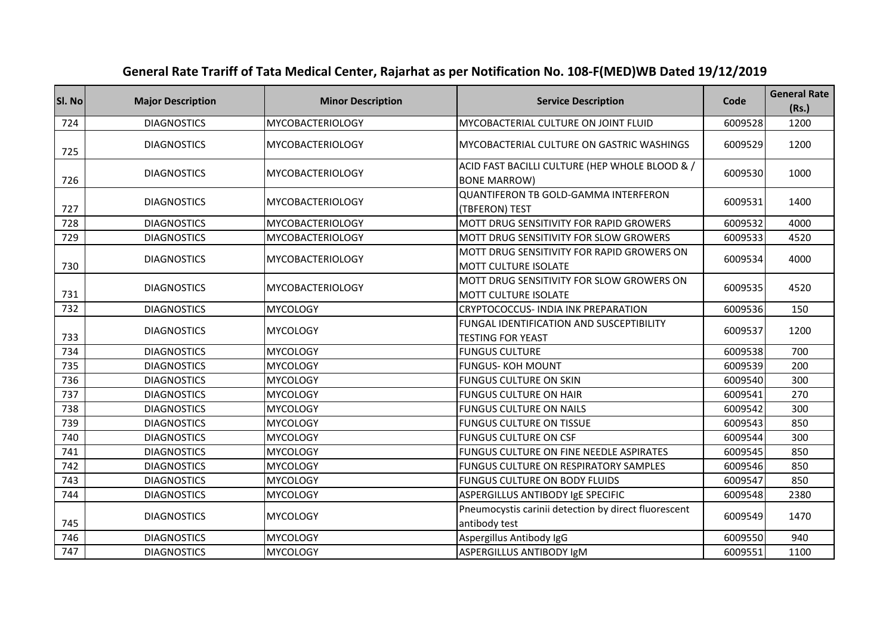# General Rate Trariff of Tata Medical Center, Rajarhat as per Notification No. 108-F(MED)WB Dated 19/12/2019

| Sl. No | Major Description | Minor Description | Service Description | Code | General Rate (Rs.) |
|---|---|---|---|---|---|
| 724 | DIAGNOSTICS | MYCOBACTERIOLOGY | MYCOBACTERIAL CULTURE ON JOINT FLUID | 6009528 | 1200 |
| 725 | DIAGNOSTICS | MYCOBACTERIOLOGY | MYCOBACTERIAL CULTURE ON GASTRIC WASHINGS | 6009529 | 1200 |
| 726 | DIAGNOSTICS | MYCOBACTERIOLOGY | ACID FAST BACILLI CULTURE (HEP WHOLE BLOOD & / BONE MARROW) | 6009530 | 1000 |
| 727 | DIAGNOSTICS | MYCOBACTERIOLOGY | QUANTIFERON TB GOLD-GAMMA INTERFERON (TBFERON) TEST | 6009531 | 1400 |
| 728 | DIAGNOSTICS | MYCOBACTERIOLOGY | MOTT DRUG SENSITIVITY FOR RAPID GROWERS | 6009532 | 4000 |
| 729 | DIAGNOSTICS | MYCOBACTERIOLOGY | MOTT DRUG SENSITIVITY FOR SLOW GROWERS | 6009533 | 4520 |
| 730 | DIAGNOSTICS | MYCOBACTERIOLOGY | MOTT DRUG SENSITIVITY FOR RAPID GROWERS ON MOTT CULTURE ISOLATE | 6009534 | 4000 |
| 731 | DIAGNOSTICS | MYCOBACTERIOLOGY | MOTT DRUG SENSITIVITY FOR SLOW GROWERS ON MOTT CULTURE ISOLATE | 6009535 | 4520 |
| 732 | DIAGNOSTICS | MYCOLOGY | CRYPTOCOCCUS- INDIA INK PREPARATION | 6009536 | 150 |
| 733 | DIAGNOSTICS | MYCOLOGY | FUNGAL IDENTIFICATION AND SUSCEPTIBILITY TESTING FOR YEAST | 6009537 | 1200 |
| 734 | DIAGNOSTICS | MYCOLOGY | FUNGUS CULTURE | 6009538 | 700 |
| 735 | DIAGNOSTICS | MYCOLOGY | FUNGUS- KOH MOUNT | 6009539 | 200 |
| 736 | DIAGNOSTICS | MYCOLOGY | FUNGUS CULTURE ON SKIN | 6009540 | 300 |
| 737 | DIAGNOSTICS | MYCOLOGY | FUNGUS CULTURE ON HAIR | 6009541 | 270 |
| 738 | DIAGNOSTICS | MYCOLOGY | FUNGUS CULTURE ON NAILS | 6009542 | 300 |
| 739 | DIAGNOSTICS | MYCOLOGY | FUNGUS CULTURE ON TISSUE | 6009543 | 850 |
| 740 | DIAGNOSTICS | MYCOLOGY | FUNGUS CULTURE ON CSF | 6009544 | 300 |
| 741 | DIAGNOSTICS | MYCOLOGY | FUNGUS CULTURE ON FINE NEEDLE ASPIRATES | 6009545 | 850 |
| 742 | DIAGNOSTICS | MYCOLOGY | FUNGUS CULTURE ON RESPIRATORY SAMPLES | 6009546 | 850 |
| 743 | DIAGNOSTICS | MYCOLOGY | FUNGUS CULTURE ON BODY FLUIDS | 6009547 | 850 |
| 744 | DIAGNOSTICS | MYCOLOGY | ASPERGILLUS ANTIBODY IgE SPECIFIC | 6009548 | 2380 |
| 745 | DIAGNOSTICS | MYCOLOGY | Pneumocystis carinii detection by direct fluorescent antibody test | 6009549 | 1470 |
| 746 | DIAGNOSTICS | MYCOLOGY | Aspergillus Antibody IgG | 6009550 | 940 |
| 747 | DIAGNOSTICS | MYCOLOGY | ASPERGILLUS ANTIBODY IgM | 6009551 | 1100 |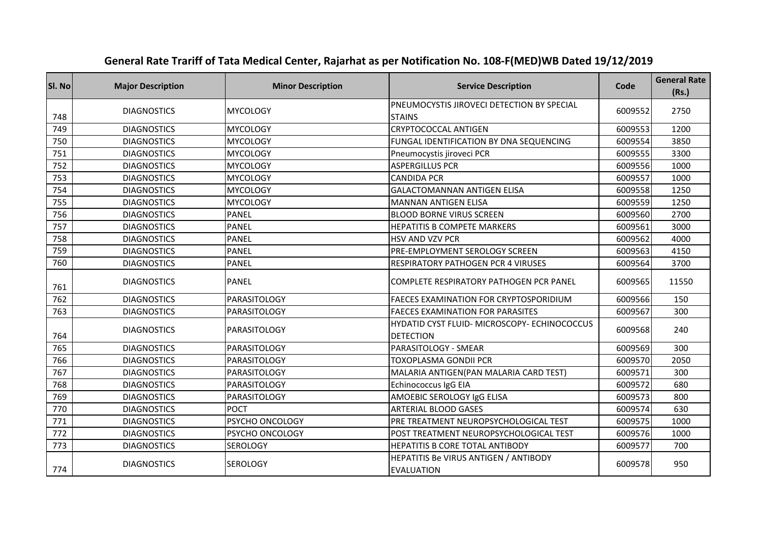# General Rate Trariff of Tata Medical Center, Rajarhat as per Notification No. 108-F(MED)WB Dated 19/12/2019

| Sl. No | Major Description | Minor Description | Service Description | Code | General Rate (Rs.) |
|---|---|---|---|---|---|
| 748 | DIAGNOSTICS | MYCOLOGY | PNEUMOCYSTIS JIROVECI DETECTION BY SPECIAL STAINS | 6009552 | 2750 |
| 749 | DIAGNOSTICS | MYCOLOGY | CRYPTOCOCCAL ANTIGEN | 6009553 | 1200 |
| 750 | DIAGNOSTICS | MYCOLOGY | FUNGAL IDENTIFICATION BY DNA SEQUENCING | 6009554 | 3850 |
| 751 | DIAGNOSTICS | MYCOLOGY | Pneumocystis jiroveci PCR | 6009555 | 3300 |
| 752 | DIAGNOSTICS | MYCOLOGY | ASPERGILLUS PCR | 6009556 | 1000 |
| 753 | DIAGNOSTICS | MYCOLOGY | CANDIDA PCR | 6009557 | 1000 |
| 754 | DIAGNOSTICS | MYCOLOGY | GALACTOMANNAN ANTIGEN ELISA | 6009558 | 1250 |
| 755 | DIAGNOSTICS | MYCOLOGY | MANNAN ANTIGEN ELISA | 6009559 | 1250 |
| 756 | DIAGNOSTICS | PANEL | BLOOD BORNE VIRUS SCREEN | 6009560 | 2700 |
| 757 | DIAGNOSTICS | PANEL | HEPATITIS B COMPETE MARKERS | 6009561 | 3000 |
| 758 | DIAGNOSTICS | PANEL | HSV AND VZV PCR | 6009562 | 4000 |
| 759 | DIAGNOSTICS | PANEL | PRE-EMPLOYMENT SEROLOGY SCREEN | 6009563 | 4150 |
| 760 | DIAGNOSTICS | PANEL | RESPIRATORY PATHOGEN PCR 4 VIRUSES | 6009564 | 3700 |
| 761 | DIAGNOSTICS | PANEL | COMPLETE RESPIRATORY PATHOGEN PCR PANEL | 6009565 | 11550 |
| 762 | DIAGNOSTICS | PARASITOLOGY | FAECES EXAMINATION FOR CRYPTOSPORIDIUM | 6009566 | 150 |
| 763 | DIAGNOSTICS | PARASITOLOGY | FAECES EXAMINATION FOR PARASITES | 6009567 | 300 |
| 764 | DIAGNOSTICS | PARASITOLOGY | HYDATID CYST FLUID- MICROSCOPY- ECHINOCOCCUS DETECTION | 6009568 | 240 |
| 765 | DIAGNOSTICS | PARASITOLOGY | PARASITOLOGY - SMEAR | 6009569 | 300 |
| 766 | DIAGNOSTICS | PARASITOLOGY | TOXOPLASMA GONDII PCR | 6009570 | 2050 |
| 767 | DIAGNOSTICS | PARASITOLOGY | MALARIA ANTIGEN(PAN MALARIA CARD TEST) | 6009571 | 300 |
| 768 | DIAGNOSTICS | PARASITOLOGY | Echinococcus IgG EIA | 6009572 | 680 |
| 769 | DIAGNOSTICS | PARASITOLOGY | AMOEBIC SEROLOGY IgG ELISA | 6009573 | 800 |
| 770 | DIAGNOSTICS | POCT | ARTERIAL BLOOD GASES | 6009574 | 630 |
| 771 | DIAGNOSTICS | PSYCHO ONCOLOGY | PRE TREATMENT NEUROPSYCHOLOGICAL TEST | 6009575 | 1000 |
| 772 | DIAGNOSTICS | PSYCHO ONCOLOGY | POST TREATMENT NEUROPSYCHOLOGICAL TEST | 6009576 | 1000 |
| 773 | DIAGNOSTICS | SEROLOGY | HEPATITIS B CORE TOTAL ANTIBODY | 6009577 | 700 |
| 774 | DIAGNOSTICS | SEROLOGY | HEPATITIS Be VIRUS ANTIGEN / ANTIBODY EVALUATION | 6009578 | 950 |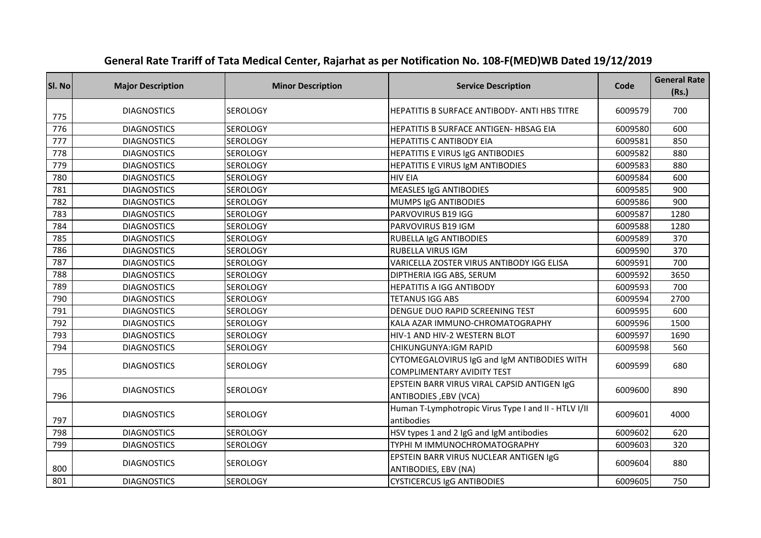## General Rate Trariff of Tata Medical Center, Rajarhat as per Notification No. 108-F(MED)WB Dated 19/12/2019

| Sl. No | Major Description | Minor Description | Service Description | Code | General Rate (Rs.) |
|---|---|---|---|---|---|
| 775 | DIAGNOSTICS | SEROLOGY | HEPATITIS B SURFACE ANTIBODY- ANTI HBS TITRE | 6009579 | 700 |
| 776 | DIAGNOSTICS | SEROLOGY | HEPATITIS B SURFACE ANTIGEN- HBSAG EIA | 6009580 | 600 |
| 777 | DIAGNOSTICS | SEROLOGY | HEPATITIS C ANTIBODY EIA | 6009581 | 850 |
| 778 | DIAGNOSTICS | SEROLOGY | HEPATITIS E VIRUS IgG ANTIBODIES | 6009582 | 880 |
| 779 | DIAGNOSTICS | SEROLOGY | HEPATITIS E VIRUS IgM ANTIBODIES | 6009583 | 880 |
| 780 | DIAGNOSTICS | SEROLOGY | HIV EIA | 6009584 | 600 |
| 781 | DIAGNOSTICS | SEROLOGY | MEASLES IgG ANTIBODIES | 6009585 | 900 |
| 782 | DIAGNOSTICS | SEROLOGY | MUMPS IgG ANTIBODIES | 6009586 | 900 |
| 783 | DIAGNOSTICS | SEROLOGY | PARVOVIRUS B19 IGG | 6009587 | 1280 |
| 784 | DIAGNOSTICS | SEROLOGY | PARVOVIRUS B19 IGM | 6009588 | 1280 |
| 785 | DIAGNOSTICS | SEROLOGY | RUBELLA IgG ANTIBODIES | 6009589 | 370 |
| 786 | DIAGNOSTICS | SEROLOGY | RUBELLA VIRUS IGM | 6009590 | 370 |
| 787 | DIAGNOSTICS | SEROLOGY | VARICELLA ZOSTER VIRUS ANTIBODY IGG ELISA | 6009591 | 700 |
| 788 | DIAGNOSTICS | SEROLOGY | DIPTHERIA IGG ABS, SERUM | 6009592 | 3650 |
| 789 | DIAGNOSTICS | SEROLOGY | HEPATITIS A IGG ANTIBODY | 6009593 | 700 |
| 790 | DIAGNOSTICS | SEROLOGY | TETANUS IGG ABS | 6009594 | 2700 |
| 791 | DIAGNOSTICS | SEROLOGY | DENGUE DUO RAPID SCREENING TEST | 6009595 | 600 |
| 792 | DIAGNOSTICS | SEROLOGY | KALA AZAR IMMUNO-CHROMATOGRAPHY | 6009596 | 1500 |
| 793 | DIAGNOSTICS | SEROLOGY | HIV-1 AND HIV-2 WESTERN BLOT | 6009597 | 1690 |
| 794 | DIAGNOSTICS | SEROLOGY | CHIKUNGUNYA:IGM RAPID | 6009598 | 560 |
| 795 | DIAGNOSTICS | SEROLOGY | CYTOMEGALOVIRUS IgG and IgM ANTIBODIES WITH COMPLIMENTARY AVIDITY TEST | 6009599 | 680 |
| 796 | DIAGNOSTICS | SEROLOGY | EPSTEIN BARR VIRUS VIRAL CAPSID ANTIGEN IgG ANTIBODIES ,EBV (VCA) | 6009600 | 890 |
| 797 | DIAGNOSTICS | SEROLOGY | Human T-Lymphotropic Virus Type I and II - HTLV I/II antibodies | 6009601 | 4000 |
| 798 | DIAGNOSTICS | SEROLOGY | HSV types 1 and 2 IgG and IgM antibodies | 6009602 | 620 |
| 799 | DIAGNOSTICS | SEROLOGY | TYPHI M IMMUNOCHROMATOGRAPHY | 6009603 | 320 |
| 800 | DIAGNOSTICS | SEROLOGY | EPSTEIN BARR VIRUS NUCLEAR ANTIGEN IgG ANTIBODIES, EBV (NA) | 6009604 | 880 |
| 801 | DIAGNOSTICS | SEROLOGY | CYSTICERCUS IgG ANTIBODIES | 6009605 | 750 |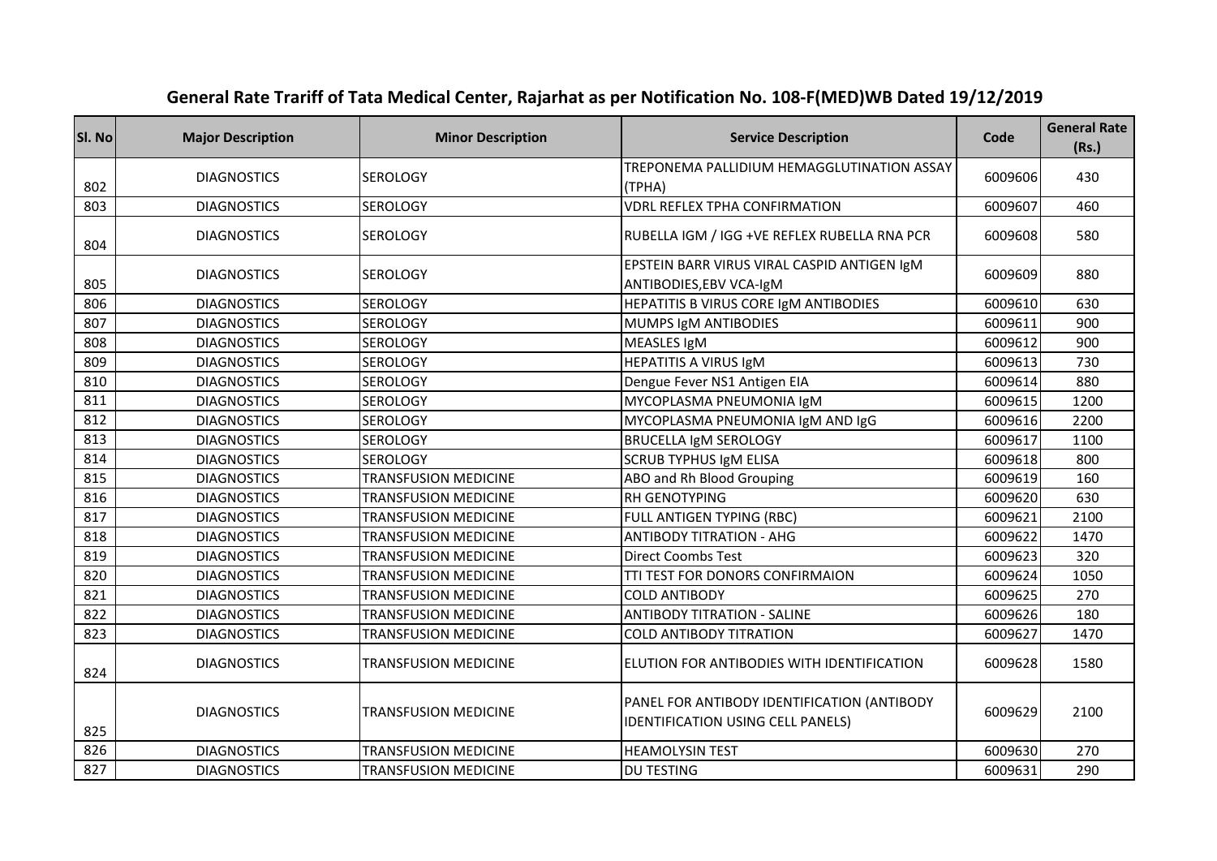# General Rate Trariff of Tata Medical Center, Rajarhat as per Notification No. 108-F(MED)WB Dated 19/12/2019

| Sl. No | Major Description | Minor Description | Service Description | Code | General Rate (Rs.) |
|---|---|---|---|---|---|
| 802 | DIAGNOSTICS | SEROLOGY | TREPONEMA PALLIDIUM HEMAGGLUTINATION ASSAY (TPHA) | 6009606 | 430 |
| 803 | DIAGNOSTICS | SEROLOGY | VDRL REFLEX TPHA CONFIRMATION | 6009607 | 460 |
| 804 | DIAGNOSTICS | SEROLOGY | RUBELLA IGM / IGG +VE REFLEX RUBELLA RNA PCR | 6009608 | 580 |
| 805 | DIAGNOSTICS | SEROLOGY | EPSTEIN BARR VIRUS VIRAL CASPID ANTIGEN IgM ANTIBODIES,EBV VCA-IgM | 6009609 | 880 |
| 806 | DIAGNOSTICS | SEROLOGY | HEPATITIS B VIRUS CORE IgM ANTIBODIES | 6009610 | 630 |
| 807 | DIAGNOSTICS | SEROLOGY | MUMPS IgM ANTIBODIES | 6009611 | 900 |
| 808 | DIAGNOSTICS | SEROLOGY | MEASLES IgM | 6009612 | 900 |
| 809 | DIAGNOSTICS | SEROLOGY | HEPATITIS A VIRUS IgM | 6009613 | 730 |
| 810 | DIAGNOSTICS | SEROLOGY | Dengue Fever NS1 Antigen EIA | 6009614 | 880 |
| 811 | DIAGNOSTICS | SEROLOGY | MYCOPLASMA PNEUMONIA IgM | 6009615 | 1200 |
| 812 | DIAGNOSTICS | SEROLOGY | MYCOPLASMA PNEUMONIA IgM AND IgG | 6009616 | 2200 |
| 813 | DIAGNOSTICS | SEROLOGY | BRUCELLA IgM SEROLOGY | 6009617 | 1100 |
| 814 | DIAGNOSTICS | SEROLOGY | SCRUB TYPHUS IgM ELISA | 6009618 | 800 |
| 815 | DIAGNOSTICS | TRANSFUSION MEDICINE | ABO and Rh Blood Grouping | 6009619 | 160 |
| 816 | DIAGNOSTICS | TRANSFUSION MEDICINE | RH GENOTYPING | 6009620 | 630 |
| 817 | DIAGNOSTICS | TRANSFUSION MEDICINE | FULL ANTIGEN TYPING (RBC) | 6009621 | 2100 |
| 818 | DIAGNOSTICS | TRANSFUSION MEDICINE | ANTIBODY TITRATION - AHG | 6009622 | 1470 |
| 819 | DIAGNOSTICS | TRANSFUSION MEDICINE | Direct Coombs Test | 6009623 | 320 |
| 820 | DIAGNOSTICS | TRANSFUSION MEDICINE | TTI TEST FOR DONORS CONFIRMAION | 6009624 | 1050 |
| 821 | DIAGNOSTICS | TRANSFUSION MEDICINE | COLD ANTIBODY | 6009625 | 270 |
| 822 | DIAGNOSTICS | TRANSFUSION MEDICINE | ANTIBODY TITRATION - SALINE | 6009626 | 180 |
| 823 | DIAGNOSTICS | TRANSFUSION MEDICINE | COLD ANTIBODY TITRATION | 6009627 | 1470 |
| 824 | DIAGNOSTICS | TRANSFUSION MEDICINE | ELUTION FOR ANTIBODIES WITH IDENTIFICATION | 6009628 | 1580 |
| 825 | DIAGNOSTICS | TRANSFUSION MEDICINE | PANEL FOR ANTIBODY IDENTIFICATION (ANTIBODY IDENTIFICATION USING CELL PANELS) | 6009629 | 2100 |
| 826 | DIAGNOSTICS | TRANSFUSION MEDICINE | HEAMOLYSIN TEST | 6009630 | 270 |
| 827 | DIAGNOSTICS | TRANSFUSION MEDICINE | DU TESTING | 6009631 | 290 |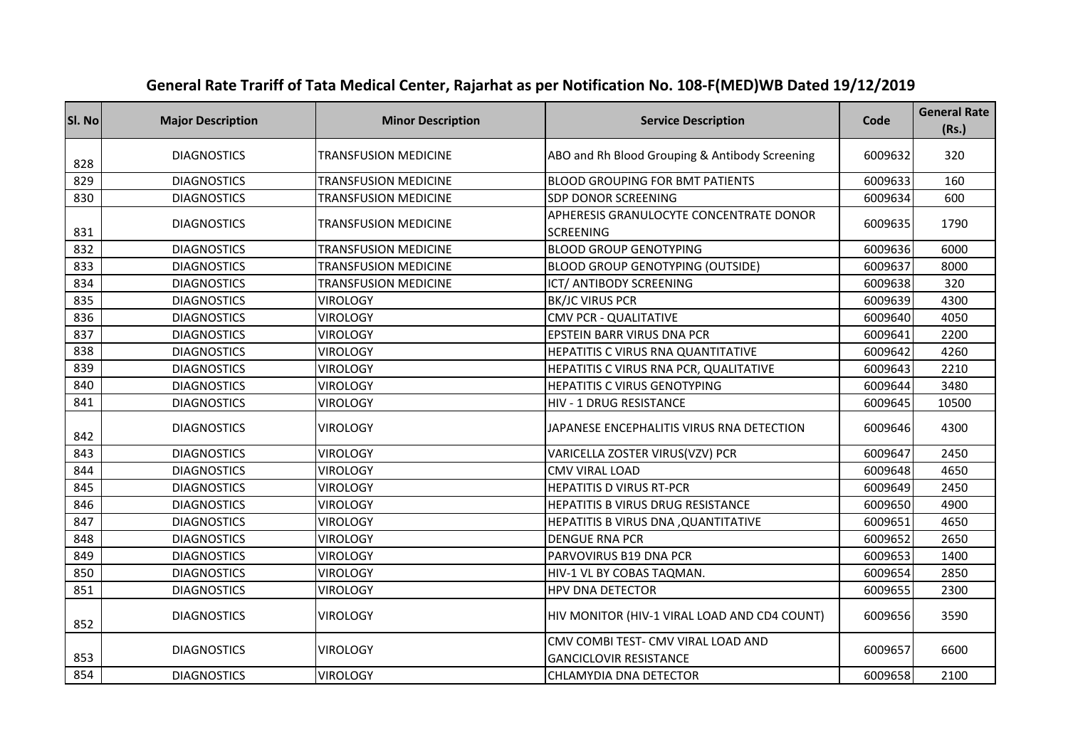# General Rate Trariff of Tata Medical Center, Rajarhat as per Notification No. 108-F(MED)WB Dated 19/12/2019

| Sl. No | Major Description | Minor Description | Service Description | Code | General Rate (Rs.) |
|---|---|---|---|---|---|
| 828 | DIAGNOSTICS | TRANSFUSION MEDICINE | ABO and Rh Blood Grouping & Antibody Screening | 6009632 | 320 |
| 829 | DIAGNOSTICS | TRANSFUSION MEDICINE | BLOOD GROUPING FOR BMT PATIENTS | 6009633 | 160 |
| 830 | DIAGNOSTICS | TRANSFUSION MEDICINE | SDP DONOR SCREENING | 6009634 | 600 |
| 831 | DIAGNOSTICS | TRANSFUSION MEDICINE | APHERESIS GRANULOCYTE CONCENTRATE DONOR SCREENING | 6009635 | 1790 |
| 832 | DIAGNOSTICS | TRANSFUSION MEDICINE | BLOOD GROUP GENOTYPING | 6009636 | 6000 |
| 833 | DIAGNOSTICS | TRANSFUSION MEDICINE | BLOOD GROUP GENOTYPING (OUTSIDE) | 6009637 | 8000 |
| 834 | DIAGNOSTICS | TRANSFUSION MEDICINE | ICT/ ANTIBODY SCREENING | 6009638 | 320 |
| 835 | DIAGNOSTICS | VIROLOGY | BK/JC VIRUS PCR | 6009639 | 4300 |
| 836 | DIAGNOSTICS | VIROLOGY | CMV PCR - QUALITATIVE | 6009640 | 4050 |
| 837 | DIAGNOSTICS | VIROLOGY | EPSTEIN BARR VIRUS DNA PCR | 6009641 | 2200 |
| 838 | DIAGNOSTICS | VIROLOGY | HEPATITIS C VIRUS RNA QUANTITATIVE | 6009642 | 4260 |
| 839 | DIAGNOSTICS | VIROLOGY | HEPATITIS C VIRUS RNA PCR, QUALITATIVE | 6009643 | 2210 |
| 840 | DIAGNOSTICS | VIROLOGY | HEPATITIS C VIRUS GENOTYPING | 6009644 | 3480 |
| 841 | DIAGNOSTICS | VIROLOGY | HIV - 1 DRUG RESISTANCE | 6009645 | 10500 |
| 842 | DIAGNOSTICS | VIROLOGY | JAPANESE ENCEPHALITIS VIRUS RNA DETECTION | 6009646 | 4300 |
| 843 | DIAGNOSTICS | VIROLOGY | VARICELLA ZOSTER VIRUS(VZV) PCR | 6009647 | 2450 |
| 844 | DIAGNOSTICS | VIROLOGY | CMV VIRAL LOAD | 6009648 | 4650 |
| 845 | DIAGNOSTICS | VIROLOGY | HEPATITIS D VIRUS RT-PCR | 6009649 | 2450 |
| 846 | DIAGNOSTICS | VIROLOGY | HEPATITIS B VIRUS DRUG RESISTANCE | 6009650 | 4900 |
| 847 | DIAGNOSTICS | VIROLOGY | HEPATITIS B VIRUS DNA ,QUANTITATIVE | 6009651 | 4650 |
| 848 | DIAGNOSTICS | VIROLOGY | DENGUE RNA PCR | 6009652 | 2650 |
| 849 | DIAGNOSTICS | VIROLOGY | PARVOVIRUS B19 DNA PCR | 6009653 | 1400 |
| 850 | DIAGNOSTICS | VIROLOGY | HIV-1 VL BY COBAS TAQMAN. | 6009654 | 2850 |
| 851 | DIAGNOSTICS | VIROLOGY | HPV DNA DETECTOR | 6009655 | 2300 |
| 852 | DIAGNOSTICS | VIROLOGY | HIV MONITOR (HIV-1 VIRAL LOAD AND CD4 COUNT) | 6009656 | 3590 |
| 853 | DIAGNOSTICS | VIROLOGY | CMV COMBI TEST- CMV VIRAL LOAD AND GANCICLOVIR RESISTANCE | 6009657 | 6600 |
| 854 | DIAGNOSTICS | VIROLOGY | CHLAMYDIA DNA DETECTOR | 6009658 | 2100 |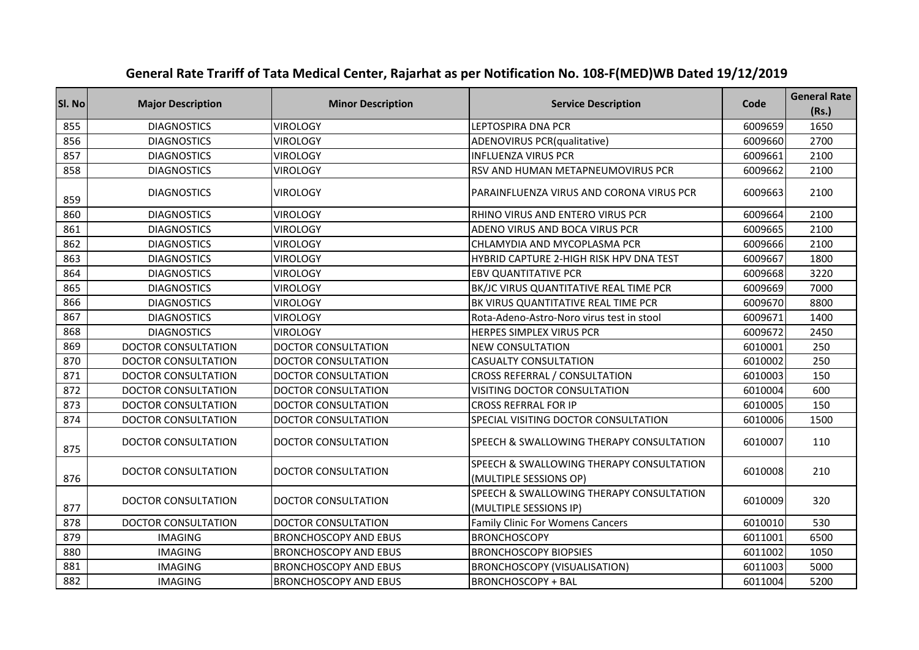## General Rate Trariff of Tata Medical Center, Rajarhat as per Notification No. 108-F(MED)WB Dated 19/12/2019

| Sl. No | Major Description | Minor Description | Service Description | Code | General Rate (Rs.) |
|---|---|---|---|---|---|
| 855 | DIAGNOSTICS | VIROLOGY | LEPTOSPIRA DNA PCR | 6009659 | 1650 |
| 856 | DIAGNOSTICS | VIROLOGY | ADENOVIRUS PCR(qualitative) | 6009660 | 2700 |
| 857 | DIAGNOSTICS | VIROLOGY | INFLUENZA VIRUS PCR | 6009661 | 2100 |
| 858 | DIAGNOSTICS | VIROLOGY | RSV AND HUMAN METAPNEUMOVIRUS PCR | 6009662 | 2100 |
| 859 | DIAGNOSTICS | VIROLOGY | PARAINFLUENZA VIRUS AND CORONA VIRUS PCR | 6009663 | 2100 |
| 860 | DIAGNOSTICS | VIROLOGY | RHINO VIRUS AND ENTERO VIRUS PCR | 6009664 | 2100 |
| 861 | DIAGNOSTICS | VIROLOGY | ADENO VIRUS AND BOCA VIRUS PCR | 6009665 | 2100 |
| 862 | DIAGNOSTICS | VIROLOGY | CHLAMYDIA AND MYCOPLASMA PCR | 6009666 | 2100 |
| 863 | DIAGNOSTICS | VIROLOGY | HYBRID CAPTURE 2-HIGH RISK HPV DNA TEST | 6009667 | 1800 |
| 864 | DIAGNOSTICS | VIROLOGY | EBV QUANTITATIVE PCR | 6009668 | 3220 |
| 865 | DIAGNOSTICS | VIROLOGY | BK/JC VIRUS QUANTITATIVE REAL TIME PCR | 6009669 | 7000 |
| 866 | DIAGNOSTICS | VIROLOGY | BK VIRUS QUANTITATIVE REAL TIME PCR | 6009670 | 8800 |
| 867 | DIAGNOSTICS | VIROLOGY | Rota-Adeno-Astro-Noro virus test in stool | 6009671 | 1400 |
| 868 | DIAGNOSTICS | VIROLOGY | HERPES SIMPLEX VIRUS PCR | 6009672 | 2450 |
| 869 | DOCTOR CONSULTATION | DOCTOR CONSULTATION | NEW CONSULTATION | 6010001 | 250 |
| 870 | DOCTOR CONSULTATION | DOCTOR CONSULTATION | CASUALTY CONSULTATION | 6010002 | 250 |
| 871 | DOCTOR CONSULTATION | DOCTOR CONSULTATION | CROSS REFERRAL / CONSULTATION | 6010003 | 150 |
| 872 | DOCTOR CONSULTATION | DOCTOR CONSULTATION | VISITING DOCTOR CONSULTATION | 6010004 | 600 |
| 873 | DOCTOR CONSULTATION | DOCTOR CONSULTATION | CROSS REFRRAL FOR IP | 6010005 | 150 |
| 874 | DOCTOR CONSULTATION | DOCTOR CONSULTATION | SPECIAL VISITING DOCTOR CONSULTATION | 6010006 | 1500 |
| 875 | DOCTOR CONSULTATION | DOCTOR CONSULTATION | SPEECH & SWALLOWING THERAPY CONSULTATION | 6010007 | 110 |
| 876 | DOCTOR CONSULTATION | DOCTOR CONSULTATION | SPEECH & SWALLOWING THERAPY CONSULTATION (MULTIPLE SESSIONS OP) | 6010008 | 210 |
| 877 | DOCTOR CONSULTATION | DOCTOR CONSULTATION | SPEECH & SWALLOWING THERAPY CONSULTATION (MULTIPLE SESSIONS IP) | 6010009 | 320 |
| 878 | DOCTOR CONSULTATION | DOCTOR CONSULTATION | Family Clinic For Womens Cancers | 6010010 | 530 |
| 879 | IMAGING | BRONCHOSCOPY AND EBUS | BRONCHOSCOPY | 6011001 | 6500 |
| 880 | IMAGING | BRONCHOSCOPY AND EBUS | BRONCHOSCOPY BIOPSIES | 6011002 | 1050 |
| 881 | IMAGING | BRONCHOSCOPY AND EBUS | BRONCHOSCOPY (VISUALISATION) | 6011003 | 5000 |
| 882 | IMAGING | BRONCHOSCOPY AND EBUS | BRONCHOSCOPY + BAL | 6011004 | 5200 |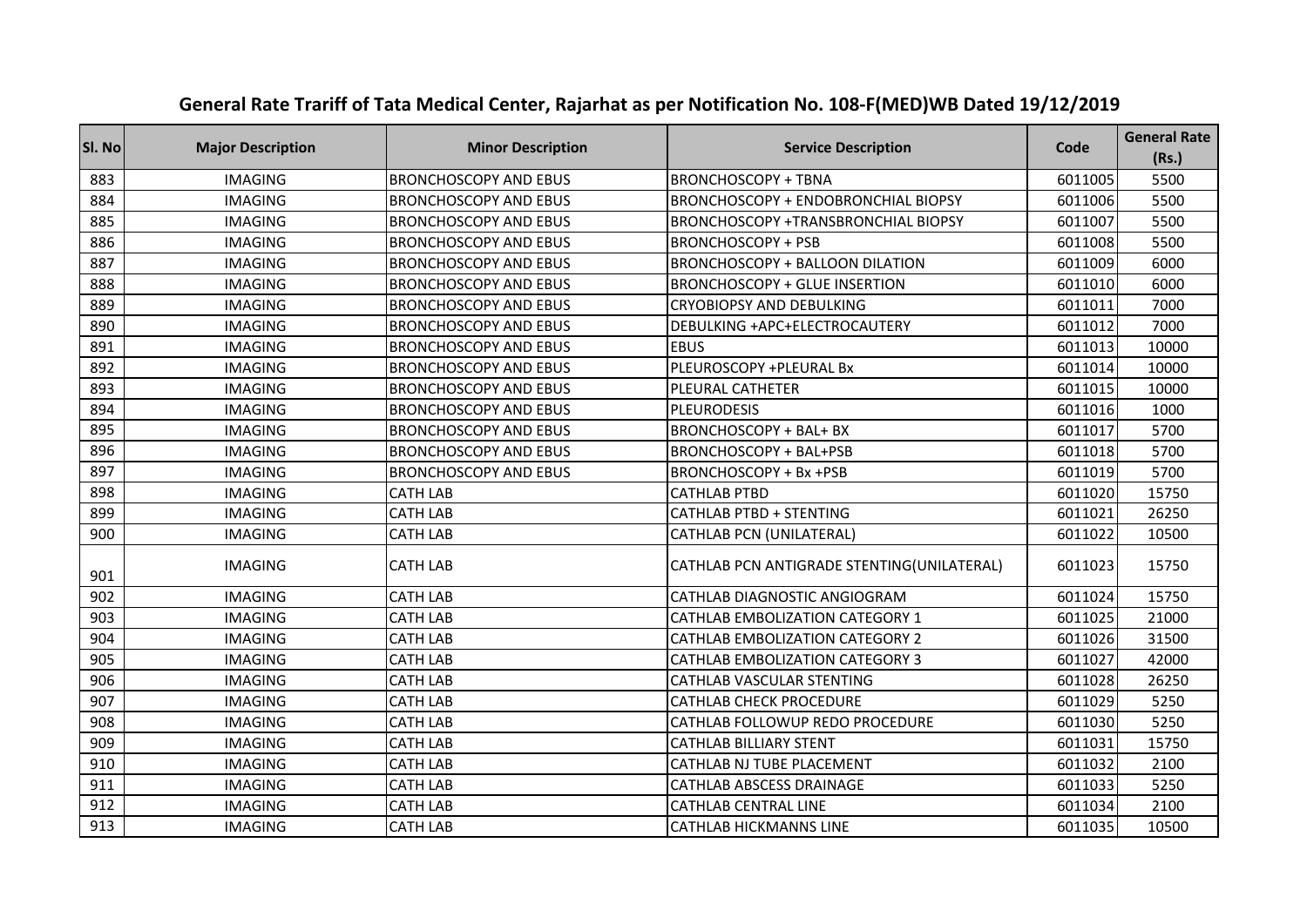# General Rate Trariff of Tata Medical Center, Rajarhat as per Notification No. 108-F(MED)WB Dated 19/12/2019

| Sl. No | Major Description | Minor Description | Service Description | Code | General Rate (Rs.) |
|---|---|---|---|---|---|
| 883 | IMAGING | BRONCHOSCOPY AND EBUS | BRONCHOSCOPY + TBNA | 6011005 | 5500 |
| 884 | IMAGING | BRONCHOSCOPY AND EBUS | BRONCHOSCOPY + ENDOBRONCHIAL BIOPSY | 6011006 | 5500 |
| 885 | IMAGING | BRONCHOSCOPY AND EBUS | BRONCHOSCOPY +TRANSBRONCHIAL BIOPSY | 6011007 | 5500 |
| 886 | IMAGING | BRONCHOSCOPY AND EBUS | BRONCHOSCOPY + PSB | 6011008 | 5500 |
| 887 | IMAGING | BRONCHOSCOPY AND EBUS | BRONCHOSCOPY + BALLOON DILATION | 6011009 | 6000 |
| 888 | IMAGING | BRONCHOSCOPY AND EBUS | BRONCHOSCOPY + GLUE INSERTION | 6011010 | 6000 |
| 889 | IMAGING | BRONCHOSCOPY AND EBUS | CRYOBIOPSY AND DEBULKING | 6011011 | 7000 |
| 890 | IMAGING | BRONCHOSCOPY AND EBUS | DEBULKING +APC+ELECTROCAUTERY | 6011012 | 7000 |
| 891 | IMAGING | BRONCHOSCOPY AND EBUS | EBUS | 6011013 | 10000 |
| 892 | IMAGING | BRONCHOSCOPY AND EBUS | PLEUROSCOPY +PLEURAL Bx | 6011014 | 10000 |
| 893 | IMAGING | BRONCHOSCOPY AND EBUS | PLEURAL CATHETER | 6011015 | 10000 |
| 894 | IMAGING | BRONCHOSCOPY AND EBUS | PLEURODESIS | 6011016 | 1000 |
| 895 | IMAGING | BRONCHOSCOPY AND EBUS | BRONCHOSCOPY + BAL+ BX | 6011017 | 5700 |
| 896 | IMAGING | BRONCHOSCOPY AND EBUS | BRONCHOSCOPY + BAL+PSB | 6011018 | 5700 |
| 897 | IMAGING | BRONCHOSCOPY AND EBUS | BRONCHOSCOPY + Bx +PSB | 6011019 | 5700 |
| 898 | IMAGING | CATH LAB | CATHLAB PTBD | 6011020 | 15750 |
| 899 | IMAGING | CATH LAB | CATHLAB PTBD + STENTING | 6011021 | 26250 |
| 900 | IMAGING | CATH LAB | CATHLAB PCN (UNILATERAL) | 6011022 | 10500 |
| 901 | IMAGING | CATH LAB | CATHLAB PCN ANTIGRADE STENTING(UNILATERAL) | 6011023 | 15750 |
| 902 | IMAGING | CATH LAB | CATHLAB DIAGNOSTIC ANGIOGRAM | 6011024 | 15750 |
| 903 | IMAGING | CATH LAB | CATHLAB EMBOLIZATION CATEGORY 1 | 6011025 | 21000 |
| 904 | IMAGING | CATH LAB | CATHLAB EMBOLIZATION CATEGORY 2 | 6011026 | 31500 |
| 905 | IMAGING | CATH LAB | CATHLAB EMBOLIZATION CATEGORY 3 | 6011027 | 42000 |
| 906 | IMAGING | CATH LAB | CATHLAB VASCULAR STENTING | 6011028 | 26250 |
| 907 | IMAGING | CATH LAB | CATHLAB CHECK PROCEDURE | 6011029 | 5250 |
| 908 | IMAGING | CATH LAB | CATHLAB FOLLOWUP REDO PROCEDURE | 6011030 | 5250 |
| 909 | IMAGING | CATH LAB | CATHLAB BILLIARY STENT | 6011031 | 15750 |
| 910 | IMAGING | CATH LAB | CATHLAB NJ TUBE PLACEMENT | 6011032 | 2100 |
| 911 | IMAGING | CATH LAB | CATHLAB ABSCESS DRAINAGE | 6011033 | 5250 |
| 912 | IMAGING | CATH LAB | CATHLAB CENTRAL LINE | 6011034 | 2100 |
| 913 | IMAGING | CATH LAB | CATHLAB HICKMANNS LINE | 6011035 | 10500 |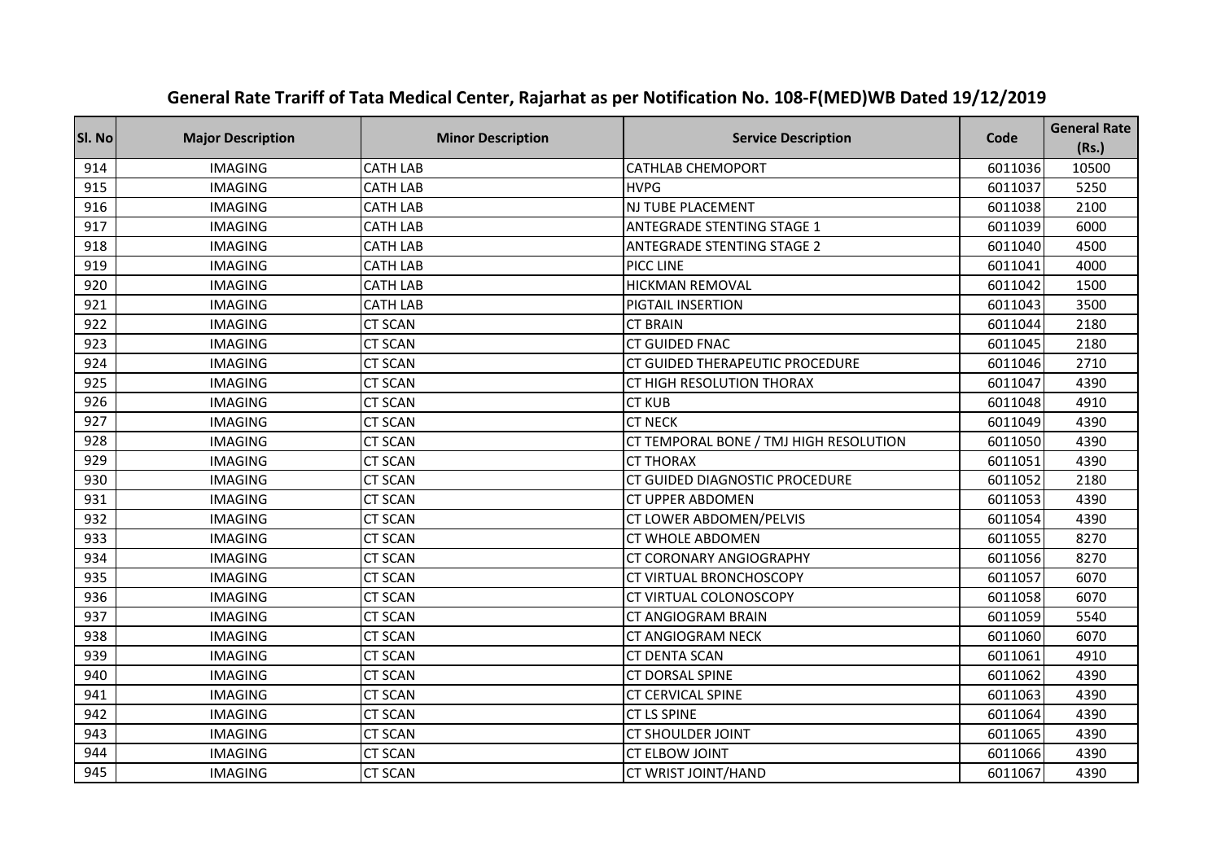# General Rate Trariff of Tata Medical Center, Rajarhat as per Notification No. 108-F(MED)WB Dated 19/12/2019

| Sl. No | Major Description | Minor Description | Service Description | Code | General Rate (Rs.) |
|---|---|---|---|---|---|
| 914 | IMAGING | CATH LAB | CATHLAB CHEMOPORT | 6011036 | 10500 |
| 915 | IMAGING | CATH LAB | HVPG | 6011037 | 5250 |
| 916 | IMAGING | CATH LAB | NJ TUBE PLACEMENT | 6011038 | 2100 |
| 917 | IMAGING | CATH LAB | ANTEGRADE STENTING STAGE 1 | 6011039 | 6000 |
| 918 | IMAGING | CATH LAB | ANTEGRADE STENTING STAGE 2 | 6011040 | 4500 |
| 919 | IMAGING | CATH LAB | PICC LINE | 6011041 | 4000 |
| 920 | IMAGING | CATH LAB | HICKMAN REMOVAL | 6011042 | 1500 |
| 921 | IMAGING | CATH LAB | PIGTAIL INSERTION | 6011043 | 3500 |
| 922 | IMAGING | CT SCAN | CT BRAIN | 6011044 | 2180 |
| 923 | IMAGING | CT SCAN | CT GUIDED FNAC | 6011045 | 2180 |
| 924 | IMAGING | CT SCAN | CT GUIDED THERAPEUTIC PROCEDURE | 6011046 | 2710 |
| 925 | IMAGING | CT SCAN | CT HIGH RESOLUTION THORAX | 6011047 | 4390 |
| 926 | IMAGING | CT SCAN | CT KUB | 6011048 | 4910 |
| 927 | IMAGING | CT SCAN | CT NECK | 6011049 | 4390 |
| 928 | IMAGING | CT SCAN | CT TEMPORAL BONE / TMJ HIGH RESOLUTION | 6011050 | 4390 |
| 929 | IMAGING | CT SCAN | CT THORAX | 6011051 | 4390 |
| 930 | IMAGING | CT SCAN | CT GUIDED DIAGNOSTIC PROCEDURE | 6011052 | 2180 |
| 931 | IMAGING | CT SCAN | CT UPPER ABDOMEN | 6011053 | 4390 |
| 932 | IMAGING | CT SCAN | CT LOWER ABDOMEN/PELVIS | 6011054 | 4390 |
| 933 | IMAGING | CT SCAN | CT WHOLE ABDOMEN | 6011055 | 8270 |
| 934 | IMAGING | CT SCAN | CT CORONARY ANGIOGRAPHY | 6011056 | 8270 |
| 935 | IMAGING | CT SCAN | CT VIRTUAL BRONCHOSCOPY | 6011057 | 6070 |
| 936 | IMAGING | CT SCAN | CT VIRTUAL COLONOSCOPY | 6011058 | 6070 |
| 937 | IMAGING | CT SCAN | CT ANGIOGRAM BRAIN | 6011059 | 5540 |
| 938 | IMAGING | CT SCAN | CT ANGIOGRAM NECK | 6011060 | 6070 |
| 939 | IMAGING | CT SCAN | CT DENTA SCAN | 6011061 | 4910 |
| 940 | IMAGING | CT SCAN | CT DORSAL SPINE | 6011062 | 4390 |
| 941 | IMAGING | CT SCAN | CT CERVICAL SPINE | 6011063 | 4390 |
| 942 | IMAGING | CT SCAN | CT LS SPINE | 6011064 | 4390 |
| 943 | IMAGING | CT SCAN | CT SHOULDER JOINT | 6011065 | 4390 |
| 944 | IMAGING | CT SCAN | CT ELBOW JOINT | 6011066 | 4390 |
| 945 | IMAGING | CT SCAN | CT WRIST JOINT/HAND | 6011067 | 4390 |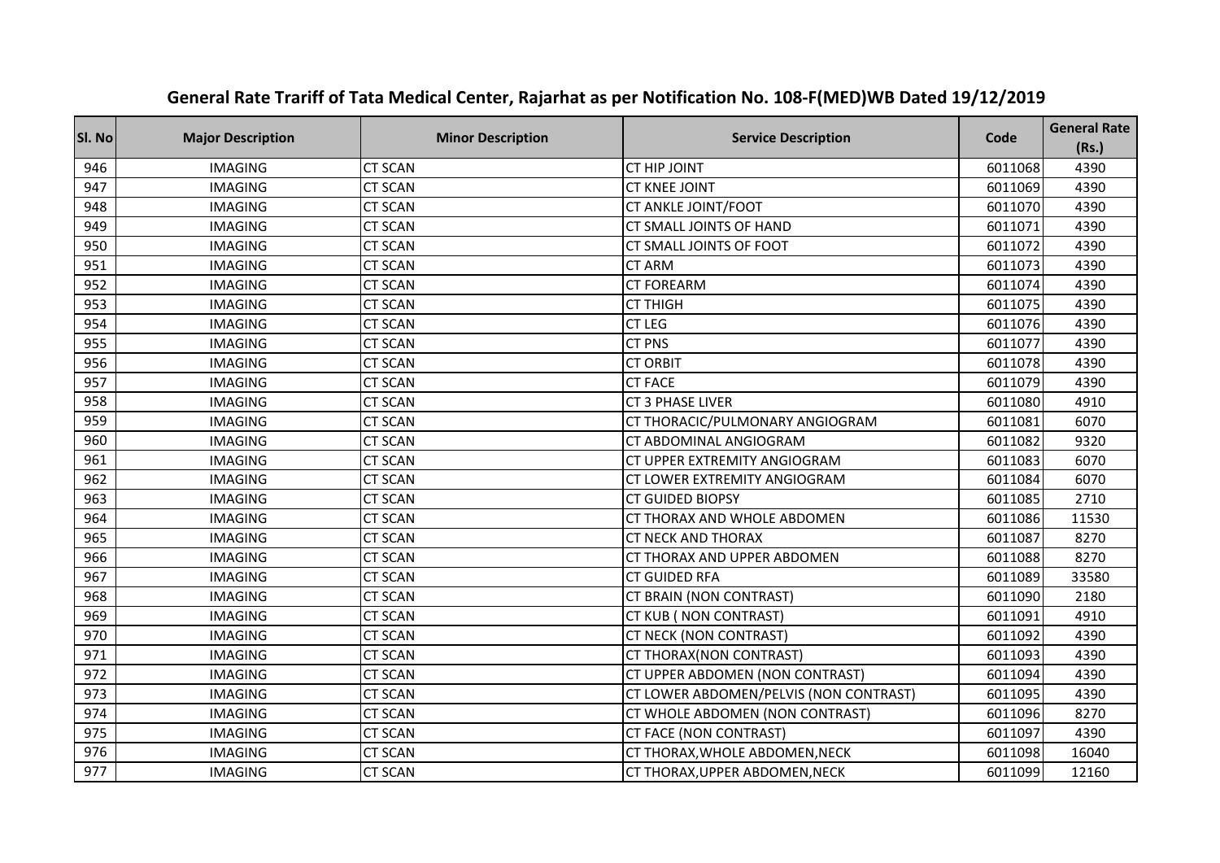# General Rate Trariff of Tata Medical Center, Rajarhat as per Notification No. 108-F(MED)WB Dated 19/12/2019

| Sl. No | Major Description | Minor Description | Service Description | Code | General Rate (Rs.) |
|---|---|---|---|---|---|
| 946 | IMAGING | CT SCAN | CT HIP JOINT | 6011068 | 4390 |
| 947 | IMAGING | CT SCAN | CT KNEE JOINT | 6011069 | 4390 |
| 948 | IMAGING | CT SCAN | CT ANKLE JOINT/FOOT | 6011070 | 4390 |
| 949 | IMAGING | CT SCAN | CT SMALL JOINTS OF HAND | 6011071 | 4390 |
| 950 | IMAGING | CT SCAN | CT SMALL JOINTS OF FOOT | 6011072 | 4390 |
| 951 | IMAGING | CT SCAN | CT ARM | 6011073 | 4390 |
| 952 | IMAGING | CT SCAN | CT FOREARM | 6011074 | 4390 |
| 953 | IMAGING | CT SCAN | CT THIGH | 6011075 | 4390 |
| 954 | IMAGING | CT SCAN | CT LEG | 6011076 | 4390 |
| 955 | IMAGING | CT SCAN | CT PNS | 6011077 | 4390 |
| 956 | IMAGING | CT SCAN | CT ORBIT | 6011078 | 4390 |
| 957 | IMAGING | CT SCAN | CT FACE | 6011079 | 4390 |
| 958 | IMAGING | CT SCAN | CT 3 PHASE LIVER | 6011080 | 4910 |
| 959 | IMAGING | CT SCAN | CT THORACIC/PULMONARY ANGIOGRAM | 6011081 | 6070 |
| 960 | IMAGING | CT SCAN | CT ABDOMINAL ANGIOGRAM | 6011082 | 9320 |
| 961 | IMAGING | CT SCAN | CT UPPER EXTREMITY ANGIOGRAM | 6011083 | 6070 |
| 962 | IMAGING | CT SCAN | CT LOWER EXTREMITY ANGIOGRAM | 6011084 | 6070 |
| 963 | IMAGING | CT SCAN | CT GUIDED BIOPSY | 6011085 | 2710 |
| 964 | IMAGING | CT SCAN | CT THORAX AND WHOLE ABDOMEN | 6011086 | 11530 |
| 965 | IMAGING | CT SCAN | CT NECK AND THORAX | 6011087 | 8270 |
| 966 | IMAGING | CT SCAN | CT THORAX AND UPPER ABDOMEN | 6011088 | 8270 |
| 967 | IMAGING | CT SCAN | CT GUIDED RFA | 6011089 | 33580 |
| 968 | IMAGING | CT SCAN | CT BRAIN (NON CONTRAST) | 6011090 | 2180 |
| 969 | IMAGING | CT SCAN | CT KUB ( NON CONTRAST) | 6011091 | 4910 |
| 970 | IMAGING | CT SCAN | CT NECK (NON CONTRAST) | 6011092 | 4390 |
| 971 | IMAGING | CT SCAN | CT THORAX(NON CONTRAST) | 6011093 | 4390 |
| 972 | IMAGING | CT SCAN | CT UPPER ABDOMEN (NON CONTRAST) | 6011094 | 4390 |
| 973 | IMAGING | CT SCAN | CT LOWER ABDOMEN/PELVIS (NON CONTRAST) | 6011095 | 4390 |
| 974 | IMAGING | CT SCAN | CT WHOLE ABDOMEN (NON CONTRAST) | 6011096 | 8270 |
| 975 | IMAGING | CT SCAN | CT FACE (NON CONTRAST) | 6011097 | 4390 |
| 976 | IMAGING | CT SCAN | CT THORAX,WHOLE ABDOMEN,NECK | 6011098 | 16040 |
| 977 | IMAGING | CT SCAN | CT THORAX,UPPER ABDOMEN,NECK | 6011099 | 12160 |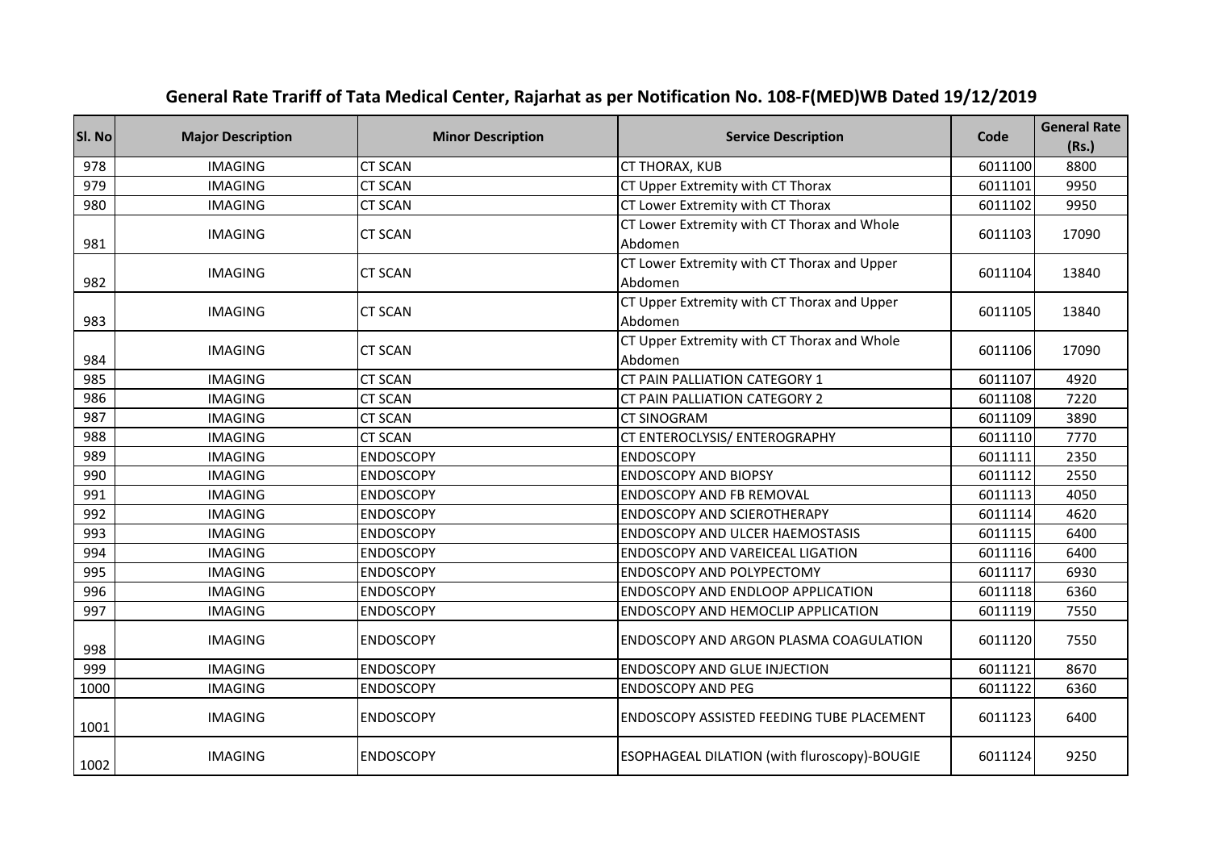# General Rate Trariff of Tata Medical Center, Rajarhat as per Notification No. 108-F(MED)WB Dated 19/12/2019

| Sl. No | Major Description | Minor Description | Service Description | Code | General Rate (Rs.) |
|---|---|---|---|---|---|
| 978 | IMAGING | CT SCAN | CT THORAX, KUB | 6011100 | 8800 |
| 979 | IMAGING | CT SCAN | CT Upper Extremity with CT Thorax | 6011101 | 9950 |
| 980 | IMAGING | CT SCAN | CT Lower Extremity with CT Thorax | 6011102 | 9950 |
| 981 | IMAGING | CT SCAN | CT Lower Extremity with CT Thorax and Whole Abdomen | 6011103 | 17090 |
| 982 | IMAGING | CT SCAN | CT Lower Extremity with CT Thorax and Upper Abdomen | 6011104 | 13840 |
| 983 | IMAGING | CT SCAN | CT Upper Extremity with CT Thorax and Upper Abdomen | 6011105 | 13840 |
| 984 | IMAGING | CT SCAN | CT Upper Extremity with CT Thorax and Whole Abdomen | 6011106 | 17090 |
| 985 | IMAGING | CT SCAN | CT PAIN PALLIATION CATEGORY 1 | 6011107 | 4920 |
| 986 | IMAGING | CT SCAN | CT PAIN PALLIATION CATEGORY 2 | 6011108 | 7220 |
| 987 | IMAGING | CT SCAN | CT SINOGRAM | 6011109 | 3890 |
| 988 | IMAGING | CT SCAN | CT ENTEROCLYSIS/ ENTEROGRAPHY | 6011110 | 7770 |
| 989 | IMAGING | ENDOSCOPY | ENDOSCOPY | 6011111 | 2350 |
| 990 | IMAGING | ENDOSCOPY | ENDOSCOPY AND BIOPSY | 6011112 | 2550 |
| 991 | IMAGING | ENDOSCOPY | ENDOSCOPY AND FB REMOVAL | 6011113 | 4050 |
| 992 | IMAGING | ENDOSCOPY | ENDOSCOPY AND SCIEROTHERAPY | 6011114 | 4620 |
| 993 | IMAGING | ENDOSCOPY | ENDOSCOPY AND ULCER HAEMOSTASIS | 6011115 | 6400 |
| 994 | IMAGING | ENDOSCOPY | ENDOSCOPY AND VAREICEAL LIGATION | 6011116 | 6400 |
| 995 | IMAGING | ENDOSCOPY | ENDOSCOPY AND POLYPECTOMY | 6011117 | 6930 |
| 996 | IMAGING | ENDOSCOPY | ENDOSCOPY AND ENDLOOP APPLICATION | 6011118 | 6360 |
| 997 | IMAGING | ENDOSCOPY | ENDOSCOPY AND HEMOCLIP APPLICATION | 6011119 | 7550 |
| 998 | IMAGING | ENDOSCOPY | ENDOSCOPY AND ARGON PLASMA COAGULATION | 6011120 | 7550 |
| 999 | IMAGING | ENDOSCOPY | ENDOSCOPY AND GLUE INJECTION | 6011121 | 8670 |
| 1000 | IMAGING | ENDOSCOPY | ENDOSCOPY AND PEG | 6011122 | 6360 |
| 1001 | IMAGING | ENDOSCOPY | ENDOSCOPY ASSISTED FEEDING TUBE PLACEMENT | 6011123 | 6400 |
| 1002 | IMAGING | ENDOSCOPY | ESOPHAGEAL DILATION (with fluroscopy)-BOUGIE | 6011124 | 9250 |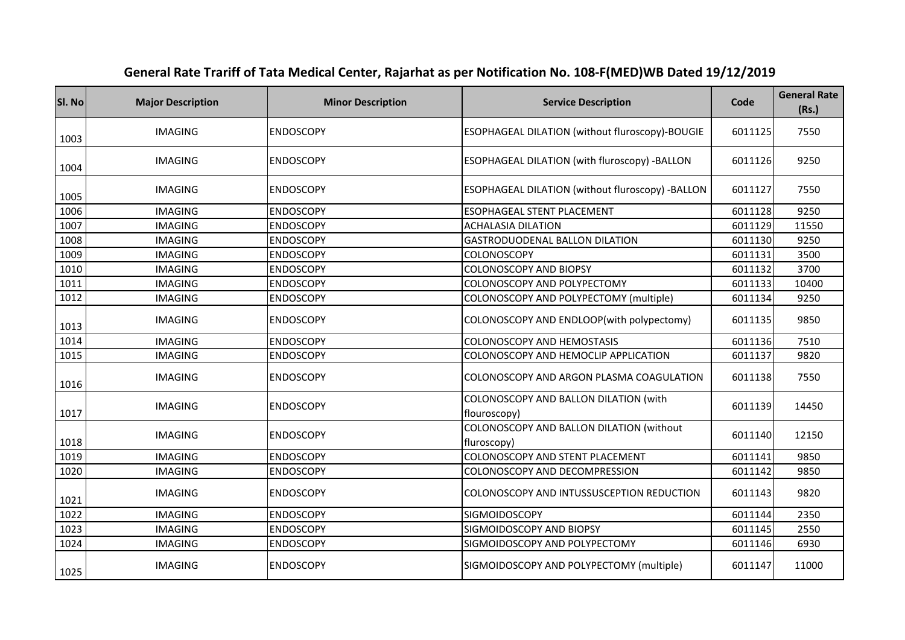## General Rate Trariff of Tata Medical Center, Rajarhat as per Notification No. 108-F(MED)WB Dated 19/12/2019

| Sl. No | Major Description | Minor Description | Service Description | Code | General Rate (Rs.) |
|---|---|---|---|---|---|
| 1003 | IMAGING | ENDOSCOPY | ESOPHAGEAL DILATION (without fluroscopy)-BOUGIE | 6011125 | 7550 |
| 1004 | IMAGING | ENDOSCOPY | ESOPHAGEAL DILATION (with fluroscopy) -BALLON | 6011126 | 9250 |
| 1005 | IMAGING | ENDOSCOPY | ESOPHAGEAL DILATION (without fluroscopy) -BALLON | 6011127 | 7550 |
| 1006 | IMAGING | ENDOSCOPY | ESOPHAGEAL STENT PLACEMENT | 6011128 | 9250 |
| 1007 | IMAGING | ENDOSCOPY | ACHALASIA DILATION | 6011129 | 11550 |
| 1008 | IMAGING | ENDOSCOPY | GASTRODUODENAL BALLON DILATION | 6011130 | 9250 |
| 1009 | IMAGING | ENDOSCOPY | COLONOSCOPY | 6011131 | 3500 |
| 1010 | IMAGING | ENDOSCOPY | COLONOSCOPY AND BIOPSY | 6011132 | 3700 |
| 1011 | IMAGING | ENDOSCOPY | COLONOSCOPY AND POLYPECTOMY | 6011133 | 10400 |
| 1012 | IMAGING | ENDOSCOPY | COLONOSCOPY AND POLYPECTOMY (multiple) | 6011134 | 9250 |
| 1013 | IMAGING | ENDOSCOPY | COLONOSCOPY AND ENDLOOP(with polypectomy) | 6011135 | 9850 |
| 1014 | IMAGING | ENDOSCOPY | COLONOSCOPY AND HEMOSTASIS | 6011136 | 7510 |
| 1015 | IMAGING | ENDOSCOPY | COLONOSCOPY AND HEMOCLIP APPLICATION | 6011137 | 9820 |
| 1016 | IMAGING | ENDOSCOPY | COLONOSCOPY AND ARGON PLASMA COAGULATION | 6011138 | 7550 |
| 1017 | IMAGING | ENDOSCOPY | COLONOSCOPY AND BALLON DILATION (with flouroscopy) | 6011139 | 14450 |
| 1018 | IMAGING | ENDOSCOPY | COLONOSCOPY AND BALLON DILATION (without fluroscopy) | 6011140 | 12150 |
| 1019 | IMAGING | ENDOSCOPY | COLONOSCOPY AND STENT PLACEMENT | 6011141 | 9850 |
| 1020 | IMAGING | ENDOSCOPY | COLONOSCOPY AND DECOMPRESSION | 6011142 | 9850 |
| 1021 | IMAGING | ENDOSCOPY | COLONOSCOPY AND INTUSSUSCEPTION REDUCTION | 6011143 | 9820 |
| 1022 | IMAGING | ENDOSCOPY | SIGMOIDOSCOPY | 6011144 | 2350 |
| 1023 | IMAGING | ENDOSCOPY | SIGMOIDOSCOPY AND BIOPSY | 6011145 | 2550 |
| 1024 | IMAGING | ENDOSCOPY | SIGMOIDOSCOPY AND POLYPECTOMY | 6011146 | 6930 |
| 1025 | IMAGING | ENDOSCOPY | SIGMOIDOSCOPY AND POLYPECTOMY (multiple) | 6011147 | 11000 |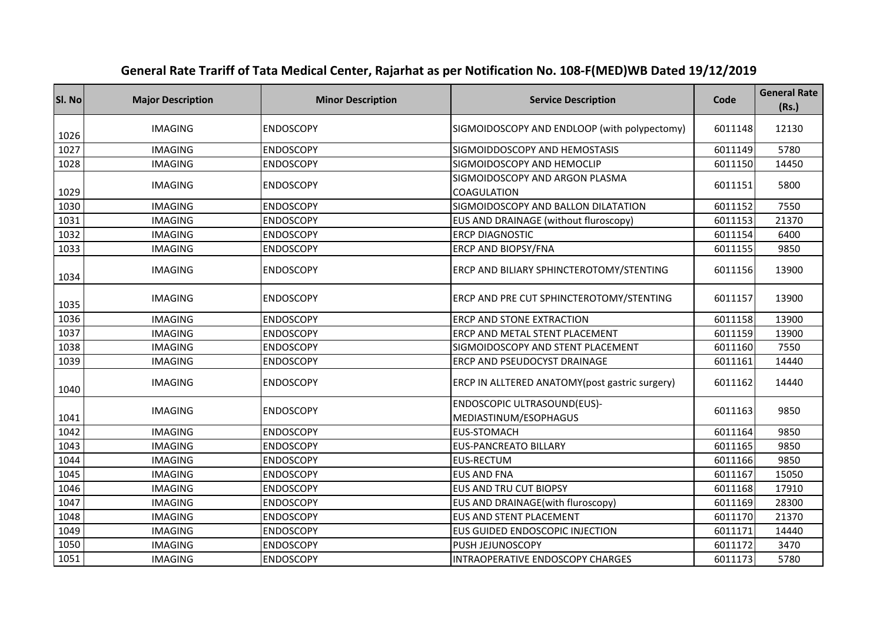# General Rate Trariff of Tata Medical Center, Rajarhat as per Notification No. 108-F(MED)WB Dated 19/12/2019

| Sl. No | Major Description | Minor Description | Service Description | Code | General Rate (Rs.) |
|---|---|---|---|---|---|
| 1026 | IMAGING | ENDOSCOPY | SIGMOIDOSCOPY AND ENDLOOP (with polypectomy) | 6011148 | 12130 |
| 1027 | IMAGING | ENDOSCOPY | SIGMOIDDOSCOPY AND HEMOSTASIS | 6011149 | 5780 |
| 1028 | IMAGING | ENDOSCOPY | SIGMOIDOSCOPY AND HEMOCLIP | 6011150 | 14450 |
| 1029 | IMAGING | ENDOSCOPY | SIGMOIDOSCOPY AND ARGON PLASMA COAGULATION | 6011151 | 5800 |
| 1030 | IMAGING | ENDOSCOPY | SIGMOIDOSCOPY AND BALLON DILATATION | 6011152 | 7550 |
| 1031 | IMAGING | ENDOSCOPY | EUS AND DRAINAGE (without fluroscopy) | 6011153 | 21370 |
| 1032 | IMAGING | ENDOSCOPY | ERCP DIAGNOSTIC | 6011154 | 6400 |
| 1033 | IMAGING | ENDOSCOPY | ERCP AND BIOPSY/FNA | 6011155 | 9850 |
| 1034 | IMAGING | ENDOSCOPY | ERCP AND BILIARY SPHINCTEROTOMY/STENTING | 6011156 | 13900 |
| 1035 | IMAGING | ENDOSCOPY | ERCP AND PRE CUT SPHINCTEROTOMY/STENTING | 6011157 | 13900 |
| 1036 | IMAGING | ENDOSCOPY | ERCP AND STONE EXTRACTION | 6011158 | 13900 |
| 1037 | IMAGING | ENDOSCOPY | ERCP AND METAL STENT PLACEMENT | 6011159 | 13900 |
| 1038 | IMAGING | ENDOSCOPY | SIGMOIDOSCOPY AND STENT PLACEMENT | 6011160 | 7550 |
| 1039 | IMAGING | ENDOSCOPY | ERCP AND PSEUDOCYST DRAINAGE | 6011161 | 14440 |
| 1040 | IMAGING | ENDOSCOPY | ERCP IN ALLTERED ANATOMY(post gastric surgery) | 6011162 | 14440 |
| 1041 | IMAGING | ENDOSCOPY | ENDOSCOPIC ULTRASOUND(EUS)-MEDIASTINUM/ESOPHAGUS | 6011163 | 9850 |
| 1042 | IMAGING | ENDOSCOPY | EUS-STOMACH | 6011164 | 9850 |
| 1043 | IMAGING | ENDOSCOPY | EUS-PANCREATO BILLARY | 6011165 | 9850 |
| 1044 | IMAGING | ENDOSCOPY | EUS-RECTUM | 6011166 | 9850 |
| 1045 | IMAGING | ENDOSCOPY | EUS AND FNA | 6011167 | 15050 |
| 1046 | IMAGING | ENDOSCOPY | EUS AND TRU CUT BIOPSY | 6011168 | 17910 |
| 1047 | IMAGING | ENDOSCOPY | EUS AND DRAINAGE(with fluroscopy) | 6011169 | 28300 |
| 1048 | IMAGING | ENDOSCOPY | EUS AND STENT PLACEMENT | 6011170 | 21370 |
| 1049 | IMAGING | ENDOSCOPY | EUS GUIDED ENDOSCOPIC INJECTION | 6011171 | 14440 |
| 1050 | IMAGING | ENDOSCOPY | PUSH JEJUNOSCOPY | 6011172 | 3470 |
| 1051 | IMAGING | ENDOSCOPY | INTRAOPERATIVE ENDOSCOPY CHARGES | 6011173 | 5780 |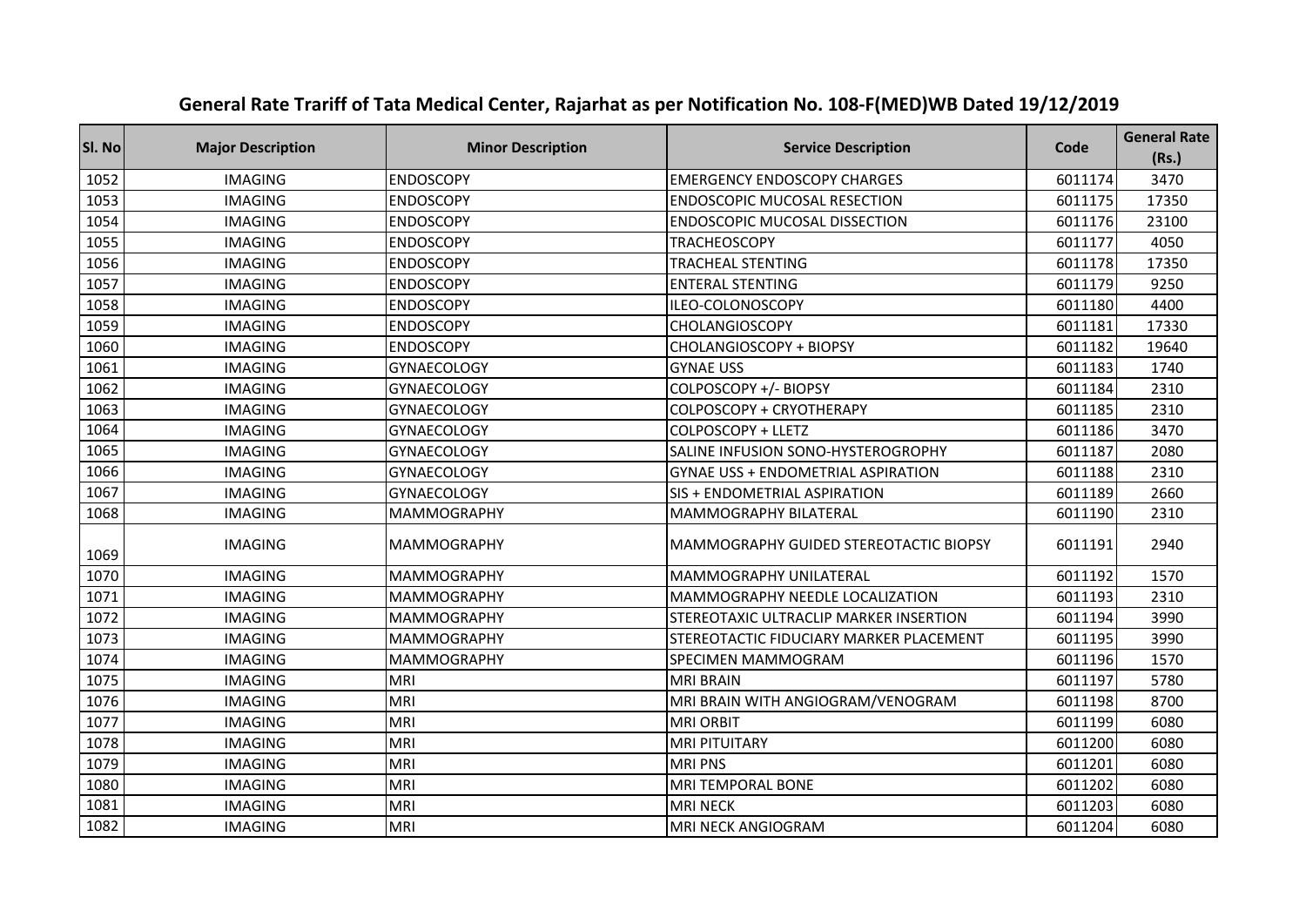# General Rate Trariff of Tata Medical Center, Rajarhat as per Notification No. 108-F(MED)WB Dated 19/12/2019

| Sl. No | Major Description | Minor Description | Service Description | Code | General Rate (Rs.) |
|---|---|---|---|---|---|
| 1052 | IMAGING | ENDOSCOPY | EMERGENCY ENDOSCOPY CHARGES | 6011174 | 3470 |
| 1053 | IMAGING | ENDOSCOPY | ENDOSCOPIC MUCOSAL RESECTION | 6011175 | 17350 |
| 1054 | IMAGING | ENDOSCOPY | ENDOSCOPIC MUCOSAL DISSECTION | 6011176 | 23100 |
| 1055 | IMAGING | ENDOSCOPY | TRACHEOSCOPY | 6011177 | 4050 |
| 1056 | IMAGING | ENDOSCOPY | TRACHEAL STENTING | 6011178 | 17350 |
| 1057 | IMAGING | ENDOSCOPY | ENTERAL STENTING | 6011179 | 9250 |
| 1058 | IMAGING | ENDOSCOPY | ILEO-COLONOSCOPY | 6011180 | 4400 |
| 1059 | IMAGING | ENDOSCOPY | CHOLANGIOSCOPY | 6011181 | 17330 |
| 1060 | IMAGING | ENDOSCOPY | CHOLANGIOSCOPY + BIOPSY | 6011182 | 19640 |
| 1061 | IMAGING | GYNAECOLOGY | GYNAE USS | 6011183 | 1740 |
| 1062 | IMAGING | GYNAECOLOGY | COLPOSCOPY +/- BIOPSY | 6011184 | 2310 |
| 1063 | IMAGING | GYNAECOLOGY | COLPOSCOPY + CRYOTHERAPY | 6011185 | 2310 |
| 1064 | IMAGING | GYNAECOLOGY | COLPOSCOPY + LLETZ | 6011186 | 3470 |
| 1065 | IMAGING | GYNAECOLOGY | SALINE INFUSION SONO-HYSTEROGROPHY | 6011187 | 2080 |
| 1066 | IMAGING | GYNAECOLOGY | GYNAE USS + ENDOMETRIAL ASPIRATION | 6011188 | 2310 |
| 1067 | IMAGING | GYNAECOLOGY | SIS + ENDOMETRIAL ASPIRATION | 6011189 | 2660 |
| 1068 | IMAGING | MAMMOGRAPHY | MAMMOGRAPHY BILATERAL | 6011190 | 2310 |
| 1069 | IMAGING | MAMMOGRAPHY | MAMMOGRAPHY GUIDED STEREOTACTIC BIOPSY | 6011191 | 2940 |
| 1070 | IMAGING | MAMMOGRAPHY | MAMMOGRAPHY UNILATERAL | 6011192 | 1570 |
| 1071 | IMAGING | MAMMOGRAPHY | MAMMOGRAPHY NEEDLE LOCALIZATION | 6011193 | 2310 |
| 1072 | IMAGING | MAMMOGRAPHY | STEREOTAXIC ULTRACLIP MARKER INSERTION | 6011194 | 3990 |
| 1073 | IMAGING | MAMMOGRAPHY | STEREOTACTIC FIDUCIARY MARKER PLACEMENT | 6011195 | 3990 |
| 1074 | IMAGING | MAMMOGRAPHY | SPECIMEN MAMMOGRAM | 6011196 | 1570 |
| 1075 | IMAGING | MRI | MRI BRAIN | 6011197 | 5780 |
| 1076 | IMAGING | MRI | MRI BRAIN WITH ANGIOGRAM/VENOGRAM | 6011198 | 8700 |
| 1077 | IMAGING | MRI | MRI ORBIT | 6011199 | 6080 |
| 1078 | IMAGING | MRI | MRI PITUITARY | 6011200 | 6080 |
| 1079 | IMAGING | MRI | MRI PNS | 6011201 | 6080 |
| 1080 | IMAGING | MRI | MRI TEMPORAL BONE | 6011202 | 6080 |
| 1081 | IMAGING | MRI | MRI NECK | 6011203 | 6080 |
| 1082 | IMAGING | MRI | MRI NECK ANGIOGRAM | 6011204 | 6080 |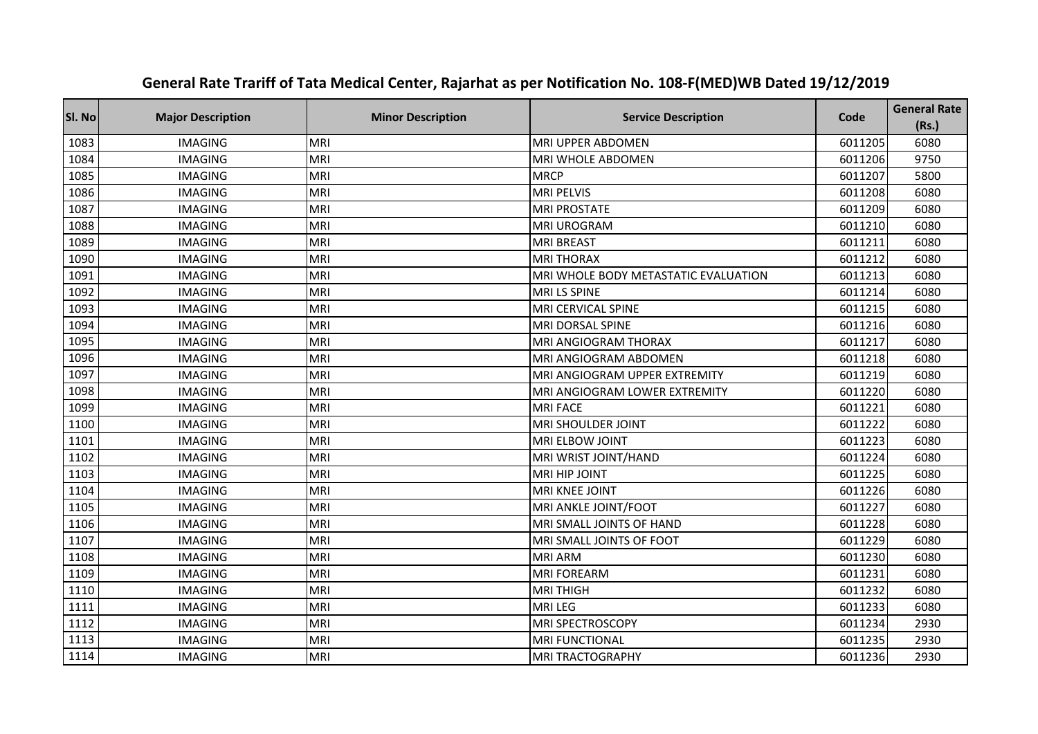## General Rate Trariff of Tata Medical Center, Rajarhat as per Notification No. 108-F(MED)WB Dated 19/12/2019

| Sl. No | Major Description | Minor Description | Service Description | Code | General Rate (Rs.) |
|---|---|---|---|---|---|
| 1083 | IMAGING | MRI | MRI UPPER ABDOMEN | 6011205 | 6080 |
| 1084 | IMAGING | MRI | MRI WHOLE ABDOMEN | 6011206 | 9750 |
| 1085 | IMAGING | MRI | MRCP | 6011207 | 5800 |
| 1086 | IMAGING | MRI | MRI PELVIS | 6011208 | 6080 |
| 1087 | IMAGING | MRI | MRI PROSTATE | 6011209 | 6080 |
| 1088 | IMAGING | MRI | MRI UROGRAM | 6011210 | 6080 |
| 1089 | IMAGING | MRI | MRI BREAST | 6011211 | 6080 |
| 1090 | IMAGING | MRI | MRI THORAX | 6011212 | 6080 |
| 1091 | IMAGING | MRI | MRI WHOLE BODY METASTATIC EVALUATION | 6011213 | 6080 |
| 1092 | IMAGING | MRI | MRI LS SPINE | 6011214 | 6080 |
| 1093 | IMAGING | MRI | MRI CERVICAL SPINE | 6011215 | 6080 |
| 1094 | IMAGING | MRI | MRI DORSAL SPINE | 6011216 | 6080 |
| 1095 | IMAGING | MRI | MRI ANGIOGRAM THORAX | 6011217 | 6080 |
| 1096 | IMAGING | MRI | MRI ANGIOGRAM ABDOMEN | 6011218 | 6080 |
| 1097 | IMAGING | MRI | MRI ANGIOGRAM UPPER EXTREMITY | 6011219 | 6080 |
| 1098 | IMAGING | MRI | MRI ANGIOGRAM LOWER EXTREMITY | 6011220 | 6080 |
| 1099 | IMAGING | MRI | MRI FACE | 6011221 | 6080 |
| 1100 | IMAGING | MRI | MRI SHOULDER JOINT | 6011222 | 6080 |
| 1101 | IMAGING | MRI | MRI ELBOW JOINT | 6011223 | 6080 |
| 1102 | IMAGING | MRI | MRI WRIST JOINT/HAND | 6011224 | 6080 |
| 1103 | IMAGING | MRI | MRI HIP JOINT | 6011225 | 6080 |
| 1104 | IMAGING | MRI | MRI KNEE JOINT | 6011226 | 6080 |
| 1105 | IMAGING | MRI | MRI ANKLE JOINT/FOOT | 6011227 | 6080 |
| 1106 | IMAGING | MRI | MRI SMALL JOINTS OF HAND | 6011228 | 6080 |
| 1107 | IMAGING | MRI | MRI SMALL JOINTS OF FOOT | 6011229 | 6080 |
| 1108 | IMAGING | MRI | MRI ARM | 6011230 | 6080 |
| 1109 | IMAGING | MRI | MRI FOREARM | 6011231 | 6080 |
| 1110 | IMAGING | MRI | MRI THIGH | 6011232 | 6080 |
| 1111 | IMAGING | MRI | MRI LEG | 6011233 | 6080 |
| 1112 | IMAGING | MRI | MRI SPECTROSCOPY | 6011234 | 2930 |
| 1113 | IMAGING | MRI | MRI FUNCTIONAL | 6011235 | 2930 |
| 1114 | IMAGING | MRI | MRI TRACTOGRAPHY | 6011236 | 2930 |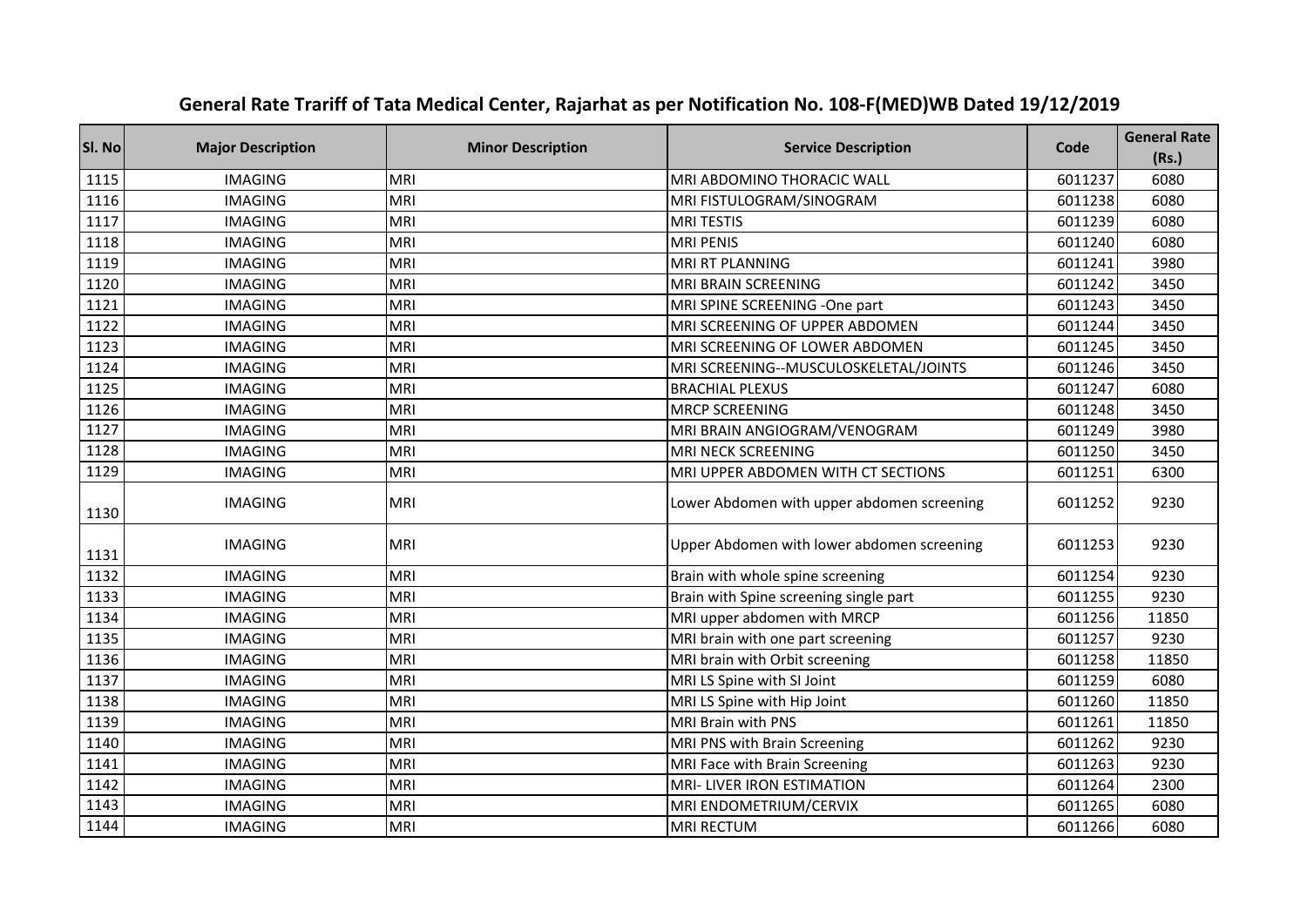# General Rate Trariff of Tata Medical Center, Rajarhat as per Notification No. 108-F(MED)WB Dated 19/12/2019

| Sl. No | Major Description | Minor Description | Service Description | Code | General Rate (Rs.) |
|---|---|---|---|---|---|
| 1115 | IMAGING | MRI | MRI ABDOMINO THORACIC WALL | 6011237 | 6080 |
| 1116 | IMAGING | MRI | MRI FISTULOGRAM/SINOGRAM | 6011238 | 6080 |
| 1117 | IMAGING | MRI | MRI TESTIS | 6011239 | 6080 |
| 1118 | IMAGING | MRI | MRI PENIS | 6011240 | 6080 |
| 1119 | IMAGING | MRI | MRI RT PLANNING | 6011241 | 3980 |
| 1120 | IMAGING | MRI | MRI BRAIN SCREENING | 6011242 | 3450 |
| 1121 | IMAGING | MRI | MRI SPINE SCREENING -One part | 6011243 | 3450 |
| 1122 | IMAGING | MRI | MRI SCREENING OF UPPER ABDOMEN | 6011244 | 3450 |
| 1123 | IMAGING | MRI | MRI SCREENING OF LOWER ABDOMEN | 6011245 | 3450 |
| 1124 | IMAGING | MRI | MRI SCREENING--MUSCULOSKELETAL/JOINTS | 6011246 | 3450 |
| 1125 | IMAGING | MRI | BRACHIAL PLEXUS | 6011247 | 6080 |
| 1126 | IMAGING | MRI | MRCP SCREENING | 6011248 | 3450 |
| 1127 | IMAGING | MRI | MRI BRAIN ANGIOGRAM/VENOGRAM | 6011249 | 3980 |
| 1128 | IMAGING | MRI | MRI NECK SCREENING | 6011250 | 3450 |
| 1129 | IMAGING | MRI | MRI UPPER ABDOMEN WITH CT SECTIONS | 6011251 | 6300 |
| 1130 | IMAGING | MRI | Lower Abdomen with upper abdomen screening | 6011252 | 9230 |
| 1131 | IMAGING | MRI | Upper Abdomen with lower abdomen screening | 6011253 | 9230 |
| 1132 | IMAGING | MRI | Brain with whole spine screening | 6011254 | 9230 |
| 1133 | IMAGING | MRI | Brain with Spine screening single part | 6011255 | 9230 |
| 1134 | IMAGING | MRI | MRI upper abdomen with MRCP | 6011256 | 11850 |
| 1135 | IMAGING | MRI | MRI brain with one part screening | 6011257 | 9230 |
| 1136 | IMAGING | MRI | MRI brain with Orbit screening | 6011258 | 11850 |
| 1137 | IMAGING | MRI | MRI LS Spine with SI Joint | 6011259 | 6080 |
| 1138 | IMAGING | MRI | MRI LS Spine with Hip Joint | 6011260 | 11850 |
| 1139 | IMAGING | MRI | MRI Brain with PNS | 6011261 | 11850 |
| 1140 | IMAGING | MRI | MRI PNS with Brain Screening | 6011262 | 9230 |
| 1141 | IMAGING | MRI | MRI Face with Brain Screening | 6011263 | 9230 |
| 1142 | IMAGING | MRI | MRI- LIVER IRON ESTIMATION | 6011264 | 2300 |
| 1143 | IMAGING | MRI | MRI ENDOMETRIUM/CERVIX | 6011265 | 6080 |
| 1144 | IMAGING | MRI | MRI RECTUM | 6011266 | 6080 |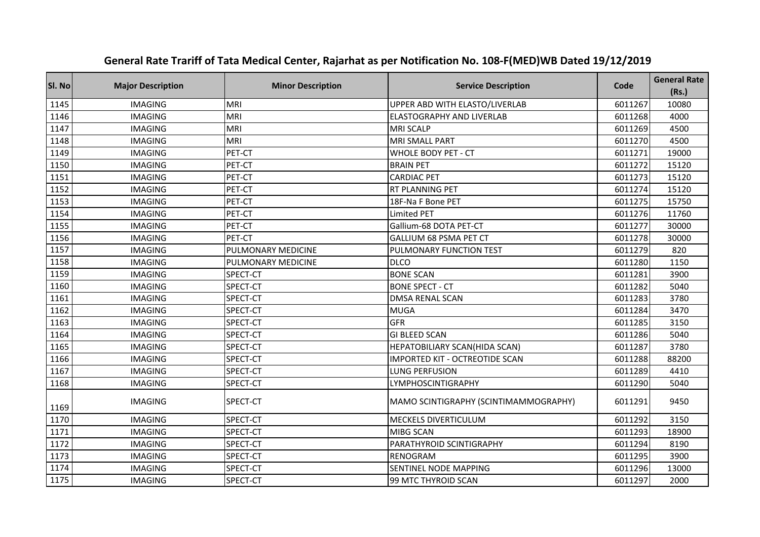# General Rate Trariff of Tata Medical Center, Rajarhat as per Notification No. 108-F(MED)WB Dated 19/12/2019

| Sl. No | Major Description | Minor Description | Service Description | Code | General Rate (Rs.) |
|---|---|---|---|---|---|
| 1145 | IMAGING | MRI | UPPER ABD WITH ELASTO/LIVERLAB | 6011267 | 10080 |
| 1146 | IMAGING | MRI | ELASTOGRAPHY AND LIVERLAB | 6011268 | 4000 |
| 1147 | IMAGING | MRI | MRI SCALP | 6011269 | 4500 |
| 1148 | IMAGING | MRI | MRI SMALL PART | 6011270 | 4500 |
| 1149 | IMAGING | PET-CT | WHOLE BODY PET - CT | 6011271 | 19000 |
| 1150 | IMAGING | PET-CT | BRAIN PET | 6011272 | 15120 |
| 1151 | IMAGING | PET-CT | CARDIAC PET | 6011273 | 15120 |
| 1152 | IMAGING | PET-CT | RT PLANNING PET | 6011274 | 15120 |
| 1153 | IMAGING | PET-CT | 18F-Na F Bone PET | 6011275 | 15750 |
| 1154 | IMAGING | PET-CT | Limited PET | 6011276 | 11760 |
| 1155 | IMAGING | PET-CT | Gallium-68 DOTA PET-CT | 6011277 | 30000 |
| 1156 | IMAGING | PET-CT | GALLIUM 68 PSMA PET CT | 6011278 | 30000 |
| 1157 | IMAGING | PULMONARY MEDICINE | PULMONARY FUNCTION TEST | 6011279 | 820 |
| 1158 | IMAGING | PULMONARY MEDICINE | DLCO | 6011280 | 1150 |
| 1159 | IMAGING | SPECT-CT | BONE SCAN | 6011281 | 3900 |
| 1160 | IMAGING | SPECT-CT | BONE SPECT - CT | 6011282 | 5040 |
| 1161 | IMAGING | SPECT-CT | DMSA RENAL SCAN | 6011283 | 3780 |
| 1162 | IMAGING | SPECT-CT | MUGA | 6011284 | 3470 |
| 1163 | IMAGING | SPECT-CT | GFR | 6011285 | 3150 |
| 1164 | IMAGING | SPECT-CT | GI BLEED SCAN | 6011286 | 5040 |
| 1165 | IMAGING | SPECT-CT | HEPATOBILIARY SCAN(HIDA SCAN) | 6011287 | 3780 |
| 1166 | IMAGING | SPECT-CT | IMPORTED KIT - OCTREOTIDE SCAN | 6011288 | 88200 |
| 1167 | IMAGING | SPECT-CT | LUNG PERFUSION | 6011289 | 4410 |
| 1168 | IMAGING | SPECT-CT | LYMPHOSCINTIGRAPHY | 6011290 | 5040 |
| 1169 | IMAGING | SPECT-CT | MAMO SCINTIGRAPHY (SCINTIMAMMOGRAPHY) | 6011291 | 9450 |
| 1170 | IMAGING | SPECT-CT | MECKELS DIVERTICULUM | 6011292 | 3150 |
| 1171 | IMAGING | SPECT-CT | MIBG SCAN | 6011293 | 18900 |
| 1172 | IMAGING | SPECT-CT | PARATHYROID SCINTIGRAPHY | 6011294 | 8190 |
| 1173 | IMAGING | SPECT-CT | RENOGRAM | 6011295 | 3900 |
| 1174 | IMAGING | SPECT-CT | SENTINEL NODE MAPPING | 6011296 | 13000 |
| 1175 | IMAGING | SPECT-CT | 99 MTC THYROID SCAN | 6011297 | 2000 |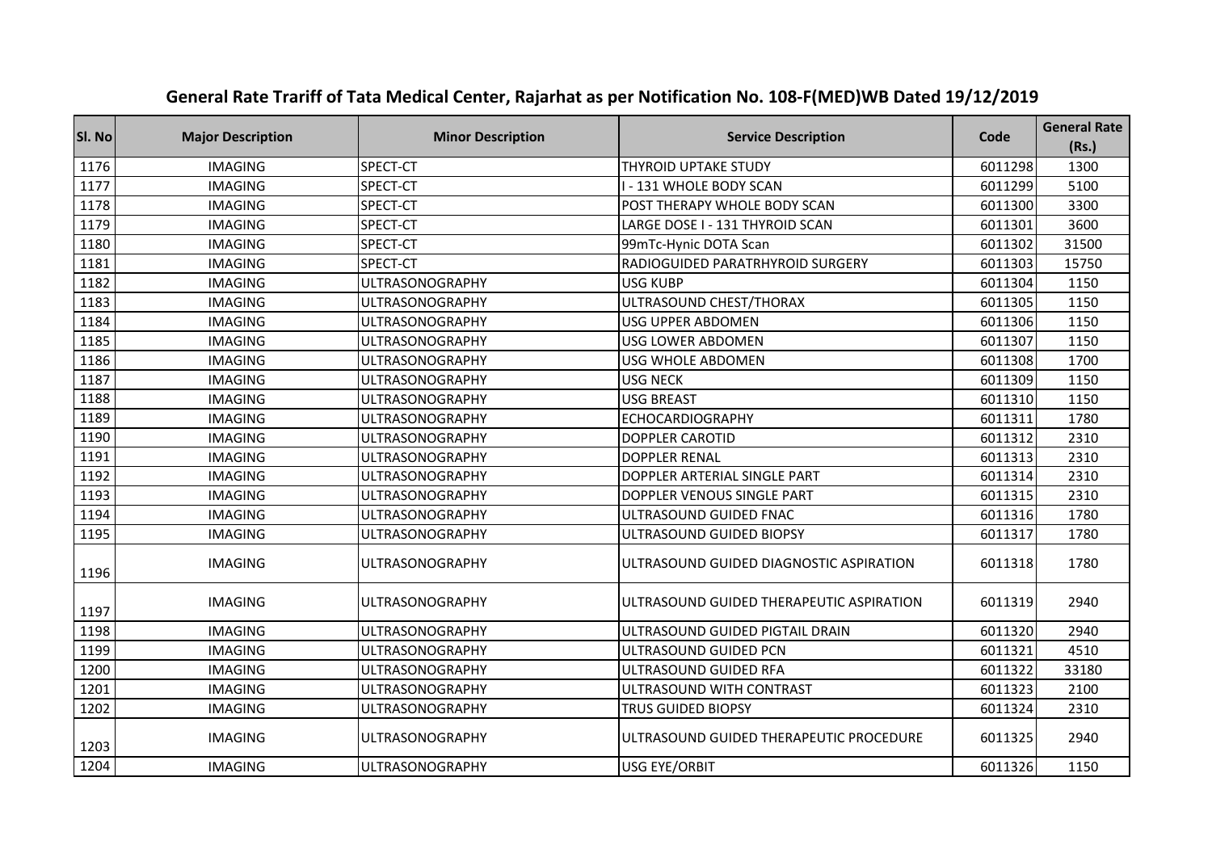# General Rate Trariff of Tata Medical Center, Rajarhat as per Notification No. 108-F(MED)WB Dated 19/12/2019

| Sl. No | Major Description | Minor Description | Service Description | Code | General Rate (Rs.) |
|---|---|---|---|---|---|
| 1176 | IMAGING | SPECT-CT | THYROID UPTAKE STUDY | 6011298 | 1300 |
| 1177 | IMAGING | SPECT-CT | I - 131 WHOLE BODY SCAN | 6011299 | 5100 |
| 1178 | IMAGING | SPECT-CT | POST THERAPY WHOLE BODY SCAN | 6011300 | 3300 |
| 1179 | IMAGING | SPECT-CT | LARGE DOSE I - 131 THYROID SCAN | 6011301 | 3600 |
| 1180 | IMAGING | SPECT-CT | 99mTc-Hynic DOTA Scan | 6011302 | 31500 |
| 1181 | IMAGING | SPECT-CT | RADIOGUIDED PARATRHYROID SURGERY | 6011303 | 15750 |
| 1182 | IMAGING | ULTRASONOGRAPHY | USG KUBP | 6011304 | 1150 |
| 1183 | IMAGING | ULTRASONOGRAPHY | ULTRASOUND CHEST/THORAX | 6011305 | 1150 |
| 1184 | IMAGING | ULTRASONOGRAPHY | USG UPPER ABDOMEN | 6011306 | 1150 |
| 1185 | IMAGING | ULTRASONOGRAPHY | USG LOWER ABDOMEN | 6011307 | 1150 |
| 1186 | IMAGING | ULTRASONOGRAPHY | USG WHOLE ABDOMEN | 6011308 | 1700 |
| 1187 | IMAGING | ULTRASONOGRAPHY | USG NECK | 6011309 | 1150 |
| 1188 | IMAGING | ULTRASONOGRAPHY | USG BREAST | 6011310 | 1150 |
| 1189 | IMAGING | ULTRASONOGRAPHY | ECHOCARDIOGRAPHY | 6011311 | 1780 |
| 1190 | IMAGING | ULTRASONOGRAPHY | DOPPLER CAROTID | 6011312 | 2310 |
| 1191 | IMAGING | ULTRASONOGRAPHY | DOPPLER RENAL | 6011313 | 2310 |
| 1192 | IMAGING | ULTRASONOGRAPHY | DOPPLER ARTERIAL SINGLE PART | 6011314 | 2310 |
| 1193 | IMAGING | ULTRASONOGRAPHY | DOPPLER VENOUS SINGLE PART | 6011315 | 2310 |
| 1194 | IMAGING | ULTRASONOGRAPHY | ULTRASOUND GUIDED FNAC | 6011316 | 1780 |
| 1195 | IMAGING | ULTRASONOGRAPHY | ULTRASOUND GUIDED BIOPSY | 6011317 | 1780 |
| 1196 | IMAGING | ULTRASONOGRAPHY | ULTRASOUND GUIDED DIAGNOSTIC ASPIRATION | 6011318 | 1780 |
| 1197 | IMAGING | ULTRASONOGRAPHY | ULTRASOUND GUIDED THERAPEUTIC ASPIRATION | 6011319 | 2940 |
| 1198 | IMAGING | ULTRASONOGRAPHY | ULTRASOUND GUIDED PIGTAIL DRAIN | 6011320 | 2940 |
| 1199 | IMAGING | ULTRASONOGRAPHY | ULTRASOUND GUIDED PCN | 6011321 | 4510 |
| 1200 | IMAGING | ULTRASONOGRAPHY | ULTRASOUND GUIDED RFA | 6011322 | 33180 |
| 1201 | IMAGING | ULTRASONOGRAPHY | ULTRASOUND WITH CONTRAST | 6011323 | 2100 |
| 1202 | IMAGING | ULTRASONOGRAPHY | TRUS GUIDED BIOPSY | 6011324 | 2310 |
| 1203 | IMAGING | ULTRASONOGRAPHY | ULTRASOUND GUIDED THERAPEUTIC PROCEDURE | 6011325 | 2940 |
| 1204 | IMAGING | ULTRASONOGRAPHY | USG EYE/ORBIT | 6011326 | 1150 |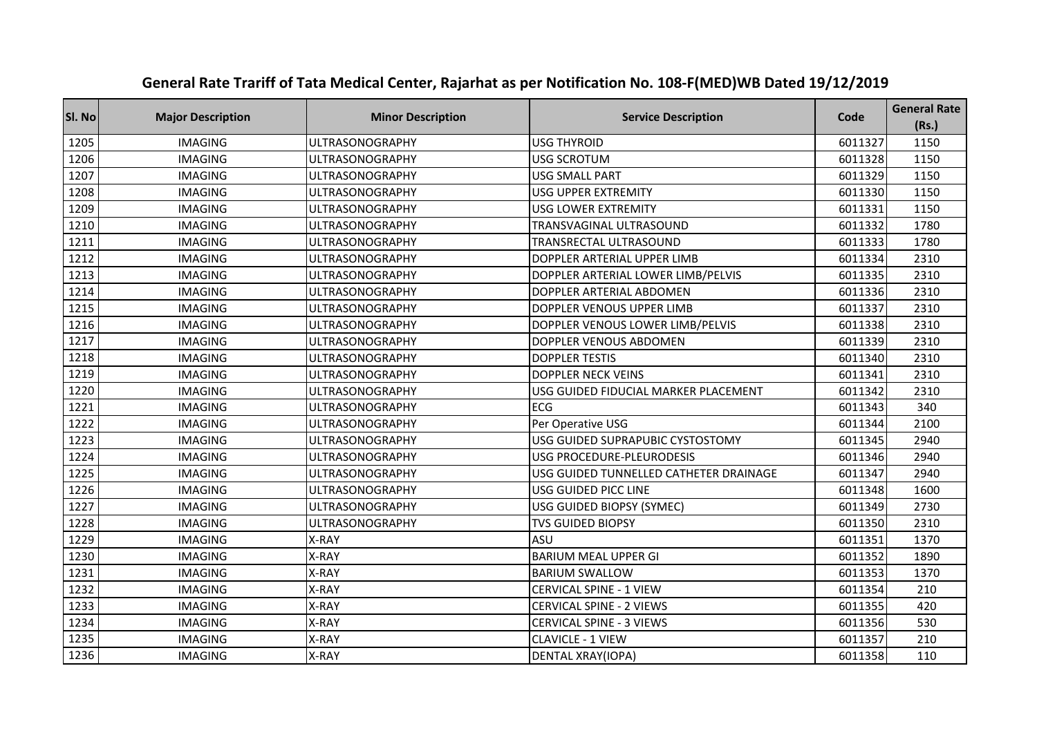# General Rate Trariff of Tata Medical Center, Rajarhat as per Notification No. 108-F(MED)WB Dated 19/12/2019

| Sl. No | Major Description | Minor Description | Service Description | Code | General Rate (Rs.) |
|---|---|---|---|---|---|
| 1205 | IMAGING | ULTRASONOGRAPHY | USG THYROID | 6011327 | 1150 |
| 1206 | IMAGING | ULTRASONOGRAPHY | USG SCROTUM | 6011328 | 1150 |
| 1207 | IMAGING | ULTRASONOGRAPHY | USG SMALL PART | 6011329 | 1150 |
| 1208 | IMAGING | ULTRASONOGRAPHY | USG UPPER EXTREMITY | 6011330 | 1150 |
| 1209 | IMAGING | ULTRASONOGRAPHY | USG LOWER EXTREMITY | 6011331 | 1150 |
| 1210 | IMAGING | ULTRASONOGRAPHY | TRANSVAGINAL ULTRASOUND | 6011332 | 1780 |
| 1211 | IMAGING | ULTRASONOGRAPHY | TRANSRECTAL ULTRASOUND | 6011333 | 1780 |
| 1212 | IMAGING | ULTRASONOGRAPHY | DOPPLER ARTERIAL UPPER LIMB | 6011334 | 2310 |
| 1213 | IMAGING | ULTRASONOGRAPHY | DOPPLER ARTERIAL LOWER LIMB/PELVIS | 6011335 | 2310 |
| 1214 | IMAGING | ULTRASONOGRAPHY | DOPPLER ARTERIAL ABDOMEN | 6011336 | 2310 |
| 1215 | IMAGING | ULTRASONOGRAPHY | DOPPLER VENOUS UPPER LIMB | 6011337 | 2310 |
| 1216 | IMAGING | ULTRASONOGRAPHY | DOPPLER VENOUS LOWER LIMB/PELVIS | 6011338 | 2310 |
| 1217 | IMAGING | ULTRASONOGRAPHY | DOPPLER VENOUS ABDOMEN | 6011339 | 2310 |
| 1218 | IMAGING | ULTRASONOGRAPHY | DOPPLER TESTIS | 6011340 | 2310 |
| 1219 | IMAGING | ULTRASONOGRAPHY | DOPPLER NECK VEINS | 6011341 | 2310 |
| 1220 | IMAGING | ULTRASONOGRAPHY | USG GUIDED FIDUCIAL MARKER PLACEMENT | 6011342 | 2310 |
| 1221 | IMAGING | ULTRASONOGRAPHY | ECG | 6011343 | 340 |
| 1222 | IMAGING | ULTRASONOGRAPHY | Per Operative USG | 6011344 | 2100 |
| 1223 | IMAGING | ULTRASONOGRAPHY | USG GUIDED SUPRAPUBIC CYSTOSTOMY | 6011345 | 2940 |
| 1224 | IMAGING | ULTRASONOGRAPHY | USG PROCEDURE-PLEURODESIS | 6011346 | 2940 |
| 1225 | IMAGING | ULTRASONOGRAPHY | USG GUIDED TUNNELLED CATHETER DRAINAGE | 6011347 | 2940 |
| 1226 | IMAGING | ULTRASONOGRAPHY | USG GUIDED PICC LINE | 6011348 | 1600 |
| 1227 | IMAGING | ULTRASONOGRAPHY | USG GUIDED BIOPSY (SYMEC) | 6011349 | 2730 |
| 1228 | IMAGING | ULTRASONOGRAPHY | TVS GUIDED BIOPSY | 6011350 | 2310 |
| 1229 | IMAGING | X-RAY | ASU | 6011351 | 1370 |
| 1230 | IMAGING | X-RAY | BARIUM MEAL UPPER GI | 6011352 | 1890 |
| 1231 | IMAGING | X-RAY | BARIUM SWALLOW | 6011353 | 1370 |
| 1232 | IMAGING | X-RAY | CERVICAL SPINE - 1 VIEW | 6011354 | 210 |
| 1233 | IMAGING | X-RAY | CERVICAL SPINE - 2 VIEWS | 6011355 | 420 |
| 1234 | IMAGING | X-RAY | CERVICAL SPINE - 3 VIEWS | 6011356 | 530 |
| 1235 | IMAGING | X-RAY | CLAVICLE - 1 VIEW | 6011357 | 210 |
| 1236 | IMAGING | X-RAY | DENTAL XRAY(IOPA) | 6011358 | 110 |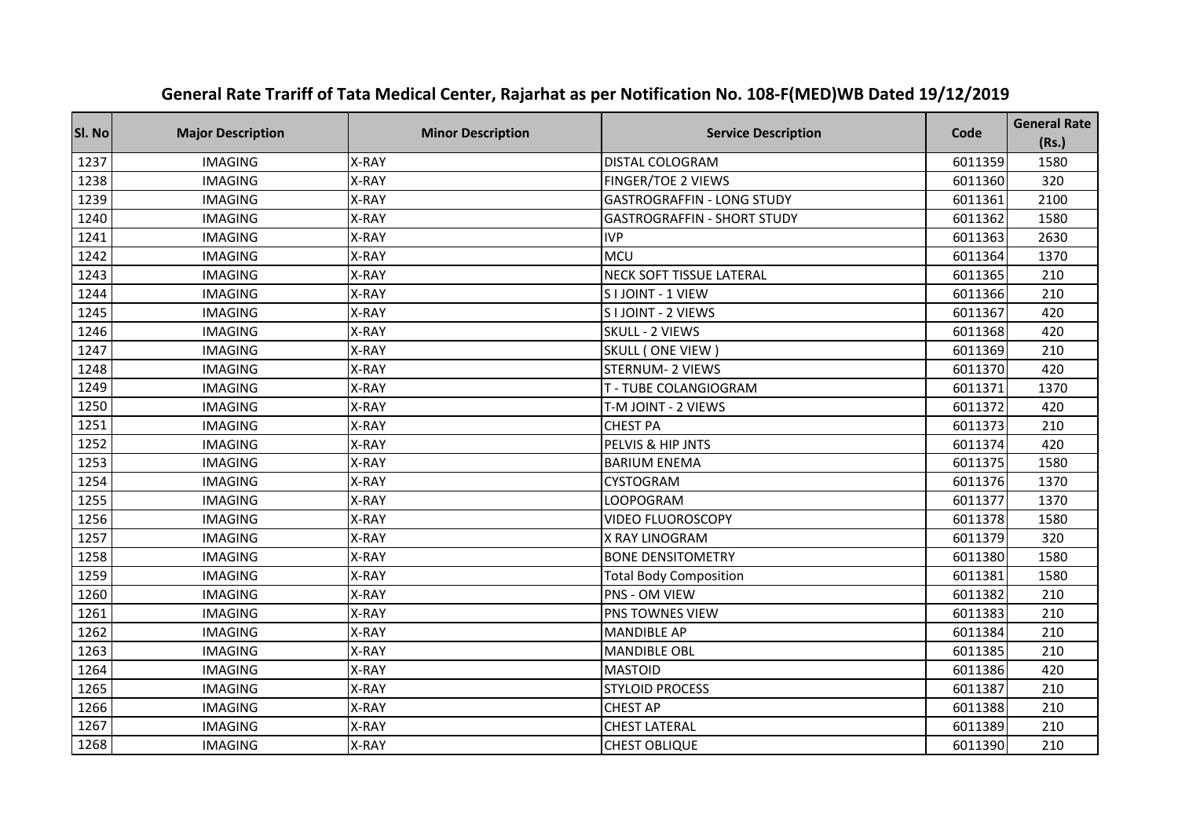# General Rate Trariff of Tata Medical Center, Rajarhat as per Notification No. 108-F(MED)WB Dated 19/12/2019

| Sl. No | Major Description | Minor Description | Service Description | Code | General Rate (Rs.) |
|---|---|---|---|---|---|
| 1237 | IMAGING | X-RAY | DISTAL COLOGRAM | 6011359 | 1580 |
| 1238 | IMAGING | X-RAY | FINGER/TOE 2 VIEWS | 6011360 | 320 |
| 1239 | IMAGING | X-RAY | GASTROGRAFFIN - LONG STUDY | 6011361 | 2100 |
| 1240 | IMAGING | X-RAY | GASTROGRAFFIN - SHORT STUDY | 6011362 | 1580 |
| 1241 | IMAGING | X-RAY | IVP | 6011363 | 2630 |
| 1242 | IMAGING | X-RAY | MCU | 6011364 | 1370 |
| 1243 | IMAGING | X-RAY | NECK SOFT TISSUE LATERAL | 6011365 | 210 |
| 1244 | IMAGING | X-RAY | S I JOINT - 1 VIEW | 6011366 | 210 |
| 1245 | IMAGING | X-RAY | S I JOINT - 2 VIEWS | 6011367 | 420 |
| 1246 | IMAGING | X-RAY | SKULL - 2 VIEWS | 6011368 | 420 |
| 1247 | IMAGING | X-RAY | SKULL ( ONE VIEW ) | 6011369 | 210 |
| 1248 | IMAGING | X-RAY | STERNUM- 2 VIEWS | 6011370 | 420 |
| 1249 | IMAGING | X-RAY | T - TUBE COLANGIOGRAM | 6011371 | 1370 |
| 1250 | IMAGING | X-RAY | T-M JOINT - 2 VIEWS | 6011372 | 420 |
| 1251 | IMAGING | X-RAY | CHEST PA | 6011373 | 210 |
| 1252 | IMAGING | X-RAY | PELVIS & HIP JNTS | 6011374 | 420 |
| 1253 | IMAGING | X-RAY | BARIUM ENEMA | 6011375 | 1580 |
| 1254 | IMAGING | X-RAY | CYSTOGRAM | 6011376 | 1370 |
| 1255 | IMAGING | X-RAY | LOOPOGRAM | 6011377 | 1370 |
| 1256 | IMAGING | X-RAY | VIDEO FLUOROSCOPY | 6011378 | 1580 |
| 1257 | IMAGING | X-RAY | X RAY LINOGRAM | 6011379 | 320 |
| 1258 | IMAGING | X-RAY | BONE DENSITOMETRY | 6011380 | 1580 |
| 1259 | IMAGING | X-RAY | Total Body Composition | 6011381 | 1580 |
| 1260 | IMAGING | X-RAY | PNS - OM VIEW | 6011382 | 210 |
| 1261 | IMAGING | X-RAY | PNS TOWNES VIEW | 6011383 | 210 |
| 1262 | IMAGING | X-RAY | MANDIBLE AP | 6011384 | 210 |
| 1263 | IMAGING | X-RAY | MANDIBLE OBL | 6011385 | 210 |
| 1264 | IMAGING | X-RAY | MASTOID | 6011386 | 420 |
| 1265 | IMAGING | X-RAY | STYLOID PROCESS | 6011387 | 210 |
| 1266 | IMAGING | X-RAY | CHEST AP | 6011388 | 210 |
| 1267 | IMAGING | X-RAY | CHEST LATERAL | 6011389 | 210 |
| 1268 | IMAGING | X-RAY | CHEST OBLIQUE | 6011390 | 210 |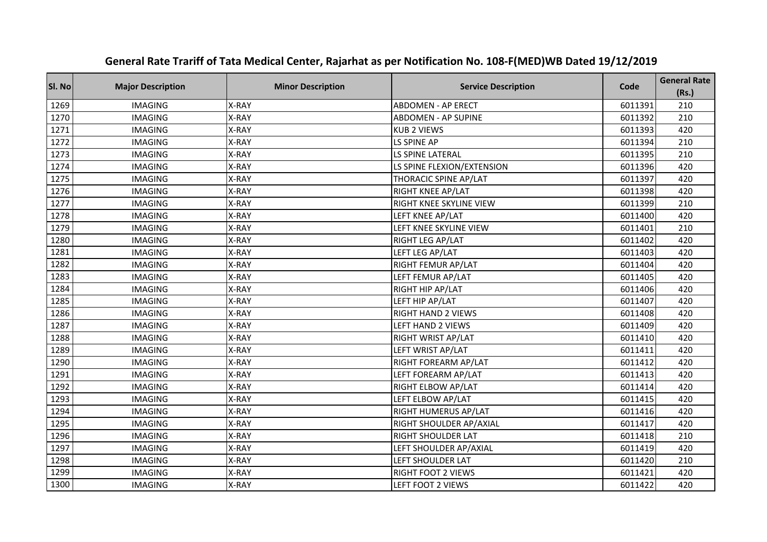# General Rate Trariff of Tata Medical Center, Rajarhat as per Notification No. 108-F(MED)WB Dated 19/12/2019

| Sl. No | Major Description | Minor Description | Service Description | Code | General Rate (Rs.) |
|---|---|---|---|---|---|
| 1269 | IMAGING | X-RAY | ABDOMEN - AP ERECT | 6011391 | 210 |
| 1270 | IMAGING | X-RAY | ABDOMEN - AP SUPINE | 6011392 | 210 |
| 1271 | IMAGING | X-RAY | KUB 2 VIEWS | 6011393 | 420 |
| 1272 | IMAGING | X-RAY | LS SPINE AP | 6011394 | 210 |
| 1273 | IMAGING | X-RAY | LS SPINE LATERAL | 6011395 | 210 |
| 1274 | IMAGING | X-RAY | LS SPINE FLEXION/EXTENSION | 6011396 | 420 |
| 1275 | IMAGING | X-RAY | THORACIC SPINE AP/LAT | 6011397 | 420 |
| 1276 | IMAGING | X-RAY | RIGHT KNEE AP/LAT | 6011398 | 420 |
| 1277 | IMAGING | X-RAY | RIGHT KNEE SKYLINE VIEW | 6011399 | 210 |
| 1278 | IMAGING | X-RAY | LEFT KNEE AP/LAT | 6011400 | 420 |
| 1279 | IMAGING | X-RAY | LEFT KNEE SKYLINE VIEW | 6011401 | 210 |
| 1280 | IMAGING | X-RAY | RIGHT LEG AP/LAT | 6011402 | 420 |
| 1281 | IMAGING | X-RAY | LEFT LEG AP/LAT | 6011403 | 420 |
| 1282 | IMAGING | X-RAY | RIGHT FEMUR AP/LAT | 6011404 | 420 |
| 1283 | IMAGING | X-RAY | LEFT FEMUR AP/LAT | 6011405 | 420 |
| 1284 | IMAGING | X-RAY | RIGHT HIP AP/LAT | 6011406 | 420 |
| 1285 | IMAGING | X-RAY | LEFT HIP AP/LAT | 6011407 | 420 |
| 1286 | IMAGING | X-RAY | RIGHT HAND 2 VIEWS | 6011408 | 420 |
| 1287 | IMAGING | X-RAY | LEFT HAND 2 VIEWS | 6011409 | 420 |
| 1288 | IMAGING | X-RAY | RIGHT WRIST AP/LAT | 6011410 | 420 |
| 1289 | IMAGING | X-RAY | LEFT WRIST AP/LAT | 6011411 | 420 |
| 1290 | IMAGING | X-RAY | RIGHT FOREARM AP/LAT | 6011412 | 420 |
| 1291 | IMAGING | X-RAY | LEFT FOREARM AP/LAT | 6011413 | 420 |
| 1292 | IMAGING | X-RAY | RIGHT ELBOW AP/LAT | 6011414 | 420 |
| 1293 | IMAGING | X-RAY | LEFT ELBOW AP/LAT | 6011415 | 420 |
| 1294 | IMAGING | X-RAY | RIGHT HUMERUS AP/LAT | 6011416 | 420 |
| 1295 | IMAGING | X-RAY | RIGHT SHOULDER AP/AXIAL | 6011417 | 420 |
| 1296 | IMAGING | X-RAY | RIGHT SHOULDER LAT | 6011418 | 210 |
| 1297 | IMAGING | X-RAY | LEFT SHOULDER AP/AXIAL | 6011419 | 420 |
| 1298 | IMAGING | X-RAY | LEFT SHOULDER LAT | 6011420 | 210 |
| 1299 | IMAGING | X-RAY | RIGHT FOOT 2 VIEWS | 6011421 | 420 |
| 1300 | IMAGING | X-RAY | LEFT FOOT 2 VIEWS | 6011422 | 420 |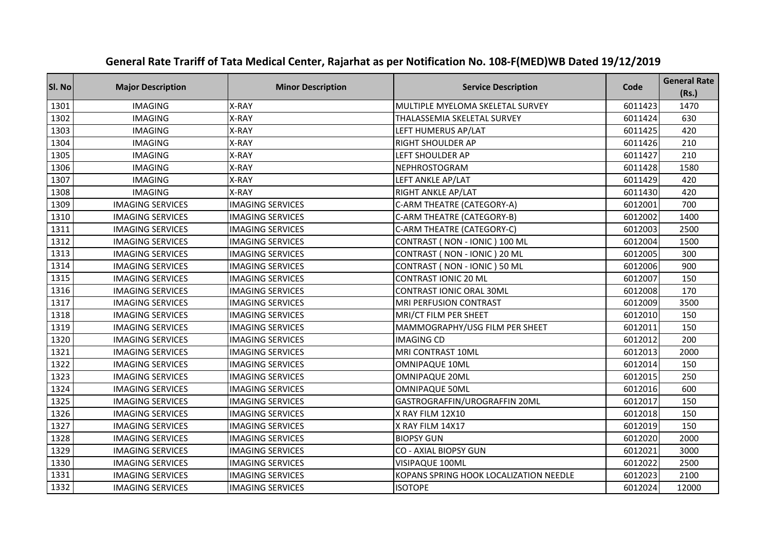# General Rate Trariff of Tata Medical Center, Rajarhat as per Notification No. 108-F(MED)WB Dated 19/12/2019

| Sl. No | Major Description | Minor Description | Service Description | Code | General Rate (Rs.) |
|---|---|---|---|---|---|
| 1301 | IMAGING | X-RAY | MULTIPLE MYELOMA SKELETAL SURVEY | 6011423 | 1470 |
| 1302 | IMAGING | X-RAY | THALASSEMIA SKELETAL SURVEY | 6011424 | 630 |
| 1303 | IMAGING | X-RAY | LEFT HUMERUS AP/LAT | 6011425 | 420 |
| 1304 | IMAGING | X-RAY | RIGHT SHOULDER AP | 6011426 | 210 |
| 1305 | IMAGING | X-RAY | LEFT SHOULDER AP | 6011427 | 210 |
| 1306 | IMAGING | X-RAY | NEPHROSTOGRAM | 6011428 | 1580 |
| 1307 | IMAGING | X-RAY | LEFT ANKLE AP/LAT | 6011429 | 420 |
| 1308 | IMAGING | X-RAY | RIGHT ANKLE AP/LAT | 6011430 | 420 |
| 1309 | IMAGING SERVICES | IMAGING SERVICES | C-ARM THEATRE (CATEGORY-A) | 6012001 | 700 |
| 1310 | IMAGING SERVICES | IMAGING SERVICES | C-ARM THEATRE (CATEGORY-B) | 6012002 | 1400 |
| 1311 | IMAGING SERVICES | IMAGING SERVICES | C-ARM THEATRE (CATEGORY-C) | 6012003 | 2500 |
| 1312 | IMAGING SERVICES | IMAGING SERVICES | CONTRAST ( NON - IONIC ) 100 ML | 6012004 | 1500 |
| 1313 | IMAGING SERVICES | IMAGING SERVICES | CONTRAST ( NON - IONIC ) 20 ML | 6012005 | 300 |
| 1314 | IMAGING SERVICES | IMAGING SERVICES | CONTRAST ( NON - IONIC ) 50 ML | 6012006 | 900 |
| 1315 | IMAGING SERVICES | IMAGING SERVICES | CONTRAST IONIC 20 ML | 6012007 | 150 |
| 1316 | IMAGING SERVICES | IMAGING SERVICES | CONTRAST IONIC ORAL 30ML | 6012008 | 170 |
| 1317 | IMAGING SERVICES | IMAGING SERVICES | MRI PERFUSION CONTRAST | 6012009 | 3500 |
| 1318 | IMAGING SERVICES | IMAGING SERVICES | MRI/CT FILM PER SHEET | 6012010 | 150 |
| 1319 | IMAGING SERVICES | IMAGING SERVICES | MAMMOGRAPHY/USG FILM PER SHEET | 6012011 | 150 |
| 1320 | IMAGING SERVICES | IMAGING SERVICES | IMAGING CD | 6012012 | 200 |
| 1321 | IMAGING SERVICES | IMAGING SERVICES | MRI CONTRAST 10ML | 6012013 | 2000 |
| 1322 | IMAGING SERVICES | IMAGING SERVICES | OMNIPAQUE 10ML | 6012014 | 150 |
| 1323 | IMAGING SERVICES | IMAGING SERVICES | OMNIPAQUE 20ML | 6012015 | 250 |
| 1324 | IMAGING SERVICES | IMAGING SERVICES | OMNIPAQUE 50ML | 6012016 | 600 |
| 1325 | IMAGING SERVICES | IMAGING SERVICES | GASTROGRAFFIN/UROGRAFFIN 20ML | 6012017 | 150 |
| 1326 | IMAGING SERVICES | IMAGING SERVICES | X RAY FILM 12X10 | 6012018 | 150 |
| 1327 | IMAGING SERVICES | IMAGING SERVICES | X RAY FILM 14X17 | 6012019 | 150 |
| 1328 | IMAGING SERVICES | IMAGING SERVICES | BIOPSY GUN | 6012020 | 2000 |
| 1329 | IMAGING SERVICES | IMAGING SERVICES | CO - AXIAL BIOPSY GUN | 6012021 | 3000 |
| 1330 | IMAGING SERVICES | IMAGING SERVICES | VISIPAQUE 100ML | 6012022 | 2500 |
| 1331 | IMAGING SERVICES | IMAGING SERVICES | KOPANS SPRING HOOK LOCALIZATION NEEDLE | 6012023 | 2100 |
| 1332 | IMAGING SERVICES | IMAGING SERVICES | ISOTOPE | 6012024 | 12000 |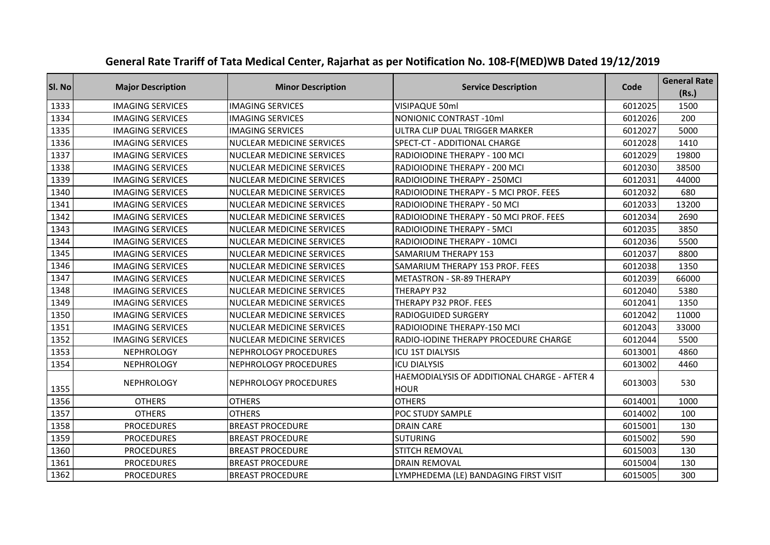# General Rate Trariff of Tata Medical Center, Rajarhat as per Notification No. 108-F(MED)WB Dated 19/12/2019

| Sl. No | Major Description | Minor Description | Service Description | Code | General Rate (Rs.) |
|---|---|---|---|---|---|
| 1333 | IMAGING SERVICES | IMAGING SERVICES | VISIPAQUE 50ml | 6012025 | 1500 |
| 1334 | IMAGING SERVICES | IMAGING SERVICES | NONIONIC CONTRAST -10ml | 6012026 | 200 |
| 1335 | IMAGING SERVICES | IMAGING SERVICES | ULTRA CLIP DUAL TRIGGER MARKER | 6012027 | 5000 |
| 1336 | IMAGING SERVICES | NUCLEAR MEDICINE SERVICES | SPECT-CT - ADDITIONAL CHARGE | 6012028 | 1410 |
| 1337 | IMAGING SERVICES | NUCLEAR MEDICINE SERVICES | RADIOIODINE THERAPY - 100 MCI | 6012029 | 19800 |
| 1338 | IMAGING SERVICES | NUCLEAR MEDICINE SERVICES | RADIOIODINE THERAPY - 200 MCI | 6012030 | 38500 |
| 1339 | IMAGING SERVICES | NUCLEAR MEDICINE SERVICES | RADIOIODINE THERAPY - 250MCI | 6012031 | 44000 |
| 1340 | IMAGING SERVICES | NUCLEAR MEDICINE SERVICES | RADIOIODINE THERAPY - 5 MCI PROF. FEES | 6012032 | 680 |
| 1341 | IMAGING SERVICES | NUCLEAR MEDICINE SERVICES | RADIOIODINE THERAPY - 50 MCI | 6012033 | 13200 |
| 1342 | IMAGING SERVICES | NUCLEAR MEDICINE SERVICES | RADIOIODINE THERAPY - 50 MCI PROF. FEES | 6012034 | 2690 |
| 1343 | IMAGING SERVICES | NUCLEAR MEDICINE SERVICES | RADIOIODINE THERAPY - 5MCI | 6012035 | 3850 |
| 1344 | IMAGING SERVICES | NUCLEAR MEDICINE SERVICES | RADIOIODINE THERAPY - 10MCI | 6012036 | 5500 |
| 1345 | IMAGING SERVICES | NUCLEAR MEDICINE SERVICES | SAMARIUM THERAPY 153 | 6012037 | 8800 |
| 1346 | IMAGING SERVICES | NUCLEAR MEDICINE SERVICES | SAMARIUM THERAPY 153 PROF. FEES | 6012038 | 1350 |
| 1347 | IMAGING SERVICES | NUCLEAR MEDICINE SERVICES | METASTRON - SR-89 THERAPY | 6012039 | 66000 |
| 1348 | IMAGING SERVICES | NUCLEAR MEDICINE SERVICES | THERAPY P32 | 6012040 | 5380 |
| 1349 | IMAGING SERVICES | NUCLEAR MEDICINE SERVICES | THERAPY P32 PROF. FEES | 6012041 | 1350 |
| 1350 | IMAGING SERVICES | NUCLEAR MEDICINE SERVICES | RADIOGUIDED SURGERY | 6012042 | 11000 |
| 1351 | IMAGING SERVICES | NUCLEAR MEDICINE SERVICES | RADIOIODINE THERAPY-150 MCI | 6012043 | 33000 |
| 1352 | IMAGING SERVICES | NUCLEAR MEDICINE SERVICES | RADIO-IODINE THERAPY PROCEDURE CHARGE | 6012044 | 5500 |
| 1353 | NEPHROLOGY | NEPHROLOGY PROCEDURES | ICU 1ST DIALYSIS | 6013001 | 4860 |
| 1354 | NEPHROLOGY | NEPHROLOGY PROCEDURES | ICU DIALYSIS | 6013002 | 4460 |
| 1355 | NEPHROLOGY | NEPHROLOGY PROCEDURES | HAEMODIALYSIS OF ADDITIONAL CHARGE - AFTER 4 HOUR | 6013003 | 530 |
| 1356 | OTHERS | OTHERS | OTHERS | 6014001 | 1000 |
| 1357 | OTHERS | OTHERS | POC STUDY SAMPLE | 6014002 | 100 |
| 1358 | PROCEDURES | BREAST PROCEDURE | DRAIN CARE | 6015001 | 130 |
| 1359 | PROCEDURES | BREAST PROCEDURE | SUTURING | 6015002 | 590 |
| 1360 | PROCEDURES | BREAST PROCEDURE | STITCH REMOVAL | 6015003 | 130 |
| 1361 | PROCEDURES | BREAST PROCEDURE | DRAIN REMOVAL | 6015004 | 130 |
| 1362 | PROCEDURES | BREAST PROCEDURE | LYMPHEDEMA (LE) BANDAGING FIRST VISIT | 6015005 | 300 |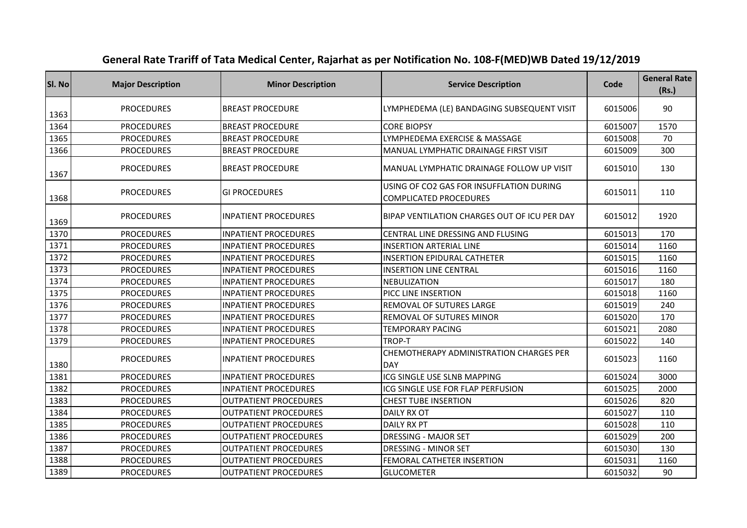# General Rate Trariff of Tata Medical Center, Rajarhat as per Notification No. 108-F(MED)WB Dated 19/12/2019

| Sl. No | Major Description | Minor Description | Service Description | Code | General Rate (Rs.) |
|---|---|---|---|---|---|
| 1363 | PROCEDURES | BREAST PROCEDURE | LYMPHEDEMA (LE) BANDAGING SUBSEQUENT VISIT | 6015006 | 90 |
| 1364 | PROCEDURES | BREAST PROCEDURE | CORE BIOPSY | 6015007 | 1570 |
| 1365 | PROCEDURES | BREAST PROCEDURE | LYMPHEDEMA EXERCISE & MASSAGE | 6015008 | 70 |
| 1366 | PROCEDURES | BREAST PROCEDURE | MANUAL LYMPHATIC DRAINAGE FIRST VISIT | 6015009 | 300 |
| 1367 | PROCEDURES | BREAST PROCEDURE | MANUAL LYMPHATIC DRAINAGE FOLLOW UP VISIT | 6015010 | 130 |
| 1368 | PROCEDURES | GI PROCEDURES | USING OF CO2 GAS FOR INSUFFLATION DURING COMPLICATED PROCEDURES | 6015011 | 110 |
| 1369 | PROCEDURES | INPATIENT PROCEDURES | BIPAP VENTILATION CHARGES OUT OF ICU PER DAY | 6015012 | 1920 |
| 1370 | PROCEDURES | INPATIENT PROCEDURES | CENTRAL LINE DRESSING AND FLUSING | 6015013 | 170 |
| 1371 | PROCEDURES | INPATIENT PROCEDURES | INSERTION ARTERIAL LINE | 6015014 | 1160 |
| 1372 | PROCEDURES | INPATIENT PROCEDURES | INSERTION EPIDURAL CATHETER | 6015015 | 1160 |
| 1373 | PROCEDURES | INPATIENT PROCEDURES | INSERTION LINE CENTRAL | 6015016 | 1160 |
| 1374 | PROCEDURES | INPATIENT PROCEDURES | NEBULIZATION | 6015017 | 180 |
| 1375 | PROCEDURES | INPATIENT PROCEDURES | PICC LINE INSERTION | 6015018 | 1160 |
| 1376 | PROCEDURES | INPATIENT PROCEDURES | REMOVAL OF SUTURES LARGE | 6015019 | 240 |
| 1377 | PROCEDURES | INPATIENT PROCEDURES | REMOVAL OF SUTURES MINOR | 6015020 | 170 |
| 1378 | PROCEDURES | INPATIENT PROCEDURES | TEMPORARY PACING | 6015021 | 2080 |
| 1379 | PROCEDURES | INPATIENT PROCEDURES | TROP-T | 6015022 | 140 |
| 1380 | PROCEDURES | INPATIENT PROCEDURES | CHEMOTHERAPY ADMINISTRATION CHARGES PER DAY | 6015023 | 1160 |
| 1381 | PROCEDURES | INPATIENT PROCEDURES | ICG SINGLE USE SLNB MAPPING | 6015024 | 3000 |
| 1382 | PROCEDURES | INPATIENT PROCEDURES | ICG SINGLE USE FOR FLAP PERFUSION | 6015025 | 2000 |
| 1383 | PROCEDURES | OUTPATIENT PROCEDURES | CHEST TUBE INSERTION | 6015026 | 820 |
| 1384 | PROCEDURES | OUTPATIENT PROCEDURES | DAILY RX OT | 6015027 | 110 |
| 1385 | PROCEDURES | OUTPATIENT PROCEDURES | DAILY RX PT | 6015028 | 110 |
| 1386 | PROCEDURES | OUTPATIENT PROCEDURES | DRESSING - MAJOR SET | 6015029 | 200 |
| 1387 | PROCEDURES | OUTPATIENT PROCEDURES | DRESSING - MINOR SET | 6015030 | 130 |
| 1388 | PROCEDURES | OUTPATIENT PROCEDURES | FEMORAL CATHETER INSERTION | 6015031 | 1160 |
| 1389 | PROCEDURES | OUTPATIENT PROCEDURES | GLUCOMETER | 6015032 | 90 |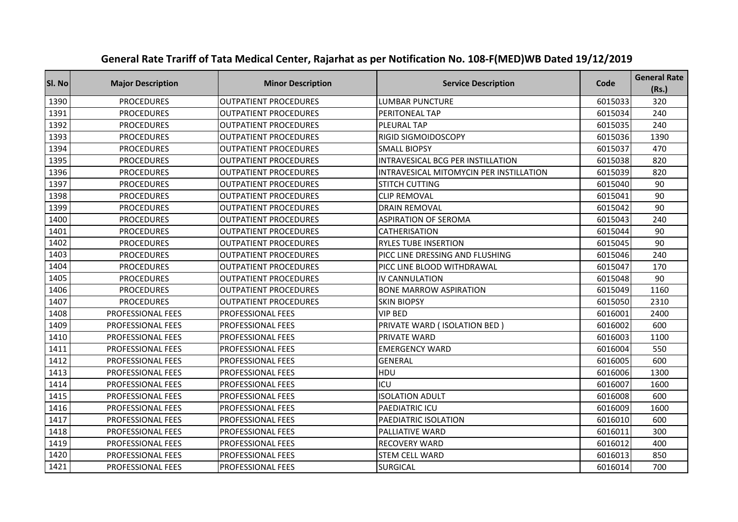# General Rate Trariff of Tata Medical Center, Rajarhat as per Notification No. 108-F(MED)WB Dated 19/12/2019

| Sl. No | Major Description | Minor Description | Service Description | Code | General Rate (Rs.) |
|---|---|---|---|---|---|
| 1390 | PROCEDURES | OUTPATIENT PROCEDURES | LUMBAR PUNCTURE | 6015033 | 320 |
| 1391 | PROCEDURES | OUTPATIENT PROCEDURES | PERITONEAL TAP | 6015034 | 240 |
| 1392 | PROCEDURES | OUTPATIENT PROCEDURES | PLEURAL TAP | 6015035 | 240 |
| 1393 | PROCEDURES | OUTPATIENT PROCEDURES | RIGID SIGMOIDOSCOPY | 6015036 | 1390 |
| 1394 | PROCEDURES | OUTPATIENT PROCEDURES | SMALL BIOPSY | 6015037 | 470 |
| 1395 | PROCEDURES | OUTPATIENT PROCEDURES | INTRAVESICAL BCG PER INSTILLATION | 6015038 | 820 |
| 1396 | PROCEDURES | OUTPATIENT PROCEDURES | INTRAVESICAL MITOMYCIN PER INSTILLATION | 6015039 | 820 |
| 1397 | PROCEDURES | OUTPATIENT PROCEDURES | STITCH CUTTING | 6015040 | 90 |
| 1398 | PROCEDURES | OUTPATIENT PROCEDURES | CLIP REMOVAL | 6015041 | 90 |
| 1399 | PROCEDURES | OUTPATIENT PROCEDURES | DRAIN REMOVAL | 6015042 | 90 |
| 1400 | PROCEDURES | OUTPATIENT PROCEDURES | ASPIRATION OF SEROMA | 6015043 | 240 |
| 1401 | PROCEDURES | OUTPATIENT PROCEDURES | CATHERISATION | 6015044 | 90 |
| 1402 | PROCEDURES | OUTPATIENT PROCEDURES | RYLES TUBE INSERTION | 6015045 | 90 |
| 1403 | PROCEDURES | OUTPATIENT PROCEDURES | PICC LINE DRESSING AND FLUSHING | 6015046 | 240 |
| 1404 | PROCEDURES | OUTPATIENT PROCEDURES | PICC LINE BLOOD WITHDRAWAL | 6015047 | 170 |
| 1405 | PROCEDURES | OUTPATIENT PROCEDURES | IV CANNULATION | 6015048 | 90 |
| 1406 | PROCEDURES | OUTPATIENT PROCEDURES | BONE MARROW ASPIRATION | 6015049 | 1160 |
| 1407 | PROCEDURES | OUTPATIENT PROCEDURES | SKIN BIOPSY | 6015050 | 2310 |
| 1408 | PROFESSIONAL FEES | PROFESSIONAL FEES | VIP BED | 6016001 | 2400 |
| 1409 | PROFESSIONAL FEES | PROFESSIONAL FEES | PRIVATE WARD ( ISOLATION BED ) | 6016002 | 600 |
| 1410 | PROFESSIONAL FEES | PROFESSIONAL FEES | PRIVATE WARD | 6016003 | 1100 |
| 1411 | PROFESSIONAL FEES | PROFESSIONAL FEES | EMERGENCY WARD | 6016004 | 550 |
| 1412 | PROFESSIONAL FEES | PROFESSIONAL FEES | GENERAL | 6016005 | 600 |
| 1413 | PROFESSIONAL FEES | PROFESSIONAL FEES | HDU | 6016006 | 1300 |
| 1414 | PROFESSIONAL FEES | PROFESSIONAL FEES | ICU | 6016007 | 1600 |
| 1415 | PROFESSIONAL FEES | PROFESSIONAL FEES | ISOLATION ADULT | 6016008 | 600 |
| 1416 | PROFESSIONAL FEES | PROFESSIONAL FEES | PAEDIATRIC ICU | 6016009 | 1600 |
| 1417 | PROFESSIONAL FEES | PROFESSIONAL FEES | PAEDIATRIC ISOLATION | 6016010 | 600 |
| 1418 | PROFESSIONAL FEES | PROFESSIONAL FEES | PALLIATIVE WARD | 6016011 | 300 |
| 1419 | PROFESSIONAL FEES | PROFESSIONAL FEES | RECOVERY WARD | 6016012 | 400 |
| 1420 | PROFESSIONAL FEES | PROFESSIONAL FEES | STEM CELL WARD | 6016013 | 850 |
| 1421 | PROFESSIONAL FEES | PROFESSIONAL FEES | SURGICAL | 6016014 | 700 |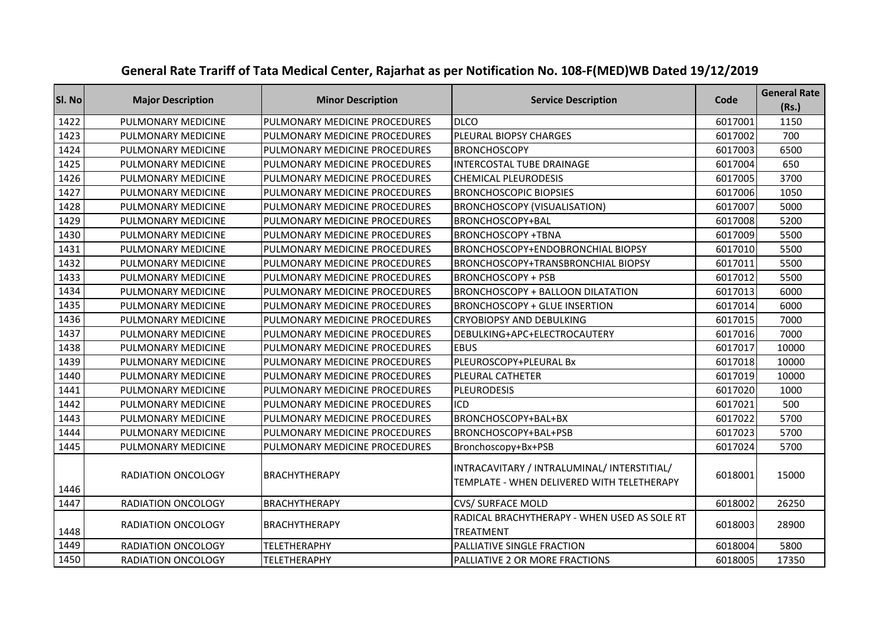# General Rate Trariff of Tata Medical Center, Rajarhat as per Notification No. 108-F(MED)WB Dated 19/12/2019

| Sl. No | Major Description | Minor Description | Service Description | Code | General Rate (Rs.) |
|---|---|---|---|---|---|
| 1422 | PULMONARY MEDICINE | PULMONARY MEDICINE PROCEDURES | DLCO | 6017001 | 1150 |
| 1423 | PULMONARY MEDICINE | PULMONARY MEDICINE PROCEDURES | PLEURAL BIOPSY CHARGES | 6017002 | 700 |
| 1424 | PULMONARY MEDICINE | PULMONARY MEDICINE PROCEDURES | BRONCHOSCOPY | 6017003 | 6500 |
| 1425 | PULMONARY MEDICINE | PULMONARY MEDICINE PROCEDURES | INTERCOSTAL TUBE DRAINAGE | 6017004 | 650 |
| 1426 | PULMONARY MEDICINE | PULMONARY MEDICINE PROCEDURES | CHEMICAL PLEURODESIS | 6017005 | 3700 |
| 1427 | PULMONARY MEDICINE | PULMONARY MEDICINE PROCEDURES | BRONCHOSCOPIC BIOPSIES | 6017006 | 1050 |
| 1428 | PULMONARY MEDICINE | PULMONARY MEDICINE PROCEDURES | BRONCHOSCOPY (VISUALISATION) | 6017007 | 5000 |
| 1429 | PULMONARY MEDICINE | PULMONARY MEDICINE PROCEDURES | BRONCHOSCOPY+BAL | 6017008 | 5200 |
| 1430 | PULMONARY MEDICINE | PULMONARY MEDICINE PROCEDURES | BRONCHOSCOPY +TBNA | 6017009 | 5500 |
| 1431 | PULMONARY MEDICINE | PULMONARY MEDICINE PROCEDURES | BRONCHOSCOPY+ENDOBRONCHIAL BIOPSY | 6017010 | 5500 |
| 1432 | PULMONARY MEDICINE | PULMONARY MEDICINE PROCEDURES | BRONCHOSCOPY+TRANSBRONCHIAL BIOPSY | 6017011 | 5500 |
| 1433 | PULMONARY MEDICINE | PULMONARY MEDICINE PROCEDURES | BRONCHOSCOPY + PSB | 6017012 | 5500 |
| 1434 | PULMONARY MEDICINE | PULMONARY MEDICINE PROCEDURES | BRONCHOSCOPY + BALLOON DILATATION | 6017013 | 6000 |
| 1435 | PULMONARY MEDICINE | PULMONARY MEDICINE PROCEDURES | BRONCHOSCOPY + GLUE INSERTION | 6017014 | 6000 |
| 1436 | PULMONARY MEDICINE | PULMONARY MEDICINE PROCEDURES | CRYOBIOPSY AND DEBULKING | 6017015 | 7000 |
| 1437 | PULMONARY MEDICINE | PULMONARY MEDICINE PROCEDURES | DEBULKING+APC+ELECTROCAUTERY | 6017016 | 7000 |
| 1438 | PULMONARY MEDICINE | PULMONARY MEDICINE PROCEDURES | EBUS | 6017017 | 10000 |
| 1439 | PULMONARY MEDICINE | PULMONARY MEDICINE PROCEDURES | PLEUROSCOPY+PLEURAL Bx | 6017018 | 10000 |
| 1440 | PULMONARY MEDICINE | PULMONARY MEDICINE PROCEDURES | PLEURAL CATHETER | 6017019 | 10000 |
| 1441 | PULMONARY MEDICINE | PULMONARY MEDICINE PROCEDURES | PLEURODESIS | 6017020 | 1000 |
| 1442 | PULMONARY MEDICINE | PULMONARY MEDICINE PROCEDURES | ICD | 6017021 | 500 |
| 1443 | PULMONARY MEDICINE | PULMONARY MEDICINE PROCEDURES | BRONCHOSCOPY+BAL+BX | 6017022 | 5700 |
| 1444 | PULMONARY MEDICINE | PULMONARY MEDICINE PROCEDURES | BRONCHOSCOPY+BAL+PSB | 6017023 | 5700 |
| 1445 | PULMONARY MEDICINE | PULMONARY MEDICINE PROCEDURES | Bronchoscopy+Bx+PSB | 6017024 | 5700 |
| 1446 | RADIATION ONCOLOGY | BRACHYTHERAPY | INTRACAVITARY / INTRALUMINAL/ INTERSTITIAL/ TEMPLATE - WHEN DELIVERED WITH TELETHERAPY | 6018001 | 15000 |
| 1447 | RADIATION ONCOLOGY | BRACHYTHERAPY | CVS/ SURFACE MOLD | 6018002 | 26250 |
| 1448 | RADIATION ONCOLOGY | BRACHYTHERAPY | RADICAL BRACHYTHERAPY - WHEN USED AS SOLE RT TREATMENT | 6018003 | 28900 |
| 1449 | RADIATION ONCOLOGY | TELETHERAPHY | PALLIATIVE SINGLE FRACTION | 6018004 | 5800 |
| 1450 | RADIATION ONCOLOGY | TELETHERAPHY | PALLIATIVE 2 OR MORE FRACTIONS | 6018005 | 17350 |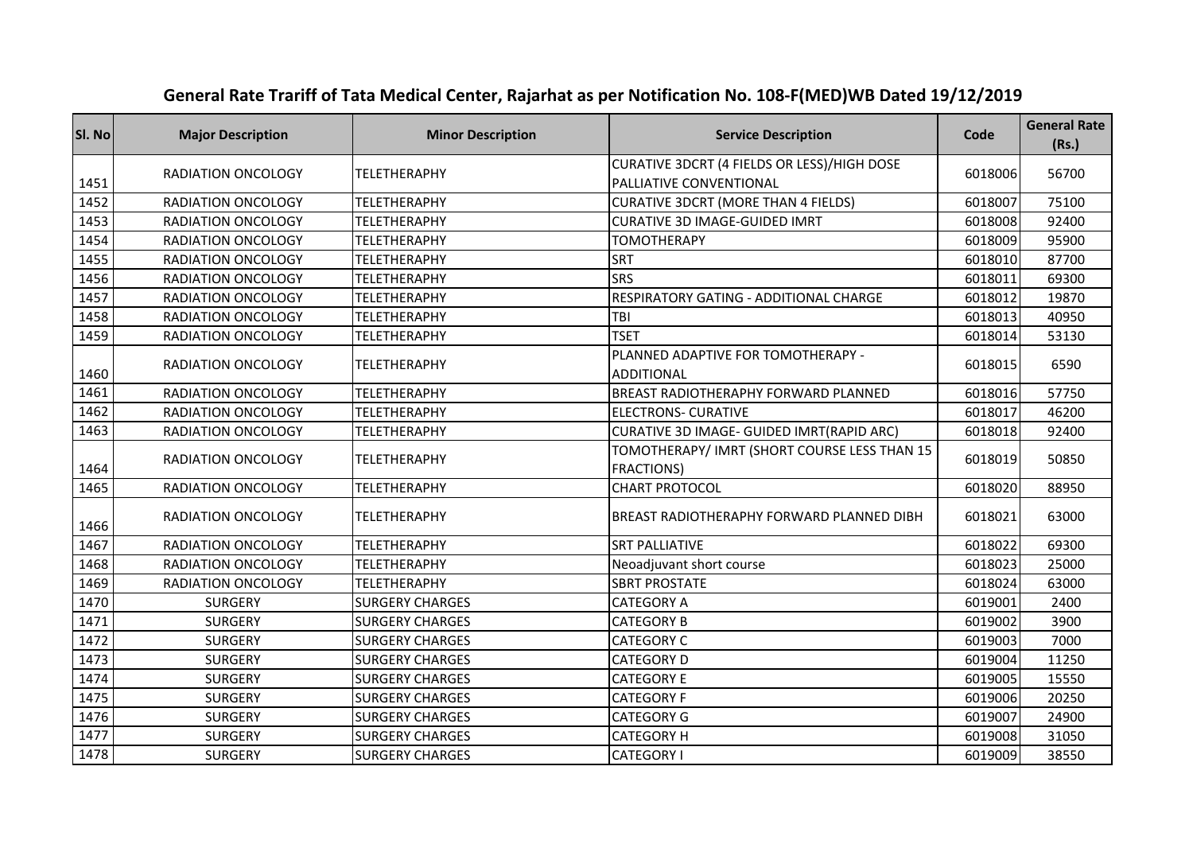# General Rate Trariff of Tata Medical Center, Rajarhat as per Notification No. 108-F(MED)WB Dated 19/12/2019

| Sl. No | Major Description | Minor Description | Service Description | Code | General Rate (Rs.) |
|---|---|---|---|---|---|
| 1451 | RADIATION ONCOLOGY | TELETHERAPY | CURATIVE 3DCRT (4 FIELDS OR LESS)/HIGH DOSE PALLIATIVE CONVENTIONAL | 6018006 | 56700 |
| 1452 | RADIATION ONCOLOGY | TELETHERAPY | CURATIVE 3DCRT (MORE THAN 4 FIELDS) | 6018007 | 75100 |
| 1453 | RADIATION ONCOLOGY | TELETHERAPY | CURATIVE 3D IMAGE-GUIDED IMRT | 6018008 | 92400 |
| 1454 | RADIATION ONCOLOGY | TELETHERAPY | TOMOTHERAPY | 6018009 | 95900 |
| 1455 | RADIATION ONCOLOGY | TELETHERAPY | SRT | 6018010 | 87700 |
| 1456 | RADIATION ONCOLOGY | TELETHERAPY | SRS | 6018011 | 69300 |
| 1457 | RADIATION ONCOLOGY | TELETHERAPY | RESPIRATORY GATING - ADDITIONAL CHARGE | 6018012 | 19870 |
| 1458 | RADIATION ONCOLOGY | TELETHERAPY | TBI | 6018013 | 40950 |
| 1459 | RADIATION ONCOLOGY | TELETHERAPY | TSET | 6018014 | 53130 |
| 1460 | RADIATION ONCOLOGY | TELETHERAPY | PLANNED ADAPTIVE FOR TOMOTHERAPY - ADDITIONAL | 6018015 | 6590 |
| 1461 | RADIATION ONCOLOGY | TELETHERAPY | BREAST RADIOTHERAPY FORWARD PLANNED | 6018016 | 57750 |
| 1462 | RADIATION ONCOLOGY | TELETHERAPY | ELECTRONS- CURATIVE | 6018017 | 46200 |
| 1463 | RADIATION ONCOLOGY | TELETHERAPY | CURATIVE 3D IMAGE- GUIDED IMRT(RAPID ARC) | 6018018 | 92400 |
| 1464 | RADIATION ONCOLOGY | TELETHERAPY | TOMOTHERAPY/ IMRT (SHORT COURSE LESS THAN 15 FRACTIONS) | 6018019 | 50850 |
| 1465 | RADIATION ONCOLOGY | TELETHERAPY | CHART PROTOCOL | 6018020 | 88950 |
| 1466 | RADIATION ONCOLOGY | TELETHERAPY | BREAST RADIOTHERAPY FORWARD PLANNED DIBH | 6018021 | 63000 |
| 1467 | RADIATION ONCOLOGY | TELETHERAPY | SRT PALLIATIVE | 6018022 | 69300 |
| 1468 | RADIATION ONCOLOGY | TELETHERAPY | Neoadjuvant short course | 6018023 | 25000 |
| 1469 | RADIATION ONCOLOGY | TELETHERAPY | SBRT PROSTATE | 6018024 | 63000 |
| 1470 | SURGERY | SURGERY CHARGES | CATEGORY A | 6019001 | 2400 |
| 1471 | SURGERY | SURGERY CHARGES | CATEGORY B | 6019002 | 3900 |
| 1472 | SURGERY | SURGERY CHARGES | CATEGORY C | 6019003 | 7000 |
| 1473 | SURGERY | SURGERY CHARGES | CATEGORY D | 6019004 | 11250 |
| 1474 | SURGERY | SURGERY CHARGES | CATEGORY E | 6019005 | 15550 |
| 1475 | SURGERY | SURGERY CHARGES | CATEGORY F | 6019006 | 20250 |
| 1476 | SURGERY | SURGERY CHARGES | CATEGORY G | 6019007 | 24900 |
| 1477 | SURGERY | SURGERY CHARGES | CATEGORY H | 6019008 | 31050 |
| 1478 | SURGERY | SURGERY CHARGES | CATEGORY I | 6019009 | 38550 |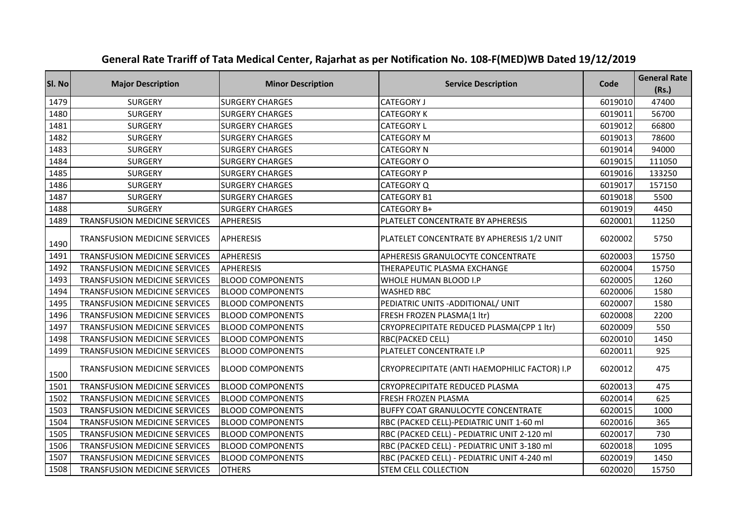# General Rate Trariff of Tata Medical Center, Rajarhat as per Notification No. 108-F(MED)WB Dated 19/12/2019

| Sl. No | Major Description | Minor Description | Service Description | Code | General Rate (Rs.) |
|---|---|---|---|---|---|
| 1479 | SURGERY | SURGERY CHARGES | CATEGORY J | 6019010 | 47400 |
| 1480 | SURGERY | SURGERY CHARGES | CATEGORY K | 6019011 | 56700 |
| 1481 | SURGERY | SURGERY CHARGES | CATEGORY L | 6019012 | 66800 |
| 1482 | SURGERY | SURGERY CHARGES | CATEGORY M | 6019013 | 78600 |
| 1483 | SURGERY | SURGERY CHARGES | CATEGORY N | 6019014 | 94000 |
| 1484 | SURGERY | SURGERY CHARGES | CATEGORY O | 6019015 | 111050 |
| 1485 | SURGERY | SURGERY CHARGES | CATEGORY P | 6019016 | 133250 |
| 1486 | SURGERY | SURGERY CHARGES | CATEGORY Q | 6019017 | 157150 |
| 1487 | SURGERY | SURGERY CHARGES | CATEGORY B1 | 6019018 | 5500 |
| 1488 | SURGERY | SURGERY CHARGES | CATEGORY B+ | 6019019 | 4450 |
| 1489 | TRANSFUSION MEDICINE SERVICES | APHERESIS | PLATELET CONCENTRATE BY APHERESIS | 6020001 | 11250 |
| 1490 | TRANSFUSION MEDICINE SERVICES | APHERESIS | PLATELET CONCENTRATE BY APHERESIS 1/2 UNIT | 6020002 | 5750 |
| 1491 | TRANSFUSION MEDICINE SERVICES | APHERESIS | APHERESIS GRANULOCYTE CONCENTRATE | 6020003 | 15750 |
| 1492 | TRANSFUSION MEDICINE SERVICES | APHERESIS | THERAPEUTIC PLASMA EXCHANGE | 6020004 | 15750 |
| 1493 | TRANSFUSION MEDICINE SERVICES | BLOOD COMPONENTS | WHOLE HUMAN BLOOD I.P | 6020005 | 1260 |
| 1494 | TRANSFUSION MEDICINE SERVICES | BLOOD COMPONENTS | WASHED RBC | 6020006 | 1580 |
| 1495 | TRANSFUSION MEDICINE SERVICES | BLOOD COMPONENTS | PEDIATRIC UNITS -ADDITIONAL/ UNIT | 6020007 | 1580 |
| 1496 | TRANSFUSION MEDICINE SERVICES | BLOOD COMPONENTS | FRESH FROZEN PLASMA(1 ltr) | 6020008 | 2200 |
| 1497 | TRANSFUSION MEDICINE SERVICES | BLOOD COMPONENTS | CRYOPRECIPITATE REDUCED PLASMA(CPP 1 ltr) | 6020009 | 550 |
| 1498 | TRANSFUSION MEDICINE SERVICES | BLOOD COMPONENTS | RBC(PACKED CELL) | 6020010 | 1450 |
| 1499 | TRANSFUSION MEDICINE SERVICES | BLOOD COMPONENTS | PLATELET CONCENTRATE I.P | 6020011 | 925 |
| 1500 | TRANSFUSION MEDICINE SERVICES | BLOOD COMPONENTS | CRYOPRECIPITATE (ANTI HAEMOPHILIC FACTOR) I.P | 6020012 | 475 |
| 1501 | TRANSFUSION MEDICINE SERVICES | BLOOD COMPONENTS | CRYOPRECIPITATE REDUCED PLASMA | 6020013 | 475 |
| 1502 | TRANSFUSION MEDICINE SERVICES | BLOOD COMPONENTS | FRESH FROZEN PLASMA | 6020014 | 625 |
| 1503 | TRANSFUSION MEDICINE SERVICES | BLOOD COMPONENTS | BUFFY COAT GRANULOCYTE CONCENTRATE | 6020015 | 1000 |
| 1504 | TRANSFUSION MEDICINE SERVICES | BLOOD COMPONENTS | RBC (PACKED CELL)-PEDIATRIC UNIT 1-60 ml | 6020016 | 365 |
| 1505 | TRANSFUSION MEDICINE SERVICES | BLOOD COMPONENTS | RBC (PACKED CELL) - PEDIATRIC UNIT 2-120 ml | 6020017 | 730 |
| 1506 | TRANSFUSION MEDICINE SERVICES | BLOOD COMPONENTS | RBC (PACKED CELL) - PEDIATRIC UNIT 3-180 ml | 6020018 | 1095 |
| 1507 | TRANSFUSION MEDICINE SERVICES | BLOOD COMPONENTS | RBC (PACKED CELL) - PEDIATRIC UNIT 4-240 ml | 6020019 | 1450 |
| 1508 | TRANSFUSION MEDICINE SERVICES | OTHERS | STEM CELL COLLECTION | 6020020 | 15750 |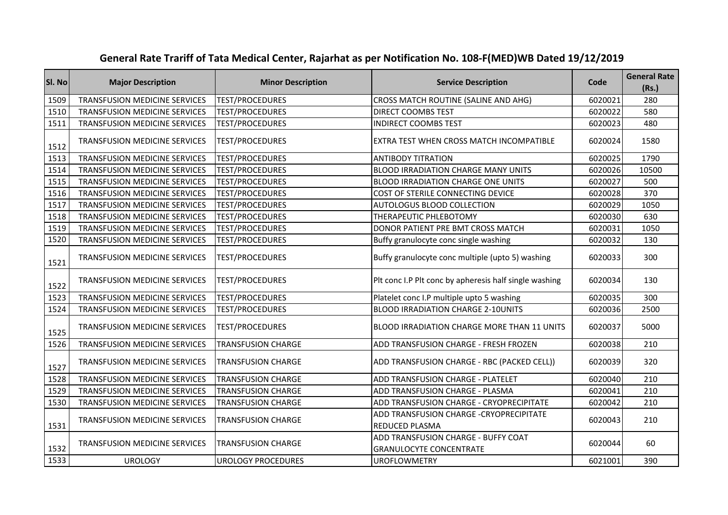# General Rate Trariff of Tata Medical Center, Rajarhat as per Notification No. 108-F(MED)WB Dated 19/12/2019

| Sl. No | Major Description | Minor Description | Service Description | Code | General Rate (Rs.) |
|---|---|---|---|---|---|
| 1509 | TRANSFUSION MEDICINE SERVICES | TEST/PROCEDURES | CROSS MATCH ROUTINE (SALINE AND AHG) | 6020021 | 280 |
| 1510 | TRANSFUSION MEDICINE SERVICES | TEST/PROCEDURES | DIRECT COOMBS TEST | 6020022 | 580 |
| 1511 | TRANSFUSION MEDICINE SERVICES | TEST/PROCEDURES | INDIRECT COOMBS TEST | 6020023 | 480 |
| 1512 | TRANSFUSION MEDICINE SERVICES | TEST/PROCEDURES | EXTRA TEST WHEN CROSS MATCH INCOMPATIBLE | 6020024 | 1580 |
| 1513 | TRANSFUSION MEDICINE SERVICES | TEST/PROCEDURES | ANTIBODY TITRATION | 6020025 | 1790 |
| 1514 | TRANSFUSION MEDICINE SERVICES | TEST/PROCEDURES | BLOOD IRRADIATION CHARGE MANY UNITS | 6020026 | 10500 |
| 1515 | TRANSFUSION MEDICINE SERVICES | TEST/PROCEDURES | BLOOD IRRADIATION CHARGE ONE UNITS | 6020027 | 500 |
| 1516 | TRANSFUSION MEDICINE SERVICES | TEST/PROCEDURES | COST OF STERILE CONNECTING DEVICE | 6020028 | 370 |
| 1517 | TRANSFUSION MEDICINE SERVICES | TEST/PROCEDURES | AUTOLOGUS BLOOD COLLECTION | 6020029 | 1050 |
| 1518 | TRANSFUSION MEDICINE SERVICES | TEST/PROCEDURES | THERAPEUTIC PHLEBOTOMY | 6020030 | 630 |
| 1519 | TRANSFUSION MEDICINE SERVICES | TEST/PROCEDURES | DONOR PATIENT PRE BMT CROSS MATCH | 6020031 | 1050 |
| 1520 | TRANSFUSION MEDICINE SERVICES | TEST/PROCEDURES | Buffy granulocyte conc single washing | 6020032 | 130 |
| 1521 | TRANSFUSION MEDICINE SERVICES | TEST/PROCEDURES | Buffy granulocyte conc multiple (upto 5) washing | 6020033 | 300 |
| 1522 | TRANSFUSION MEDICINE SERVICES | TEST/PROCEDURES | Plt conc I.P Plt conc by apheresis half single washing | 6020034 | 130 |
| 1523 | TRANSFUSION MEDICINE SERVICES | TEST/PROCEDURES | Platelet conc I.P multiple upto 5 washing | 6020035 | 300 |
| 1524 | TRANSFUSION MEDICINE SERVICES | TEST/PROCEDURES | BLOOD IRRADIATION CHARGE 2-10UNITS | 6020036 | 2500 |
| 1525 | TRANSFUSION MEDICINE SERVICES | TEST/PROCEDURES | BLOOD IRRADIATION CHARGE MORE THAN 11 UNITS | 6020037 | 5000 |
| 1526 | TRANSFUSION MEDICINE SERVICES | TRANSFUSION CHARGE | ADD TRANSFUSION CHARGE - FRESH FROZEN | 6020038 | 210 |
| 1527 | TRANSFUSION MEDICINE SERVICES | TRANSFUSION CHARGE | ADD TRANSFUSION CHARGE - RBC (PACKED CELL)) | 6020039 | 320 |
| 1528 | TRANSFUSION MEDICINE SERVICES | TRANSFUSION CHARGE | ADD TRANSFUSION CHARGE - PLATELET | 6020040 | 210 |
| 1529 | TRANSFUSION MEDICINE SERVICES | TRANSFUSION CHARGE | ADD TRANSFUSION CHARGE - PLASMA | 6020041 | 210 |
| 1530 | TRANSFUSION MEDICINE SERVICES | TRANSFUSION CHARGE | ADD TRANSFUSION CHARGE - CRYOPRECIPITATE | 6020042 | 210 |
| 1531 | TRANSFUSION MEDICINE SERVICES | TRANSFUSION CHARGE | ADD TRANSFUSION CHARGE -CRYOPRECIPITATE REDUCED PLASMA | 6020043 | 210 |
| 1532 | TRANSFUSION MEDICINE SERVICES | TRANSFUSION CHARGE | ADD TRANSFUSION CHARGE - BUFFY COAT GRANULOCYTE CONCENTRATE | 6020044 | 60 |
| 1533 | UROLOGY | UROLOGY PROCEDURES | UROFLOWMETRY | 6021001 | 390 |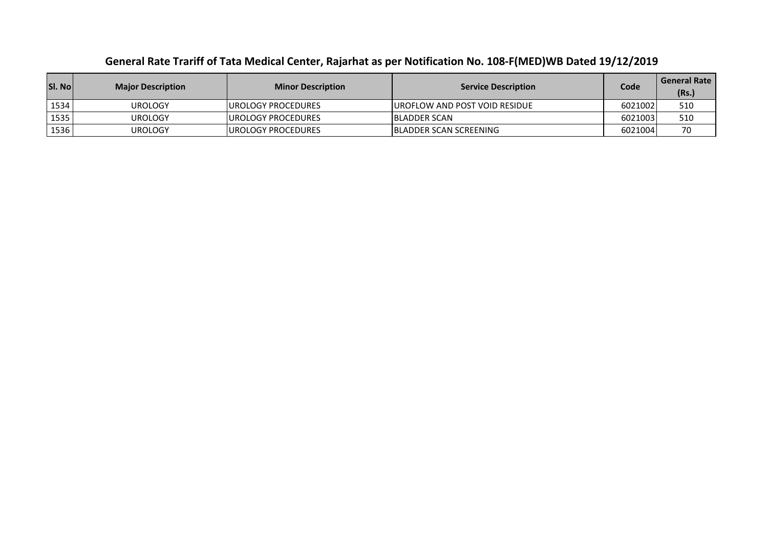# General Rate Trariff of Tata Medical Center, Rajarhat as per Notification No. 108-F(MED)WB Dated 19/12/2019

| Sl. No | Major Description | Minor Description | Service Description | Code | General Rate (Rs.) |
|---|---|---|---|---|---|
| 1534 | UROLOGY | UROLOGY PROCEDURES | UROFLOW AND POST VOID RESIDUE | 6021002 | 510 |
| 1535 | UROLOGY | UROLOGY PROCEDURES | BLADDER SCAN | 6021003 | 510 |
| 1536 | UROLOGY | UROLOGY PROCEDURES | BLADDER SCAN SCREENING | 6021004 | 70 |